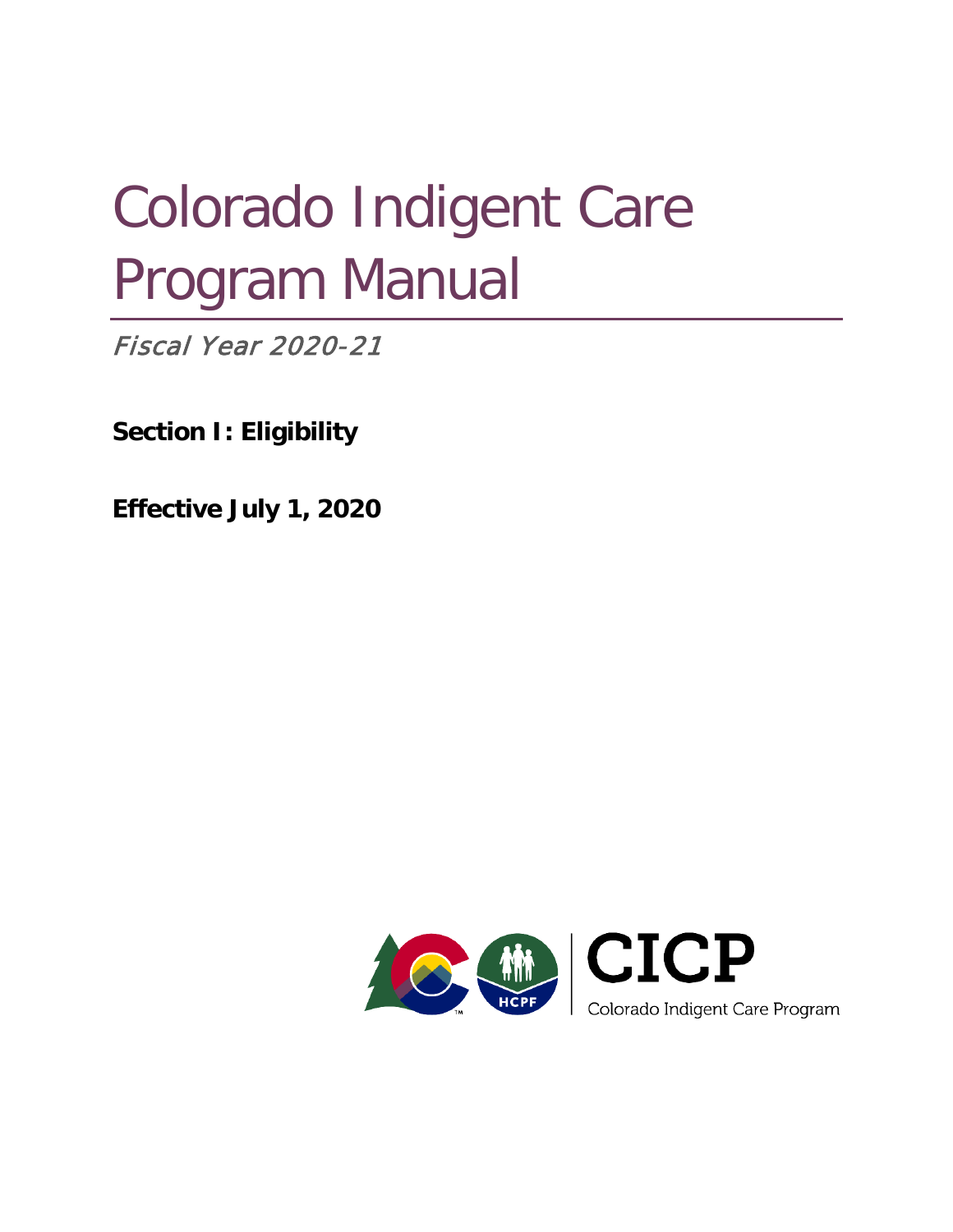# Colorado Indigent Care Program Manual

*Fiscal Year 2020-21*

**Section I: Eligibility**

**Effective July 1, 2020**

CICP

Colorado Indigent Care Program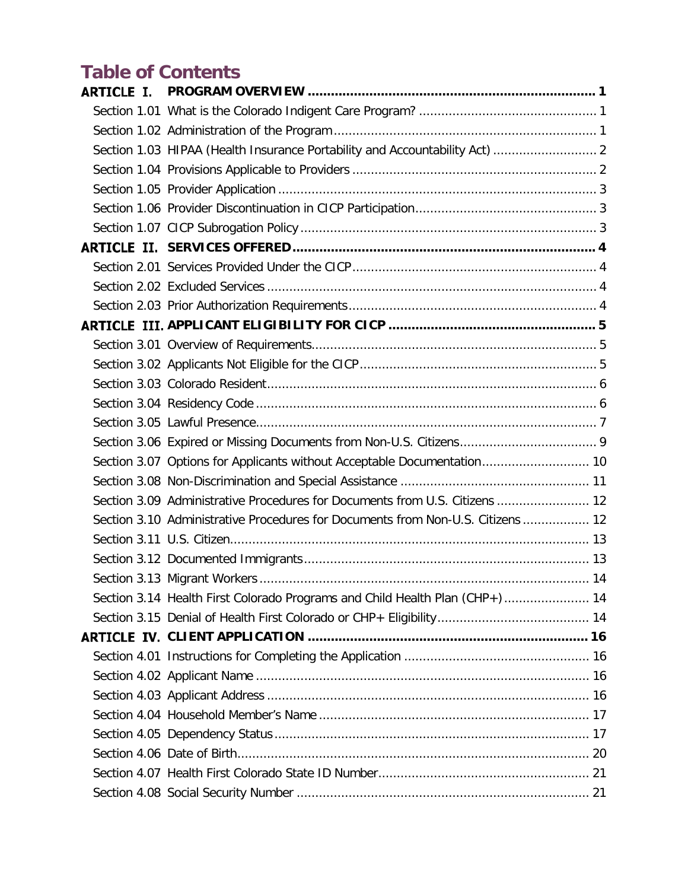# Table of Contents

**ARTICLE I. PROGRAM OVERVIEW ........ 1**

Section 1.01 What is the Colorado Indigent Care Program? ........ 1

Section 1.02 Administration of the Program ........ 1

Section 1.03 HIPAA (Health Insurance Portability and Accountability Act) ........ 2

Section 1.04 Provisions Applicable to Providers ........ 2

Section 1.05 Provider Application ........ 3

Section 1.06 Provider Discontinuation in CICP Participation ........ 3

Section 1.07 CICP Subrogation Policy ........ 3

**ARTICLE II. SERVICES OFFERED ........ 4**

Section 2.01 Services Provided Under the CICP ........ 4

Section 2.02 Excluded Services ........ 4

Section 2.03 Prior Authorization Requirements ........ 4

**ARTICLE III. APPLICANT ELIGIBILITY FOR CICP ........ 5**

Section 3.01 Overview of Requirements ........ 5

Section 3.02 Applicants Not Eligible for the CICP ........ 5

Section 3.03 Colorado Resident ........ 6

Section 3.04 Residency Code ........ 6

Section 3.05 Lawful Presence ........ 7

Section 3.06 Expired or Missing Documents from Non-U.S. Citizens ........ 9

Section 3.07 Options for Applicants without Acceptable Documentation ........ 10

Section 3.08 Non-Discrimination and Special Assistance ........ 11

Section 3.09 Administrative Procedures for Documents from U.S. Citizens ........ 12

Section 3.10 Administrative Procedures for Documents from Non-U.S. Citizens ........ 12

Section 3.11 U.S. Citizen ........ 13

Section 3.12 Documented Immigrants ........ 13

Section 3.13 Migrant Workers ........ 14

Section 3.14 Health First Colorado Programs and Child Health Plan (CHP+) ........ 14

Section 3.15 Denial of Health First Colorado or CHP+ Eligibility ........ 14

**ARTICLE IV. CLIENT APPLICATION ........ 16**

Section 4.01 Instructions for Completing the Application ........ 16

Section 4.02 Applicant Name ........ 16

Section 4.03 Applicant Address ........ 16

Section 4.04 Household Member's Name ........ 17

Section 4.05 Dependency Status ........ 17

Section 4.06 Date of Birth ........ 20

Section 4.07 Health First Colorado State ID Number ........ 21

Section 4.08 Social Security Number ........ 21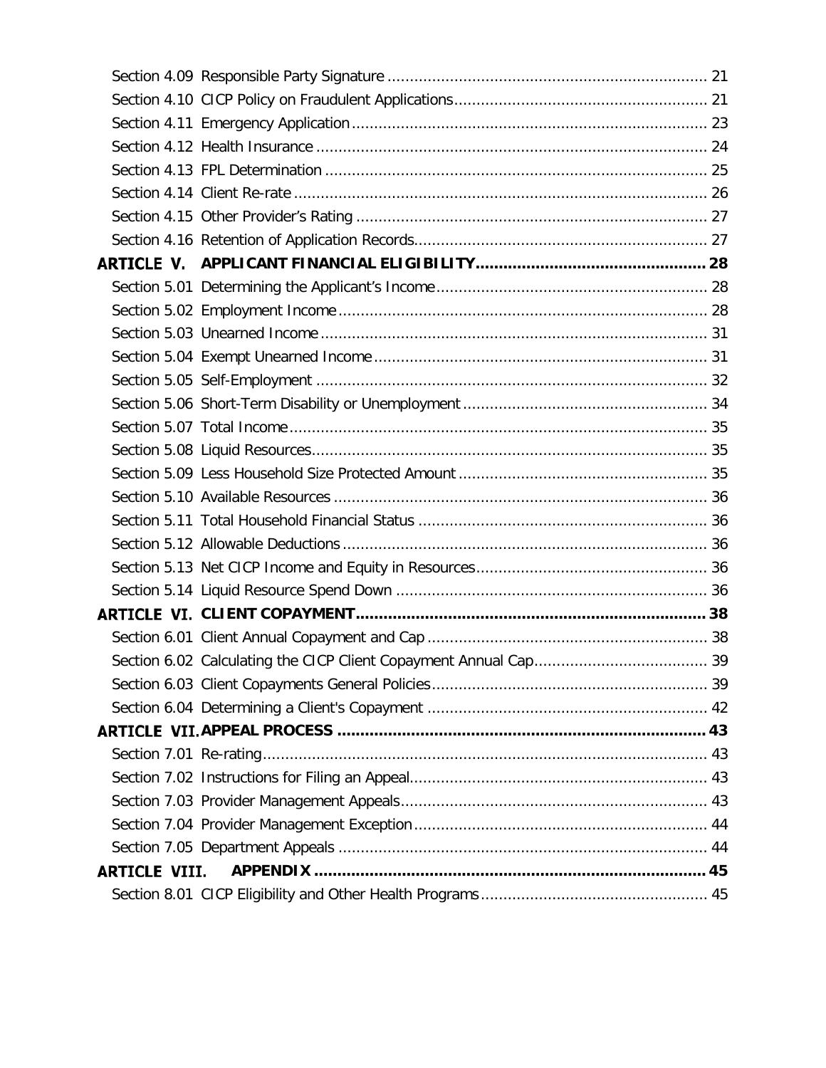Section 4.09 Responsible Party Signature ..... 21
Section 4.10 CICP Policy on Fraudulent Applications ..... 21
Section 4.11 Emergency Application ..... 23
Section 4.12 Health Insurance ..... 24
Section 4.13 FPL Determination ..... 25
Section 4.14 Client Re-rate ..... 26
Section 4.15 Other Provider's Rating ..... 27
Section 4.16 Retention of Application Records ..... 27

**ARTICLE V. APPLICANT FINANCIAL ELIGIBILITY ..... 28**

Section 5.01 Determining the Applicant's Income ..... 28
Section 5.02 Employment Income ..... 28
Section 5.03 Unearned Income ..... 31
Section 5.04 Exempt Unearned Income ..... 31
Section 5.05 Self-Employment ..... 32
Section 5.06 Short-Term Disability or Unemployment ..... 34
Section 5.07 Total Income ..... 35
Section 5.08 Liquid Resources ..... 35
Section 5.09 Less Household Size Protected Amount ..... 35
Section 5.10 Available Resources ..... 36
Section 5.11 Total Household Financial Status ..... 36
Section 5.12 Allowable Deductions ..... 36
Section 5.13 Net CICP Income and Equity in Resources ..... 36
Section 5.14 Liquid Resource Spend Down ..... 36

**ARTICLE VI. CLIENT COPAYMENT ..... 38**

Section 6.01 Client Annual Copayment and Cap ..... 38
Section 6.02 Calculating the CICP Client Copayment Annual Cap ..... 39
Section 6.03 Client Copayments General Policies ..... 39
Section 6.04 Determining a Client's Copayment ..... 42

**ARTICLE VII. APPEAL PROCESS ..... 43**

Section 7.01 Re-rating ..... 43
Section 7.02 Instructions for Filing an Appeal ..... 43
Section 7.03 Provider Management Appeals ..... 43
Section 7.04 Provider Management Exception ..... 44
Section 7.05 Department Appeals ..... 44

**ARTICLE VIII. APPENDIX ..... 45**

Section 8.01 CICP Eligibility and Other Health Programs ..... 45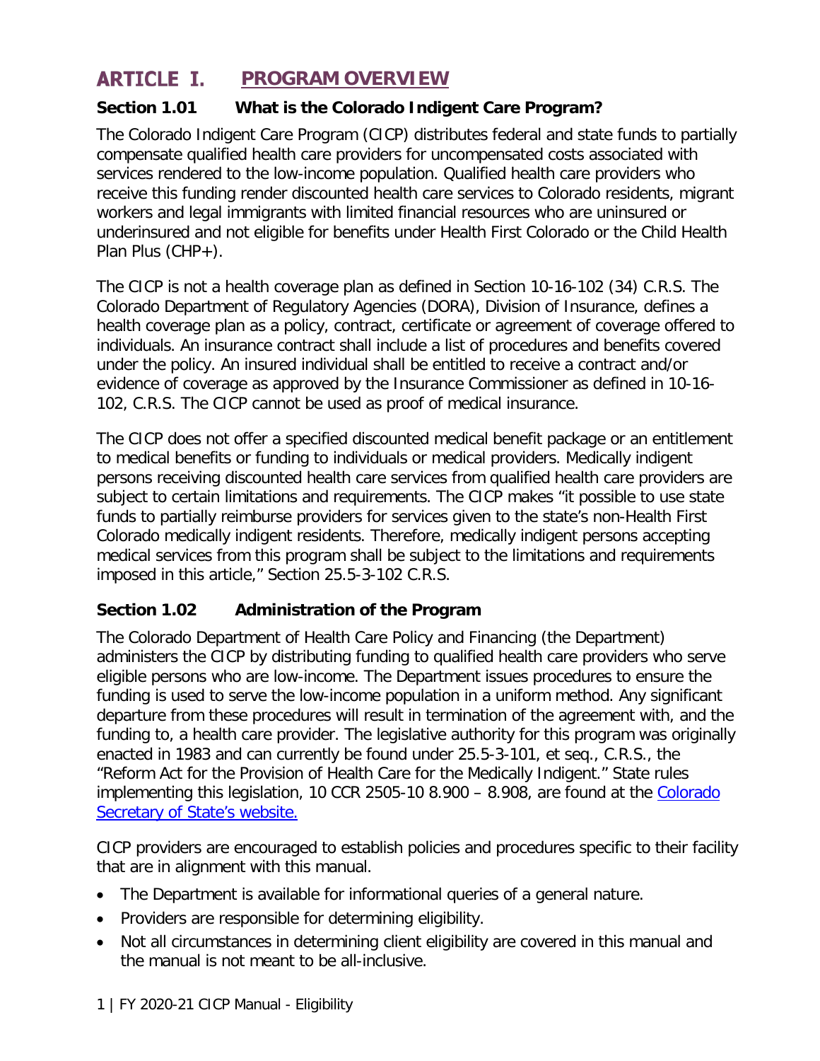# ARTICLE I. PROGRAM OVERVIEW

### Section 1.01 What is the Colorado Indigent Care Program?

The Colorado Indigent Care Program (CICP) distributes federal and state funds to partially compensate qualified health care providers for uncompensated costs associated with services rendered to the low-income population. Qualified health care providers who receive this funding render discounted health care services to Colorado residents, migrant workers and legal immigrants with limited financial resources who are uninsured or underinsured and not eligible for benefits under Health First Colorado or the Child Health Plan Plus (CHP+).

The CICP is not a health coverage plan as defined in Section 10-16-102 (34) C.R.S. The Colorado Department of Regulatory Agencies (DORA), Division of Insurance, defines a health coverage plan as a policy, contract, certificate or agreement of coverage offered to individuals. An insurance contract shall include a list of procedures and benefits covered under the policy. An insured individual shall be entitled to receive a contract and/or evidence of coverage as approved by the Insurance Commissioner as defined in 10-16-102, C.R.S. The CICP cannot be used as proof of medical insurance.

The CICP does not offer a specified discounted medical benefit package or an entitlement to medical benefits or funding to individuals or medical providers. Medically indigent persons receiving discounted health care services from qualified health care providers are subject to certain limitations and requirements. The CICP makes "it possible to use state funds to partially reimburse providers for services given to the state's non-Health First Colorado medically indigent residents. Therefore, medically indigent persons accepting medical services from this program shall be subject to the limitations and requirements imposed in this article," Section 25.5-3-102 C.R.S.

### Section 1.02 Administration of the Program

The Colorado Department of Health Care Policy and Financing (the Department) administers the CICP by distributing funding to qualified health care providers who serve eligible persons who are low-income. The Department issues procedures to ensure the funding is used to serve the low-income population in a uniform method. Any significant departure from these procedures will result in termination of the agreement with, and the funding to, a health care provider. The legislative authority for this program was originally enacted in 1983 and can currently be found under 25.5-3-101, et seq., C.R.S., the "Reform Act for the Provision of Health Care for the Medically Indigent." State rules implementing this legislation, 10 CCR 2505-10 8.900 – 8.908, are found at the Colorado Secretary of State's website.

CICP providers are encouraged to establish policies and procedures specific to their facility that are in alignment with this manual.

- The Department is available for informational queries of a general nature.
- Providers are responsible for determining eligibility.
- Not all circumstances in determining client eligibility are covered in this manual and the manual is not meant to be all-inclusive.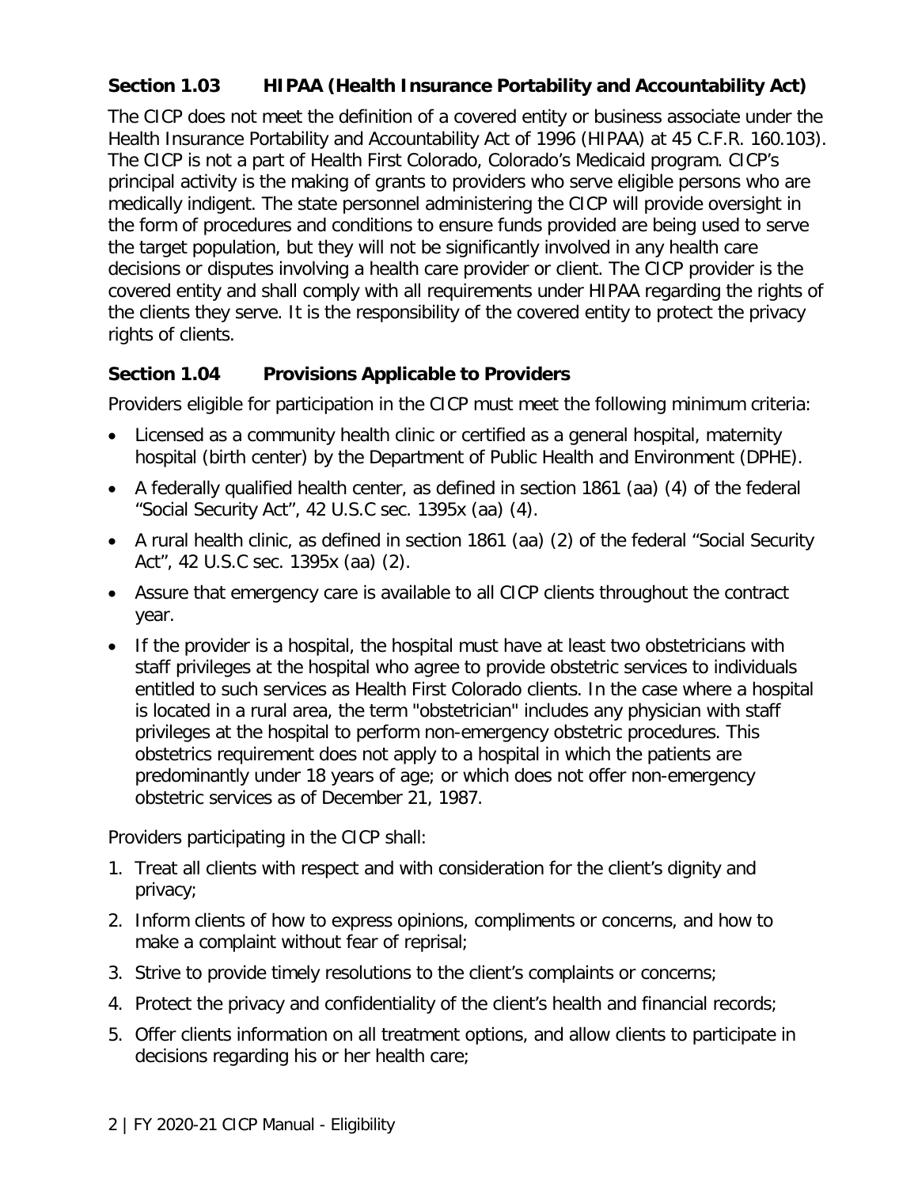### Section 1.03 HIPAA (Health Insurance Portability and Accountability Act)

The CICP does not meet the definition of a covered entity or business associate under the Health Insurance Portability and Accountability Act of 1996 (HIPAA) at 45 C.F.R. 160.103). The CICP is not a part of Health First Colorado, Colorado's Medicaid program. CICP's principal activity is the making of grants to providers who serve eligible persons who are medically indigent. The state personnel administering the CICP will provide oversight in the form of procedures and conditions to ensure funds provided are being used to serve the target population, but they will not be significantly involved in any health care decisions or disputes involving a health care provider or client. The CICP provider is the covered entity and shall comply with all requirements under HIPAA regarding the rights of the clients they serve. It is the responsibility of the covered entity to protect the privacy rights of clients.

### Section 1.04 Provisions Applicable to Providers

Providers eligible for participation in the CICP must meet the following minimum criteria:

- Licensed as a community health clinic or certified as a general hospital, maternity hospital (birth center) by the Department of Public Health and Environment (DPHE).
- A federally qualified health center, as defined in section 1861 (aa) (4) of the federal "Social Security Act", 42 U.S.C sec. 1395x (aa) (4).
- A rural health clinic, as defined in section 1861 (aa) (2) of the federal "Social Security Act", 42 U.S.C sec. 1395x (aa) (2).
- Assure that emergency care is available to all CICP clients throughout the contract year.
- If the provider is a hospital, the hospital must have at least two obstetricians with staff privileges at the hospital who agree to provide obstetric services to individuals entitled to such services as Health First Colorado clients. In the case where a hospital is located in a rural area, the term "obstetrician" includes any physician with staff privileges at the hospital to perform non-emergency obstetric procedures. This obstetrics requirement does not apply to a hospital in which the patients are predominantly under 18 years of age; or which does not offer non-emergency obstetric services as of December 21, 1987.

Providers participating in the CICP shall:

1. Treat all clients with respect and with consideration for the client's dignity and privacy;
2. Inform clients of how to express opinions, compliments or concerns, and how to make a complaint without fear of reprisal;
3. Strive to provide timely resolutions to the client's complaints or concerns;
4. Protect the privacy and confidentiality of the client's health and financial records;
5. Offer clients information on all treatment options, and allow clients to participate in decisions regarding his or her health care;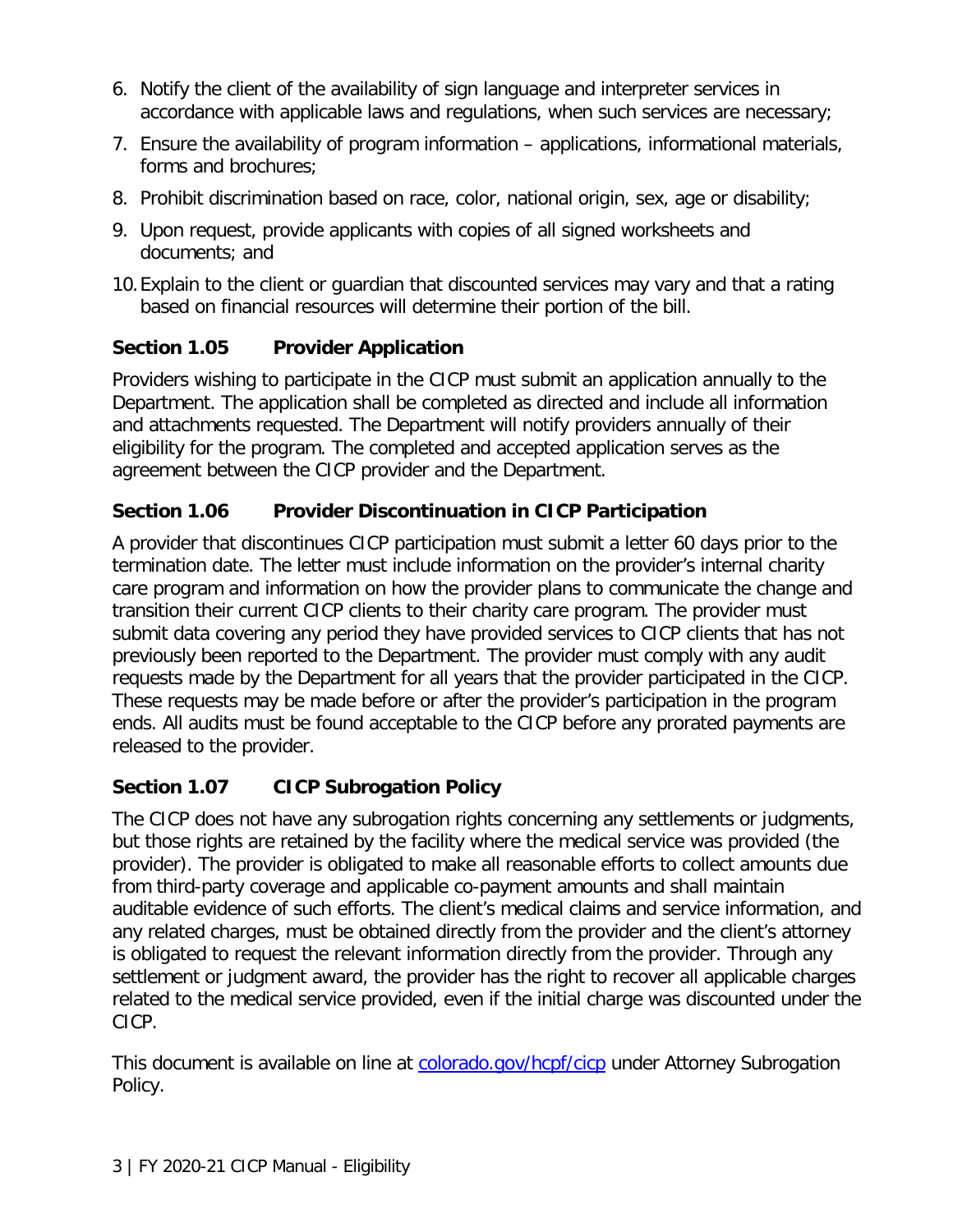6. Notify the client of the availability of sign language and interpreter services in accordance with applicable laws and regulations, when such services are necessary;
7. Ensure the availability of program information – applications, informational materials, forms and brochures;
8. Prohibit discrimination based on race, color, national origin, sex, age or disability;
9. Upon request, provide applicants with copies of all signed worksheets and documents; and
10. Explain to the client or guardian that discounted services may vary and that a rating based on financial resources will determine their portion of the bill.

### Section 1.05 Provider Application

Providers wishing to participate in the CICP must submit an application annually to the Department. The application shall be completed as directed and include all information and attachments requested. The Department will notify providers annually of their eligibility for the program. The completed and accepted application serves as the agreement between the CICP provider and the Department.

### Section 1.06 Provider Discontinuation in CICP Participation

A provider that discontinues CICP participation must submit a letter 60 days prior to the termination date. The letter must include information on the provider's internal charity care program and information on how the provider plans to communicate the change and transition their current CICP clients to their charity care program. The provider must submit data covering any period they have provided services to CICP clients that has not previously been reported to the Department. The provider must comply with any audit requests made by the Department for all years that the provider participated in the CICP. These requests may be made before or after the provider's participation in the program ends. All audits must be found acceptable to the CICP before any prorated payments are released to the provider.

### Section 1.07 CICP Subrogation Policy

The CICP does not have any subrogation rights concerning any settlements or judgments, but those rights are retained by the facility where the medical service was provided (the provider). The provider is obligated to make all reasonable efforts to collect amounts due from third-party coverage and applicable co-payment amounts and shall maintain auditable evidence of such efforts. The client's medical claims and service information, and any related charges, must be obtained directly from the provider and the client's attorney is obligated to request the relevant information directly from the provider. Through any settlement or judgment award, the provider has the right to recover all applicable charges related to the medical service provided, even if the initial charge was discounted under the CICP.

This document is available on line at [colorado.gov/hcpf/cicp](colorado.gov/hcpf/cicp) under Attorney Subrogation Policy.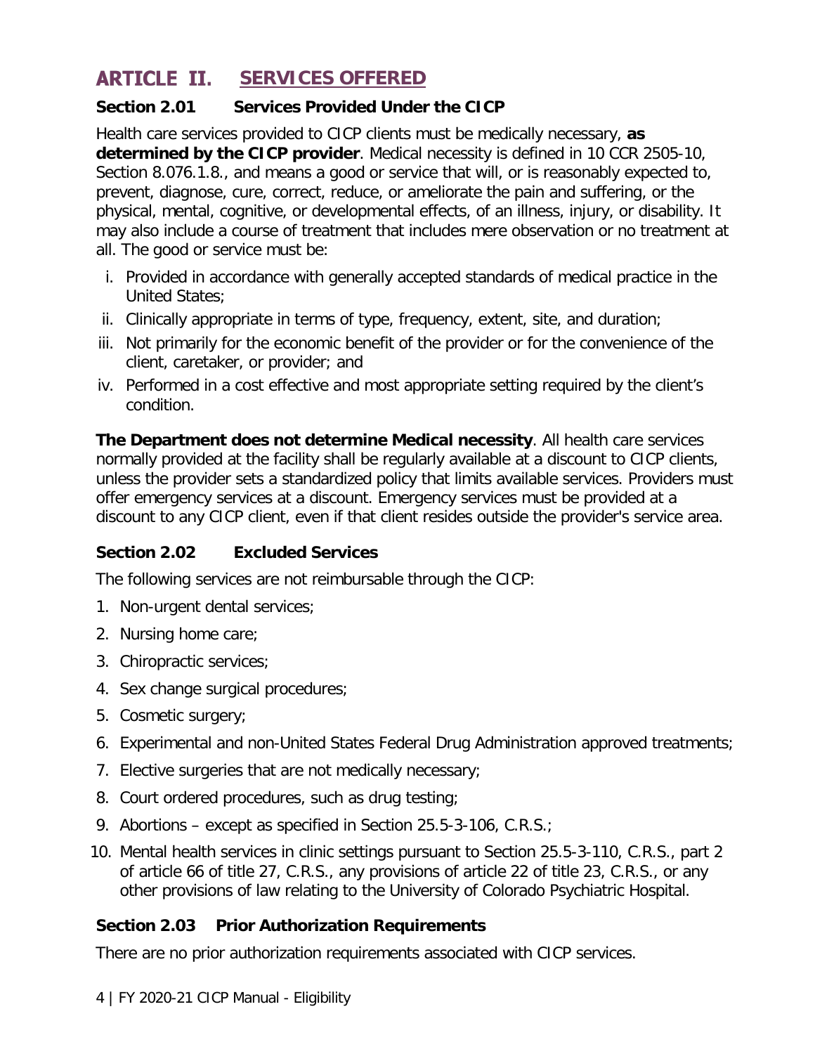# ARTICLE II. SERVICES OFFERED

### Section 2.01 Services Provided Under the CICP

Health care services provided to CICP clients must be medically necessary, **as determined by the CICP provider**. Medical necessity is defined in 10 CCR 2505-10, Section 8.076.1.8., and means a good or service that will, or is reasonably expected to, prevent, diagnose, cure, correct, reduce, or ameliorate the pain and suffering, or the physical, mental, cognitive, or developmental effects, of an illness, injury, or disability. It may also include a course of treatment that includes mere observation or no treatment at all. The good or service must be:

i. Provided in accordance with generally accepted standards of medical practice in the United States;
ii. Clinically appropriate in terms of type, frequency, extent, site, and duration;
iii. Not primarily for the economic benefit of the provider or for the convenience of the client, caretaker, or provider; and
iv. Performed in a cost effective and most appropriate setting required by the client's condition.

**The Department does not determine Medical necessity**. All health care services normally provided at the facility shall be regularly available at a discount to CICP clients, unless the provider sets a standardized policy that limits available services. Providers must offer emergency services at a discount. Emergency services must be provided at a discount to any CICP client, even if that client resides outside the provider's service area.

### Section 2.02 Excluded Services

The following services are not reimbursable through the CICP:

1. Non-urgent dental services;
2. Nursing home care;
3. Chiropractic services;
4. Sex change surgical procedures;
5. Cosmetic surgery;
6. Experimental and non-United States Federal Drug Administration approved treatments;
7. Elective surgeries that are not medically necessary;
8. Court ordered procedures, such as drug testing;
9. Abortions – except as specified in Section 25.5-3-106, C.R.S.;
10. Mental health services in clinic settings pursuant to Section 25.5-3-110, C.R.S., part 2 of article 66 of title 27, C.R.S., any provisions of article 22 of title 23, C.R.S., or any other provisions of law relating to the University of Colorado Psychiatric Hospital.

### Section 2.03 Prior Authorization Requirements

There are no prior authorization requirements associated with CICP services.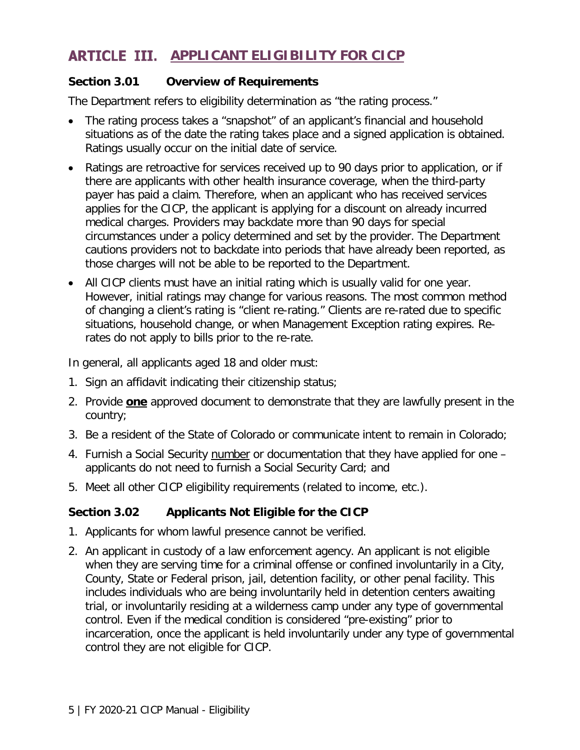# ARTICLE III. APPLICANT ELIGIBILITY FOR CICP

### Section 3.01 Overview of Requirements

The Department refers to eligibility determination as "the rating process."

- The rating process takes a "snapshot" of an applicant's financial and household situations as of the date the rating takes place and a signed application is obtained. Ratings usually occur on the initial date of service.
- Ratings are retroactive for services received up to 90 days prior to application, or if there are applicants with other health insurance coverage, when the third-party payer has paid a claim. Therefore, when an applicant who has received services applies for the CICP, the applicant is applying for a discount on already incurred medical charges. Providers may backdate more than 90 days for special circumstances under a policy determined and set by the provider. The Department cautions providers not to backdate into periods that have already been reported, as those charges will not be able to be reported to the Department.
- All CICP clients must have an initial rating which is usually valid for one year. However, initial ratings may change for various reasons. The most common method of changing a client's rating is "client re-rating." Clients are re-rated due to specific situations, household change, or when Management Exception rating expires. Re-rates do not apply to bills prior to the re-rate.

In general, all applicants aged 18 and older must:

1. Sign an affidavit indicating their citizenship status;
2. Provide **one** approved document to demonstrate that they are lawfully present in the country;
3. Be a resident of the State of Colorado or communicate intent to remain in Colorado;
4. Furnish a Social Security number or documentation that they have applied for one – applicants do not need to furnish a Social Security Card; and
5. Meet all other CICP eligibility requirements (related to income, etc.).

### Section 3.02 Applicants Not Eligible for the CICP

1. Applicants for whom lawful presence cannot be verified.
2. An applicant in custody of a law enforcement agency. An applicant is not eligible when they are serving time for a criminal offense or confined involuntarily in a City, County, State or Federal prison, jail, detention facility, or other penal facility. This includes individuals who are being involuntarily held in detention centers awaiting trial, or involuntarily residing at a wilderness camp under any type of governmental control. Even if the medical condition is considered "pre-existing" prior to incarceration, once the applicant is held involuntarily under any type of governmental control they are not eligible for CICP.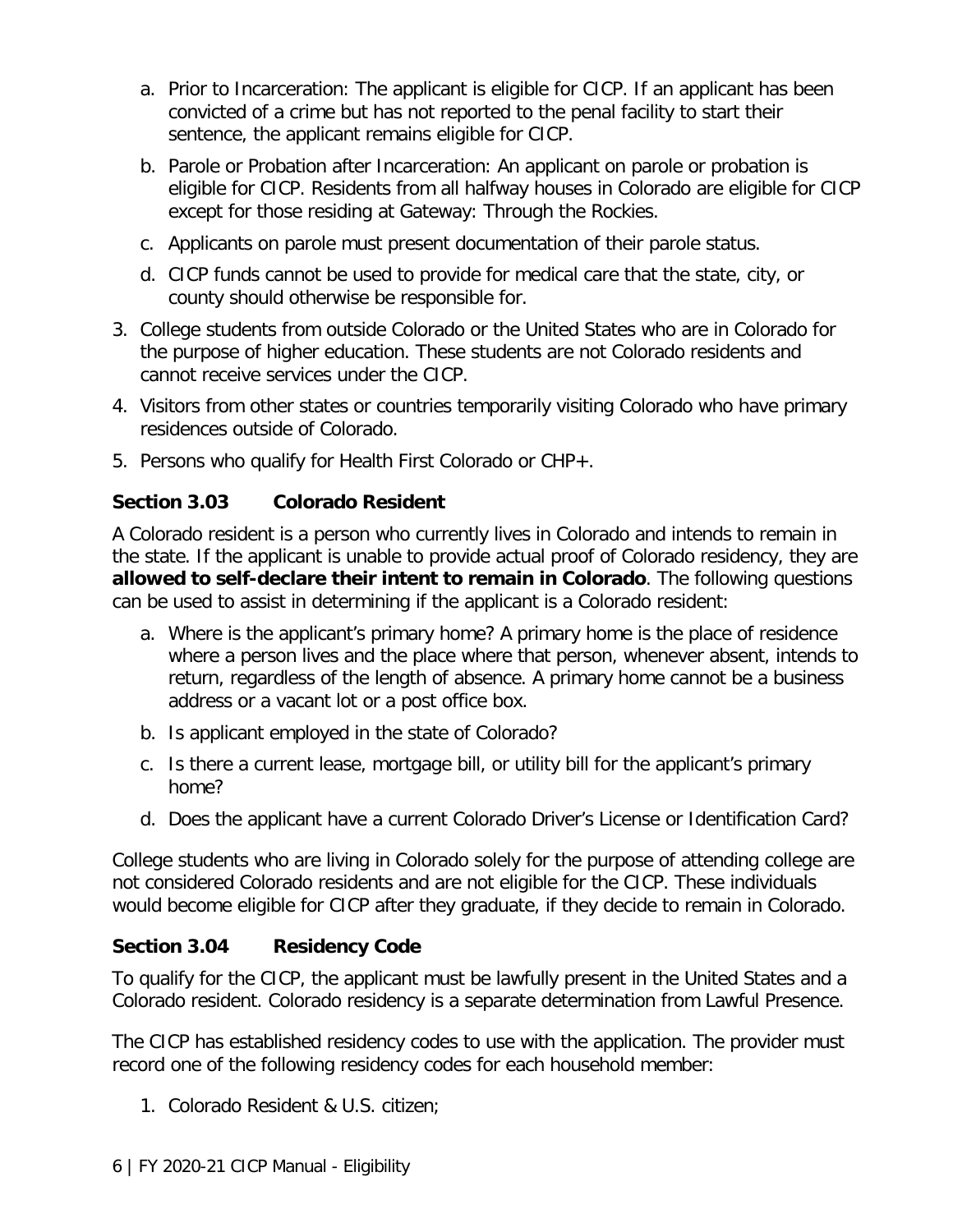a. Prior to Incarceration: The applicant is eligible for CICP. If an applicant has been convicted of a crime but has not reported to the penal facility to start their sentence, the applicant remains eligible for CICP.
   b. Parole or Probation after Incarceration: An applicant on parole or probation is eligible for CICP. Residents from all halfway houses in Colorado are eligible for CICP except for those residing at Gateway: Through the Rockies.
   c. Applicants on parole must present documentation of their parole status.
   d. CICP funds cannot be used to provide for medical care that the state, city, or county should otherwise be responsible for.
3. College students from outside Colorado or the United States who are in Colorado for the purpose of higher education. These students are not Colorado residents and cannot receive services under the CICP.
4. Visitors from other states or countries temporarily visiting Colorado who have primary residences outside of Colorado.
5. Persons who qualify for Health First Colorado or CHP+.

### Section 3.03 Colorado Resident

A Colorado resident is a person who currently lives in Colorado and intends to remain in the state. If the applicant is unable to provide actual proof of Colorado residency, they are **allowed to self-declare their intent to remain in Colorado**. The following questions can be used to assist in determining if the applicant is a Colorado resident:

a. Where is the applicant's primary home? A primary home is the place of residence where a person lives and the place where that person, whenever absent, intends to return, regardless of the length of absence. A primary home cannot be a business address or a vacant lot or a post office box.
b. Is applicant employed in the state of Colorado?
c. Is there a current lease, mortgage bill, or utility bill for the applicant's primary home?
d. Does the applicant have a current Colorado Driver's License or Identification Card?

College students who are living in Colorado solely for the purpose of attending college are not considered Colorado residents and are not eligible for the CICP. These individuals would become eligible for CICP after they graduate, if they decide to remain in Colorado.

### Section 3.04 Residency Code

To qualify for the CICP, the applicant must be lawfully present in the United States and a Colorado resident. Colorado residency is a separate determination from Lawful Presence.

The CICP has established residency codes to use with the application. The provider must record one of the following residency codes for each household member:

1. Colorado Resident & U.S. citizen;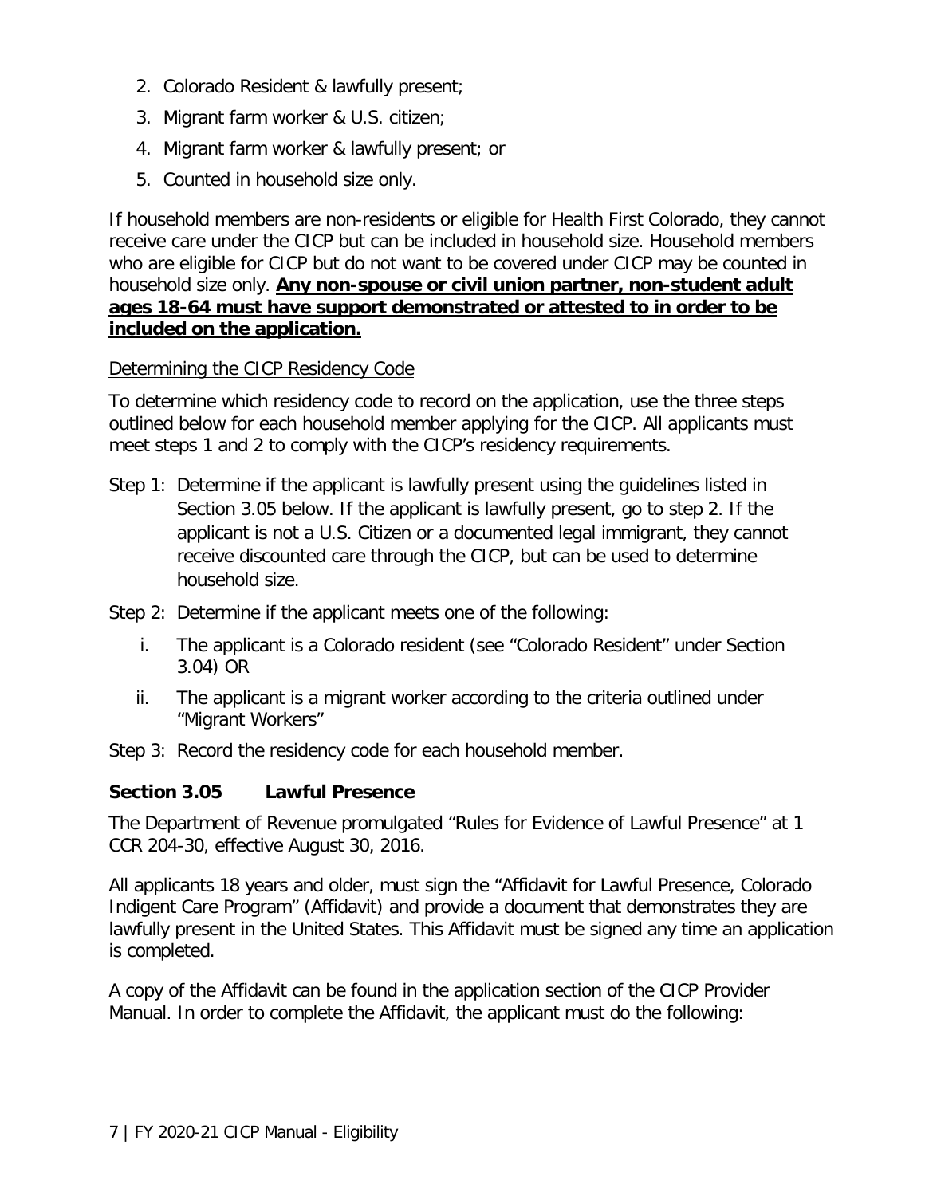2. Colorado Resident & lawfully present;
3. Migrant farm worker & U.S. citizen;
4. Migrant farm worker & lawfully present; or
5. Counted in household size only.

If household members are non-residents or eligible for Health First Colorado, they cannot receive care under the CICP but can be included in household size. Household members who are eligible for CICP but do not want to be covered under CICP may be counted in household size only. **Any non-spouse or civil union partner, non-student adult ages 18-64 must have support demonstrated or attested to in order to be included on the application.**

Determining the CICP Residency Code

To determine which residency code to record on the application, use the three steps outlined below for each household member applying for the CICP. All applicants must meet steps 1 and 2 to comply with the CICP's residency requirements.

Step 1: Determine if the applicant is lawfully present using the guidelines listed in Section 3.05 below. If the applicant is lawfully present, go to step 2. If the applicant is not a U.S. Citizen or a documented legal immigrant, they cannot receive discounted care through the CICP, but can be used to determine household size.

Step 2: Determine if the applicant meets one of the following:

i. The applicant is a Colorado resident (see "Colorado Resident" under Section 3.04) OR
ii. The applicant is a migrant worker according to the criteria outlined under "Migrant Workers"

Step 3: Record the residency code for each household member.

### Section 3.05 Lawful Presence

The Department of Revenue promulgated "Rules for Evidence of Lawful Presence" at 1 CCR 204-30, effective August 30, 2016.

All applicants 18 years and older, must sign the "Affidavit for Lawful Presence, Colorado Indigent Care Program" (Affidavit) and provide a document that demonstrates they are lawfully present in the United States. This Affidavit must be signed any time an application is completed.

A copy of the Affidavit can be found in the application section of the CICP Provider Manual. In order to complete the Affidavit, the applicant must do the following: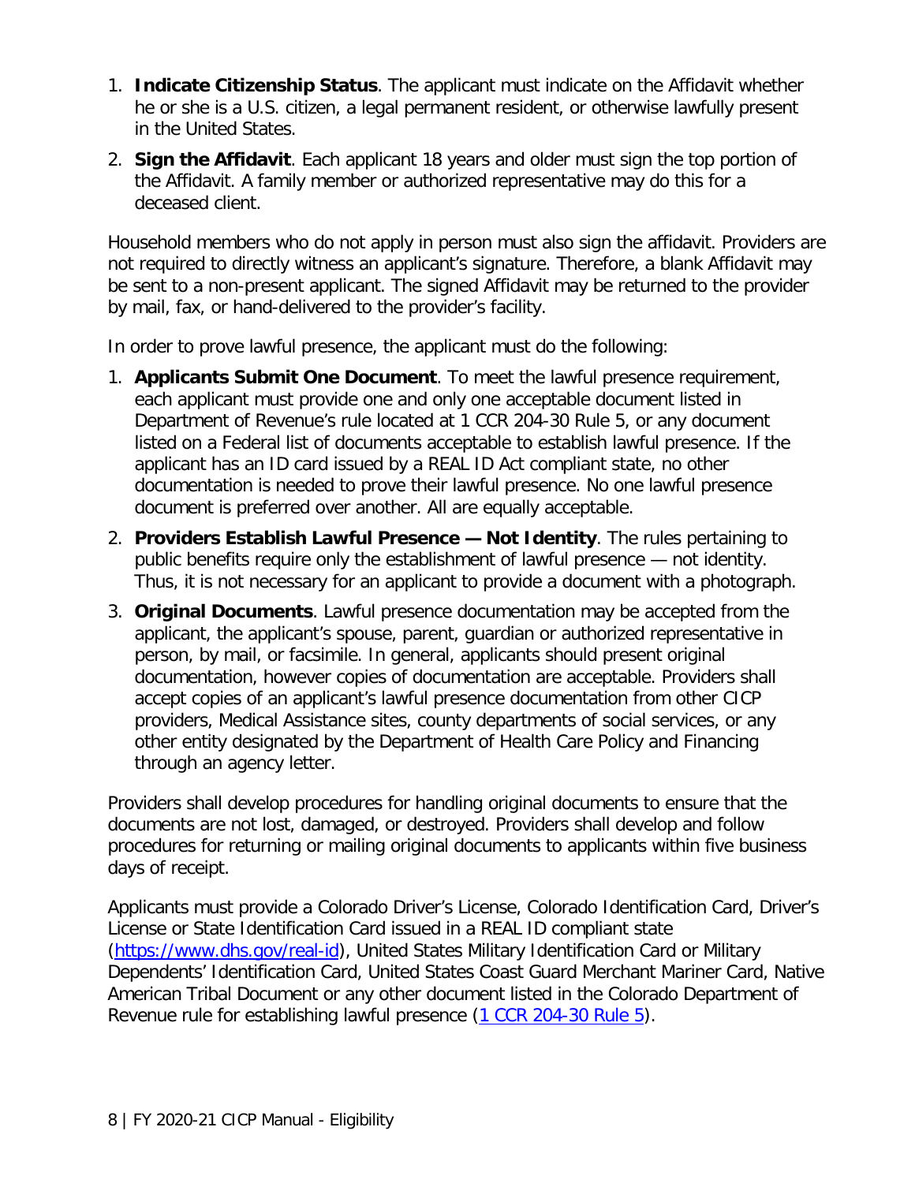1. **Indicate Citizenship Status**. The applicant must indicate on the Affidavit whether he or she is a U.S. citizen, a legal permanent resident, or otherwise lawfully present in the United States.
2. **Sign the Affidavit**. Each applicant 18 years and older must sign the top portion of the Affidavit. A family member or authorized representative may do this for a deceased client.

Household members who do not apply in person must also sign the affidavit. Providers are not required to directly witness an applicant's signature. Therefore, a blank Affidavit may be sent to a non-present applicant. The signed Affidavit may be returned to the provider by mail, fax, or hand-delivered to the provider's facility.

In order to prove lawful presence, the applicant must do the following:

1. **Applicants Submit One Document**. To meet the lawful presence requirement, each applicant must provide one and only one acceptable document listed in Department of Revenue's rule located at 1 CCR 204-30 Rule 5, or any document listed on a Federal list of documents acceptable to establish lawful presence. If the applicant has an ID card issued by a REAL ID Act compliant state, no other documentation is needed to prove their lawful presence. No one lawful presence document is preferred over another. All are equally acceptable.
2. **Providers Establish Lawful Presence — Not Identity**. The rules pertaining to public benefits require only the establishment of lawful presence — not identity. Thus, it is not necessary for an applicant to provide a document with a photograph.
3. **Original Documents**. Lawful presence documentation may be accepted from the applicant, the applicant's spouse, parent, guardian or authorized representative in person, by mail, or facsimile. In general, applicants should present original documentation, however copies of documentation are acceptable. Providers shall accept copies of an applicant's lawful presence documentation from other CICP providers, Medical Assistance sites, county departments of social services, or any other entity designated by the Department of Health Care Policy and Financing through an agency letter.

Providers shall develop procedures for handling original documents to ensure that the documents are not lost, damaged, or destroyed. Providers shall develop and follow procedures for returning or mailing original documents to applicants within five business days of receipt.

Applicants must provide a Colorado Driver's License, Colorado Identification Card, Driver's License or State Identification Card issued in a REAL ID compliant state ([https://www.dhs.gov/real-id](https://www.dhs.gov/real-id)), United States Military Identification Card or Military Dependents' Identification Card, United States Coast Guard Merchant Mariner Card, Native American Tribal Document or any other document listed in the Colorado Department of Revenue rule for establishing lawful presence (1 CCR 204-30 Rule 5).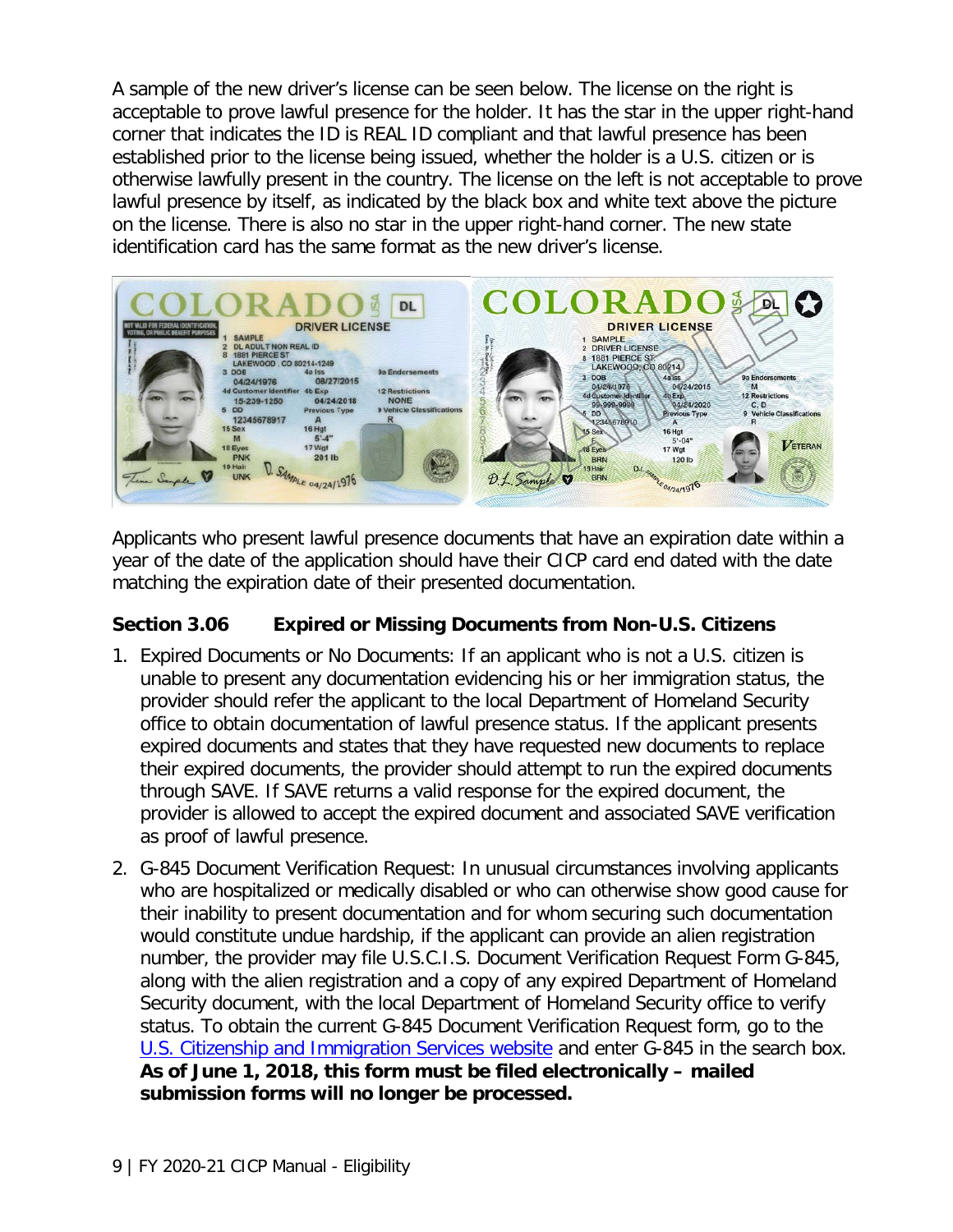A sample of the new driver's license can be seen below. The license on the right is acceptable to prove lawful presence for the holder. It has the star in the upper right-hand corner that indicates the ID is REAL ID compliant and that lawful presence has been established prior to the license being issued, whether the holder is a U.S. citizen or is otherwise lawfully present in the country. The license on the left is not acceptable to prove lawful presence by itself, as indicated by the black box and white text above the picture on the license. There is also no star in the upper right-hand corner. The new state identification card has the same format as the new driver's license.

Applicants who present lawful presence documents that have an expiration date within a year of the date of the application should have their CICP card end dated with the date matching the expiration date of their presented documentation.

### Section 3.06 Expired or Missing Documents from Non-U.S. Citizens

1. Expired Documents or No Documents: If an applicant who is not a U.S. citizen is unable to present any documentation evidencing his or her immigration status, the provider should refer the applicant to the local Department of Homeland Security office to obtain documentation of lawful presence status. If the applicant presents expired documents and states that they have requested new documents to replace their expired documents, the provider should attempt to run the expired documents through SAVE. If SAVE returns a valid response for the expired document, the provider is allowed to accept the expired document and associated SAVE verification as proof of lawful presence.

2. G-845 Document Verification Request: In unusual circumstances involving applicants who are hospitalized or medically disabled or who can otherwise show good cause for their inability to present documentation and for whom securing such documentation would constitute undue hardship, if the applicant can provide an alien registration number, the provider may file U.S.C.I.S. Document Verification Request Form G-845, along with the alien registration and a copy of any expired Department of Homeland Security document, with the local Department of Homeland Security office to verify status. To obtain the current G-845 Document Verification Request form, go to the U.S. Citizenship and Immigration Services website and enter G-845 in the search box. **As of June 1, 2018, this form must be filed electronically – mailed submission forms will no longer be processed.**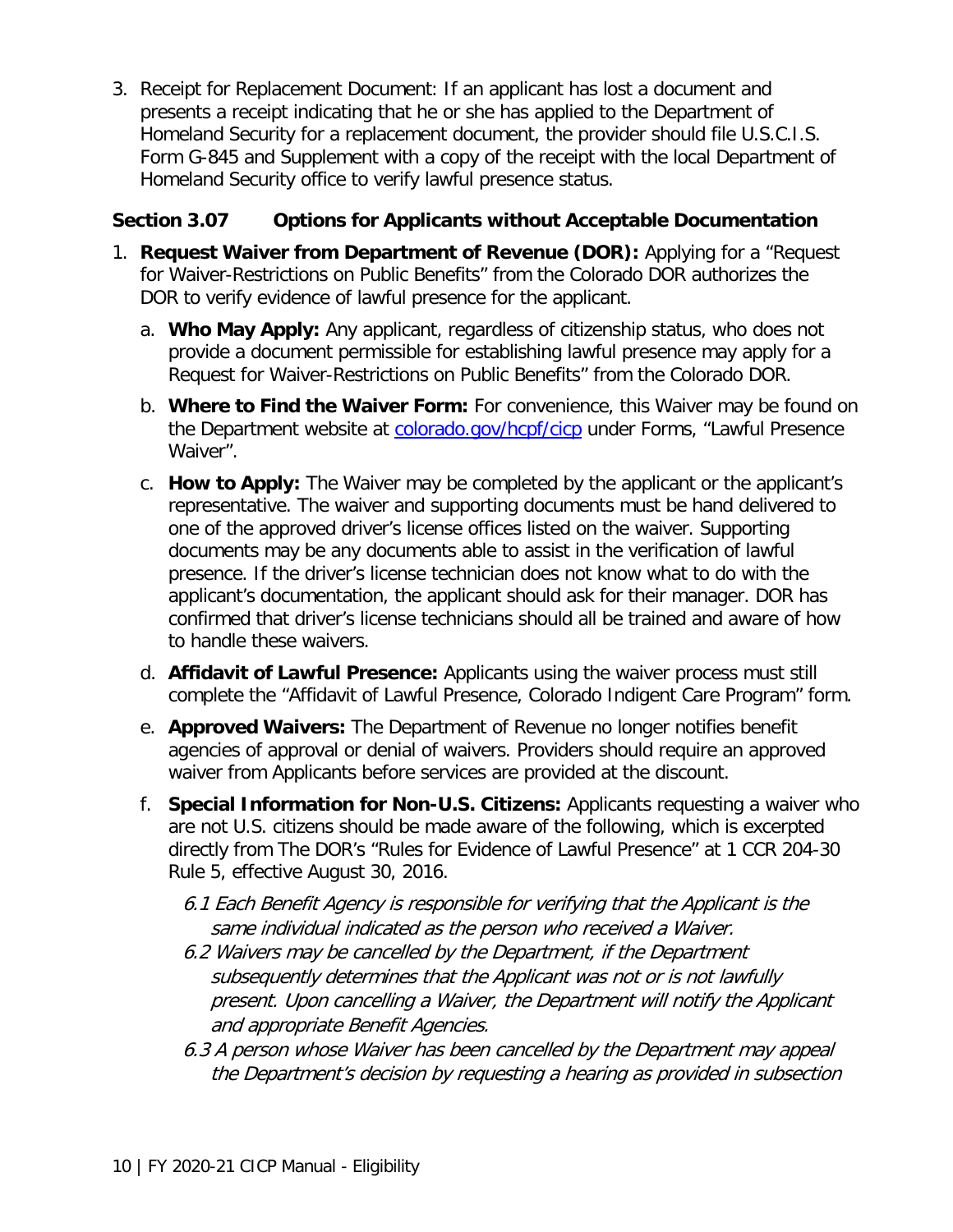3. Receipt for Replacement Document: If an applicant has lost a document and presents a receipt indicating that he or she has applied to the Department of Homeland Security for a replacement document, the provider should file U.S.C.I.S. Form G-845 and Supplement with a copy of the receipt with the local Department of Homeland Security office to verify lawful presence status.

### Section 3.07 Options for Applicants without Acceptable Documentation

1. **Request Waiver from Department of Revenue (DOR):** Applying for a "Request for Waiver-Restrictions on Public Benefits" from the Colorado DOR authorizes the DOR to verify evidence of lawful presence for the applicant.
   a. **Who May Apply:** Any applicant, regardless of citizenship status, who does not provide a document permissible for establishing lawful presence may apply for a Request for Waiver-Restrictions on Public Benefits" from the Colorado DOR.
   b. **Where to Find the Waiver Form:** For convenience, this Waiver may be found on the Department website at [colorado.gov/hcpf/cicp](colorado.gov/hcpf/cicp) under Forms, "Lawful Presence Waiver".
   c. **How to Apply:** The Waiver may be completed by the applicant or the applicant's representative. The waiver and supporting documents must be hand delivered to one of the approved driver's license offices listed on the waiver. Supporting documents may be any documents able to assist in the verification of lawful presence. If the driver's license technician does not know what to do with the applicant's documentation, the applicant should ask for their manager. DOR has confirmed that driver's license technicians should all be trained and aware of how to handle these waivers.
   d. **Affidavit of Lawful Presence:** Applicants using the waiver process must still complete the "Affidavit of Lawful Presence, Colorado Indigent Care Program" form.
   e. **Approved Waivers:** The Department of Revenue no longer notifies benefit agencies of approval or denial of waivers. Providers should require an approved waiver from Applicants before services are provided at the discount.
   f. **Special Information for Non-U.S. Citizens:** Applicants requesting a waiver who are not U.S. citizens should be made aware of the following, which is excerpted directly from The DOR's "Rules for Evidence of Lawful Presence" at 1 CCR 204-30 Rule 5, effective August 30, 2016.

      *6.1 Each Benefit Agency is responsible for verifying that the Applicant is the same individual indicated as the person who received a Waiver.*

      *6.2 Waivers may be cancelled by the Department, if the Department subsequently determines that the Applicant was not or is not lawfully present. Upon cancelling a Waiver, the Department will notify the Applicant and appropriate Benefit Agencies.*

      *6.3 A person whose Waiver has been cancelled by the Department may appeal the Department's decision by requesting a hearing as provided in subsection*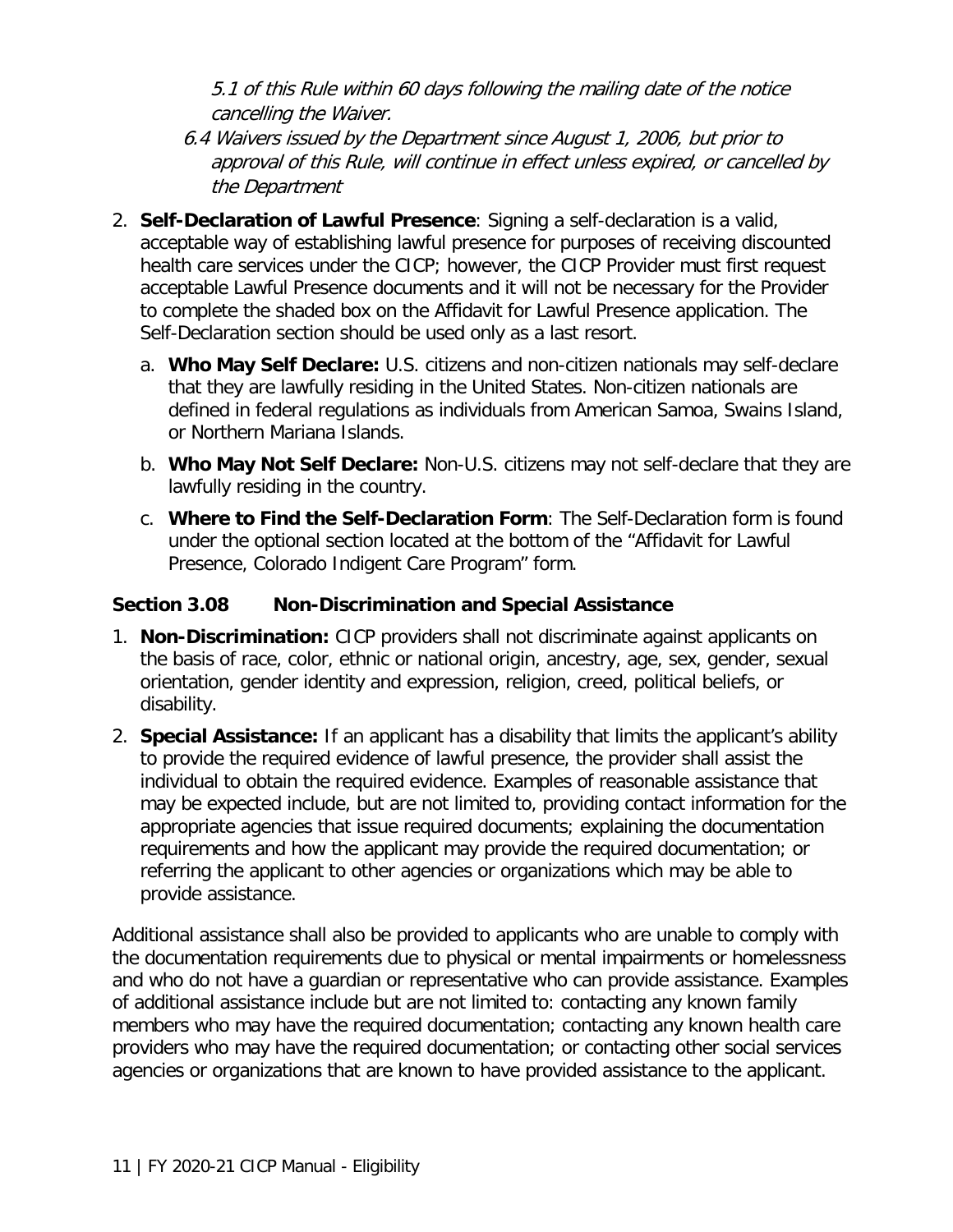*5.1 of this Rule within 60 days following the mailing date of the notice cancelling the Waiver.*

*6.4 Waivers issued by the Department since August 1, 2006, but prior to approval of this Rule, will continue in effect unless expired, or cancelled by the Department*

2. **Self-Declaration of Lawful Presence**: Signing a self-declaration is a valid, acceptable way of establishing lawful presence for purposes of receiving discounted health care services under the CICP; however, the CICP Provider must first request acceptable Lawful Presence documents and it will not be necessary for the Provider to complete the shaded box on the Affidavit for Lawful Presence application. The Self-Declaration section should be used only as a last resort.
   a. **Who May Self Declare:** U.S. citizens and non-citizen nationals may self-declare that they are lawfully residing in the United States. Non-citizen nationals are defined in federal regulations as individuals from American Samoa, Swains Island, or Northern Mariana Islands.
   b. **Who May Not Self Declare:** Non-U.S. citizens may not self-declare that they are lawfully residing in the country.
   c. **Where to Find the Self-Declaration Form**: The Self-Declaration form is found under the optional section located at the bottom of the "Affidavit for Lawful Presence, Colorado Indigent Care Program" form.

### Section 3.08 Non-Discrimination and Special Assistance

1. **Non-Discrimination:** CICP providers shall not discriminate against applicants on the basis of race, color, ethnic or national origin, ancestry, age, sex, gender, sexual orientation, gender identity and expression, religion, creed, political beliefs, or disability.
2. **Special Assistance:** If an applicant has a disability that limits the applicant's ability to provide the required evidence of lawful presence, the provider shall assist the individual to obtain the required evidence. Examples of reasonable assistance that may be expected include, but are not limited to, providing contact information for the appropriate agencies that issue required documents; explaining the documentation requirements and how the applicant may provide the required documentation; or referring the applicant to other agencies or organizations which may be able to provide assistance.

Additional assistance shall also be provided to applicants who are unable to comply with the documentation requirements due to physical or mental impairments or homelessness and who do not have a guardian or representative who can provide assistance. Examples of additional assistance include but are not limited to: contacting any known family members who may have the required documentation; contacting any known health care providers who may have the required documentation; or contacting other social services agencies or organizations that are known to have provided assistance to the applicant.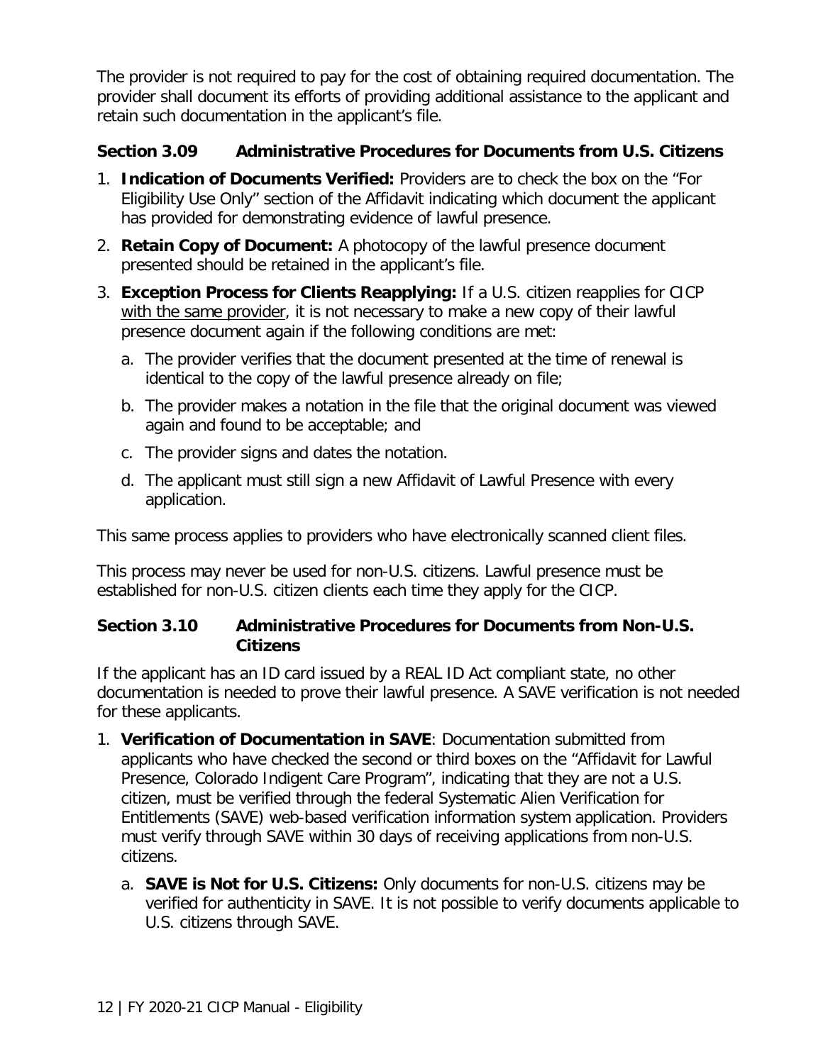The provider is not required to pay for the cost of obtaining required documentation. The provider shall document its efforts of providing additional assistance to the applicant and retain such documentation in the applicant's file.

### Section 3.09 Administrative Procedures for Documents from U.S. Citizens

1. **Indication of Documents Verified:** Providers are to check the box on the "For Eligibility Use Only" section of the Affidavit indicating which document the applicant has provided for demonstrating evidence of lawful presence.
2. **Retain Copy of Document:** A photocopy of the lawful presence document presented should be retained in the applicant's file.
3. **Exception Process for Clients Reapplying:** If a U.S. citizen reapplies for CICP <u>with the same provider</u>, it is not necessary to make a new copy of their lawful presence document again if the following conditions are met:
   a. The provider verifies that the document presented at the time of renewal is identical to the copy of the lawful presence already on file;
   b. The provider makes a notation in the file that the original document was viewed again and found to be acceptable; and
   c. The provider signs and dates the notation.
   d. The applicant must still sign a new Affidavit of Lawful Presence with every application.

This same process applies to providers who have electronically scanned client files.

This process may never be used for non-U.S. citizens. Lawful presence must be established for non-U.S. citizen clients each time they apply for the CICP.

### Section 3.10 Administrative Procedures for Documents from Non-U.S. Citizens

If the applicant has an ID card issued by a REAL ID Act compliant state, no other documentation is needed to prove their lawful presence. A SAVE verification is not needed for these applicants.

1. **Verification of Documentation in SAVE**: Documentation submitted from applicants who have checked the second or third boxes on the "Affidavit for Lawful Presence, Colorado Indigent Care Program", indicating that they are not a U.S. citizen, must be verified through the federal Systematic Alien Verification for Entitlements (SAVE) web-based verification information system application. Providers must verify through SAVE within 30 days of receiving applications from non-U.S. citizens.
   a. **SAVE is Not for U.S. Citizens:** Only documents for non-U.S. citizens may be verified for authenticity in SAVE. It is not possible to verify documents applicable to U.S. citizens through SAVE.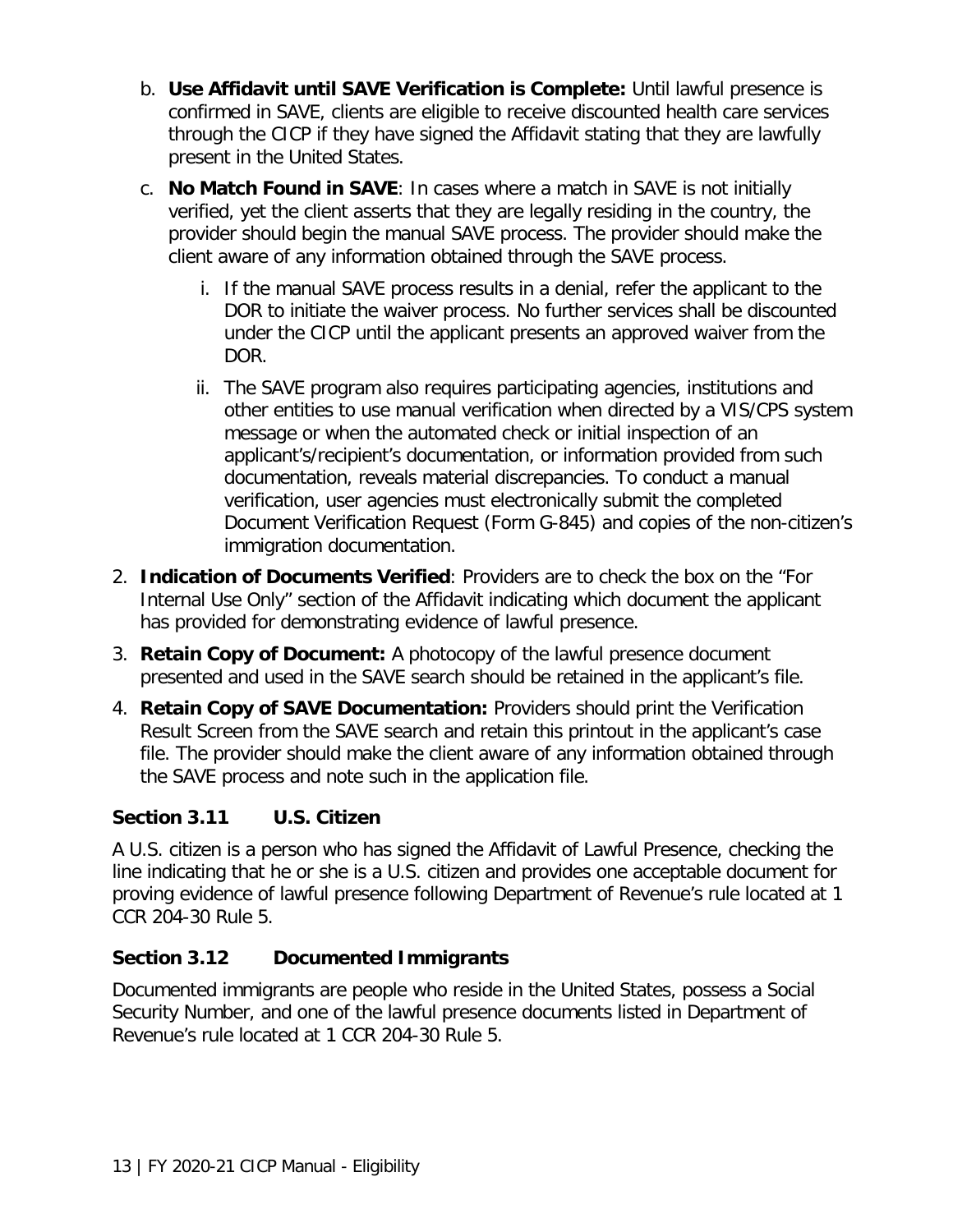b. **Use Affidavit until SAVE Verification is Complete:** Until lawful presence is confirmed in SAVE, clients are eligible to receive discounted health care services through the CICP if they have signed the Affidavit stating that they are lawfully present in the United States.

c. **No Match Found in SAVE**: In cases where a match in SAVE is not initially verified, yet the client asserts that they are legally residing in the country, the provider should begin the manual SAVE process. The provider should make the client aware of any information obtained through the SAVE process.

   i. If the manual SAVE process results in a denial, refer the applicant to the DOR to initiate the waiver process. No further services shall be discounted under the CICP until the applicant presents an approved waiver from the DOR.

   ii. The SAVE program also requires participating agencies, institutions and other entities to use manual verification when directed by a VIS/CPS system message or when the automated check or initial inspection of an applicant's/recipient's documentation, or information provided from such documentation, reveals material discrepancies. To conduct a manual verification, user agencies must electronically submit the completed Document Verification Request (Form G-845) and copies of the non-citizen's immigration documentation.

2. **Indication of Documents Verified**: Providers are to check the box on the "For Internal Use Only" section of the Affidavit indicating which document the applicant has provided for demonstrating evidence of lawful presence.

3. **Retain Copy of Document:** A photocopy of the lawful presence document presented and used in the SAVE search should be retained in the applicant's file.

4. **Retain Copy of SAVE Documentation:** Providers should print the Verification Result Screen from the SAVE search and retain this printout in the applicant's case file. The provider should make the client aware of any information obtained through the SAVE process and note such in the application file.

### Section 3.11 U.S. Citizen

A U.S. citizen is a person who has signed the Affidavit of Lawful Presence, checking the line indicating that he or she is a U.S. citizen and provides one acceptable document for proving evidence of lawful presence following Department of Revenue's rule located at 1 CCR 204-30 Rule 5.

### Section 3.12 Documented Immigrants

Documented immigrants are people who reside in the United States, possess a Social Security Number, and one of the lawful presence documents listed in Department of Revenue's rule located at 1 CCR 204-30 Rule 5.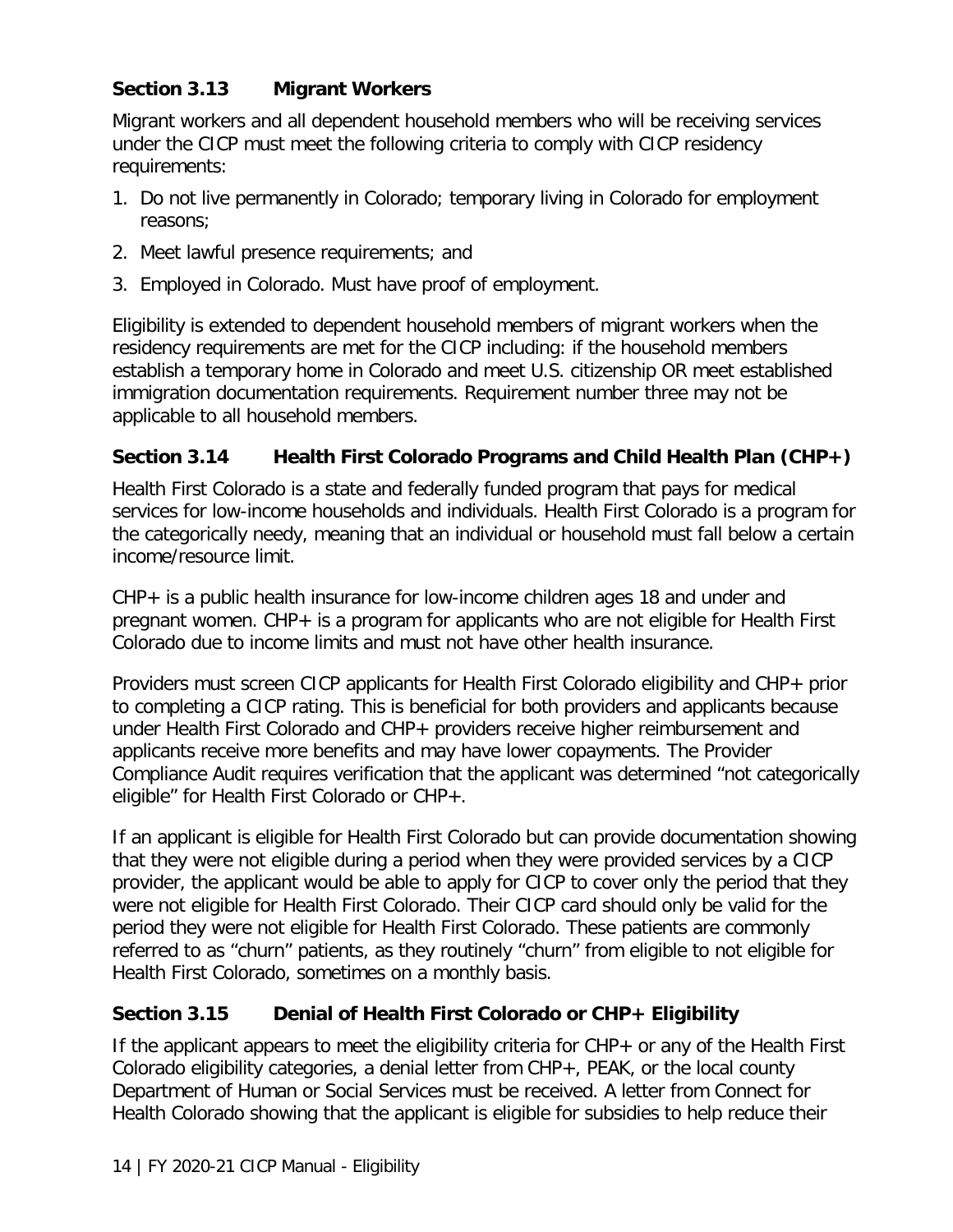### Section 3.13 Migrant Workers

Migrant workers and all dependent household members who will be receiving services under the CICP must meet the following criteria to comply with CICP residency requirements:

1. Do not live permanently in Colorado; temporary living in Colorado for employment reasons;
2. Meet lawful presence requirements; and
3. Employed in Colorado. Must have proof of employment.

Eligibility is extended to dependent household members of migrant workers when the residency requirements are met for the CICP including: if the household members establish a temporary home in Colorado and meet U.S. citizenship OR meet established immigration documentation requirements. Requirement number three may not be applicable to all household members.

### Section 3.14 Health First Colorado Programs and Child Health Plan (CHP+)

Health First Colorado is a state and federally funded program that pays for medical services for low-income households and individuals. Health First Colorado is a program for the categorically needy, meaning that an individual or household must fall below a certain income/resource limit.

CHP+ is a public health insurance for low-income children ages 18 and under and pregnant women. CHP+ is a program for applicants who are not eligible for Health First Colorado due to income limits and must not have other health insurance.

Providers must screen CICP applicants for Health First Colorado eligibility and CHP+ prior to completing a CICP rating. This is beneficial for both providers and applicants because under Health First Colorado and CHP+ providers receive higher reimbursement and applicants receive more benefits and may have lower copayments. The Provider Compliance Audit requires verification that the applicant was determined "not categorically eligible" for Health First Colorado or CHP+.

If an applicant is eligible for Health First Colorado but can provide documentation showing that they were not eligible during a period when they were provided services by a CICP provider, the applicant would be able to apply for CICP to cover only the period that they were not eligible for Health First Colorado. Their CICP card should only be valid for the period they were not eligible for Health First Colorado. These patients are commonly referred to as "churn" patients, as they routinely "churn" from eligible to not eligible for Health First Colorado, sometimes on a monthly basis.

### Section 3.15 Denial of Health First Colorado or CHP+ Eligibility

If the applicant appears to meet the eligibility criteria for CHP+ or any of the Health First Colorado eligibility categories, a denial letter from CHP+, PEAK, or the local county Department of Human or Social Services must be received. A letter from Connect for Health Colorado showing that the applicant is eligible for subsidies to help reduce their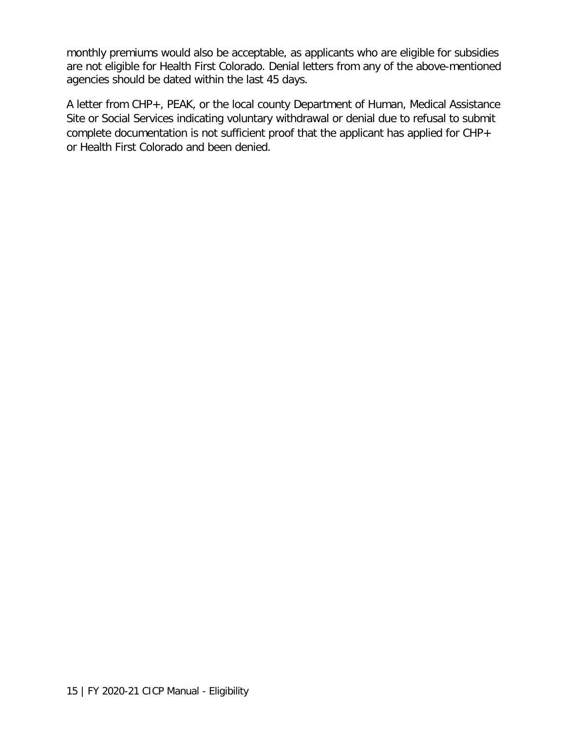monthly premiums would also be acceptable, as applicants who are eligible for subsidies are not eligible for Health First Colorado. Denial letters from any of the above-mentioned agencies should be dated within the last 45 days.

A letter from CHP+, PEAK, or the local county Department of Human, Medical Assistance Site or Social Services indicating voluntary withdrawal or denial due to refusal to submit complete documentation is not sufficient proof that the applicant has applied for CHP+ or Health First Colorado and been denied.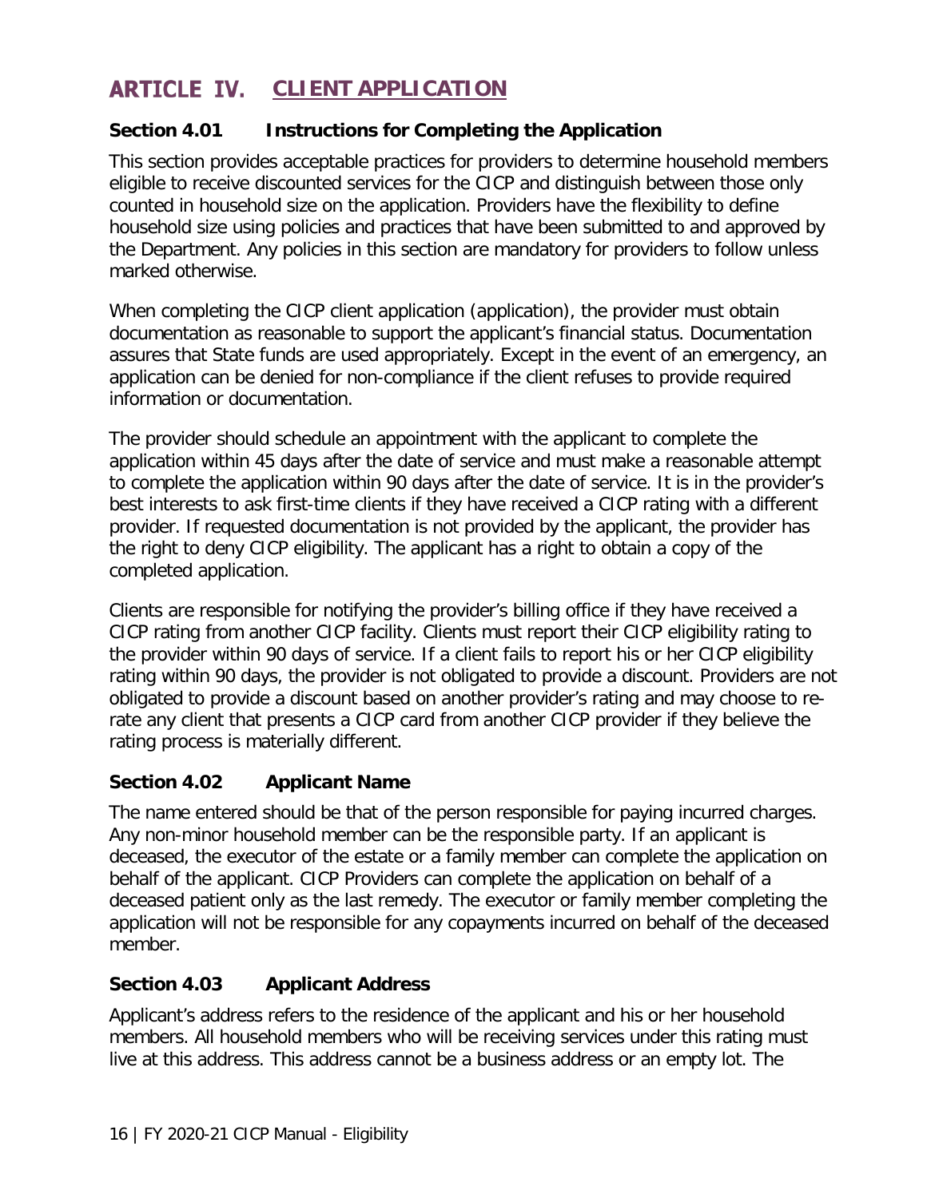# ARTICLE IV. CLIENT APPLICATION

## Section 4.01 Instructions for Completing the Application

This section provides acceptable practices for providers to determine household members eligible to receive discounted services for the CICP and distinguish between those only counted in household size on the application. Providers have the flexibility to define household size using policies and practices that have been submitted to and approved by the Department. Any policies in this section are mandatory for providers to follow unless marked otherwise.

When completing the CICP client application (application), the provider must obtain documentation as reasonable to support the applicant's financial status. Documentation assures that State funds are used appropriately. Except in the event of an emergency, an application can be denied for non-compliance if the client refuses to provide required information or documentation.

The provider should schedule an appointment with the applicant to complete the application within 45 days after the date of service and must make a reasonable attempt to complete the application within 90 days after the date of service. It is in the provider's best interests to ask first-time clients if they have received a CICP rating with a different provider. If requested documentation is not provided by the applicant, the provider has the right to deny CICP eligibility. The applicant has a right to obtain a copy of the completed application.

Clients are responsible for notifying the provider's billing office if they have received a CICP rating from another CICP facility. Clients must report their CICP eligibility rating to the provider within 90 days of service. If a client fails to report his or her CICP eligibility rating within 90 days, the provider is not obligated to provide a discount. Providers are not obligated to provide a discount based on another provider's rating and may choose to re-rate any client that presents a CICP card from another CICP provider if they believe the rating process is materially different.

## Section 4.02 Applicant Name

The name entered should be that of the person responsible for paying incurred charges. Any non-minor household member can be the responsible party. If an applicant is deceased, the executor of the estate or a family member can complete the application on behalf of the applicant. CICP Providers can complete the application on behalf of a deceased patient only as the last remedy. The executor or family member completing the application will not be responsible for any copayments incurred on behalf of the deceased member.

## Section 4.03 Applicant Address

Applicant's address refers to the residence of the applicant and his or her household members. All household members who will be receiving services under this rating must live at this address. This address cannot be a business address or an empty lot. The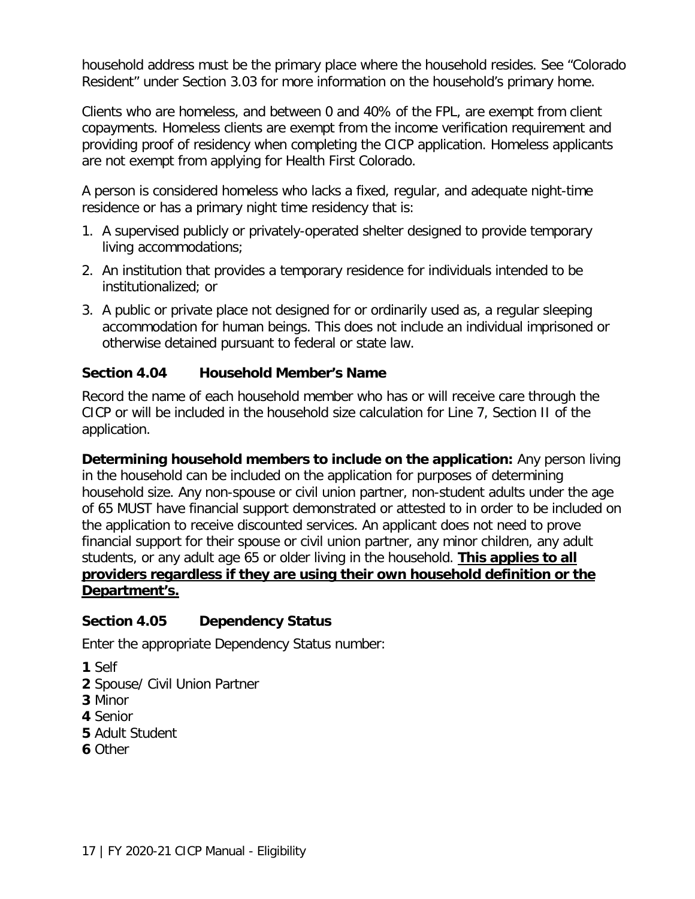household address must be the primary place where the household resides. See "Colorado Resident" under Section 3.03 for more information on the household's primary home.

Clients who are homeless, and between 0 and 40% of the FPL, are exempt from client copayments. Homeless clients are exempt from the income verification requirement and providing proof of residency when completing the CICP application. Homeless applicants are not exempt from applying for Health First Colorado.

A person is considered homeless who lacks a fixed, regular, and adequate night-time residence or has a primary night time residency that is:

1. A supervised publicly or privately-operated shelter designed to provide temporary living accommodations;
2. An institution that provides a temporary residence for individuals intended to be institutionalized; or
3. A public or private place not designed for or ordinarily used as, a regular sleeping accommodation for human beings. This does not include an individual imprisoned or otherwise detained pursuant to federal or state law.

### Section 4.04 Household Member's Name

Record the name of each household member who has or will receive care through the CICP or will be included in the household size calculation for Line 7, Section II of the application.

**Determining household members to include on the application:** Any person living in the household can be included on the application for purposes of determining household size. Any non-spouse or civil union partner, non-student adults under the age of 65 MUST have financial support demonstrated or attested to in order to be included on the application to receive discounted services. An applicant does not need to prove financial support for their spouse or civil union partner, any minor children, any adult students, or any adult age 65 or older living in the household. **<u>This applies to all providers regardless if they are using their own household definition or the Department's.</u>**

### Section 4.05 Dependency Status

Enter the appropriate Dependency Status number:

**1** Self
**2** Spouse/ Civil Union Partner
**3** Minor
**4** Senior
**5** Adult Student
**6** Other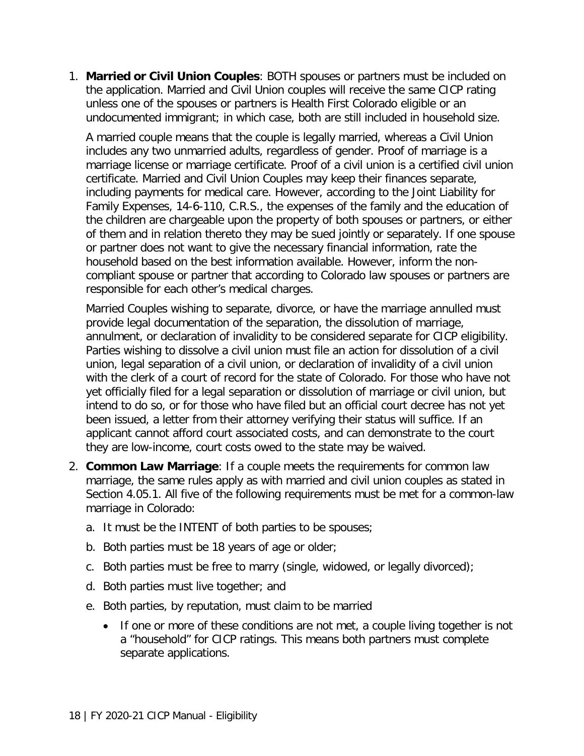1. **Married or Civil Union Couples**: BOTH spouses or partners must be included on the application. Married and Civil Union couples will receive the same CICP rating unless one of the spouses or partners is Health First Colorado eligible or an undocumented immigrant; in which case, both are still included in household size.

   A married couple means that the couple is legally married, whereas a Civil Union includes any two unmarried adults, regardless of gender. Proof of marriage is a marriage license or marriage certificate. Proof of a civil union is a certified civil union certificate. Married and Civil Union Couples may keep their finances separate, including payments for medical care. However, according to the Joint Liability for Family Expenses, 14-6-110, C.R.S., the expenses of the family and the education of the children are chargeable upon the property of both spouses or partners, or either of them and in relation thereto they may be sued jointly or separately. If one spouse or partner does not want to give the necessary financial information, rate the household based on the best information available. However, inform the non-compliant spouse or partner that according to Colorado law spouses or partners are responsible for each other's medical charges.

   Married Couples wishing to separate, divorce, or have the marriage annulled must provide legal documentation of the separation, the dissolution of marriage, annulment, or declaration of invalidity to be considered separate for CICP eligibility. Parties wishing to dissolve a civil union must file an action for dissolution of a civil union, legal separation of a civil union, or declaration of invalidity of a civil union with the clerk of a court of record for the state of Colorado. For those who have not yet officially filed for a legal separation or dissolution of marriage or civil union, but intend to do so, or for those who have filed but an official court decree has not yet been issued, a letter from their attorney verifying their status will suffice. If an applicant cannot afford court associated costs, and can demonstrate to the court they are low-income, court costs owed to the state may be waived.

2. **Common Law Marriage**: If a couple meets the requirements for common law marriage, the same rules apply as with married and civil union couples as stated in Section 4.05.1. All five of the following requirements must be met for a common-law marriage in Colorado:

   a. It must be the INTENT of both parties to be spouses;

   b. Both parties must be 18 years of age or older;

   c. Both parties must be free to marry (single, widowed, or legally divorced);

   d. Both parties must live together; and

   e. Both parties, by reputation, must claim to be married

      - If one or more of these conditions are not met, a couple living together is not a "household" for CICP ratings. This means both partners must complete separate applications.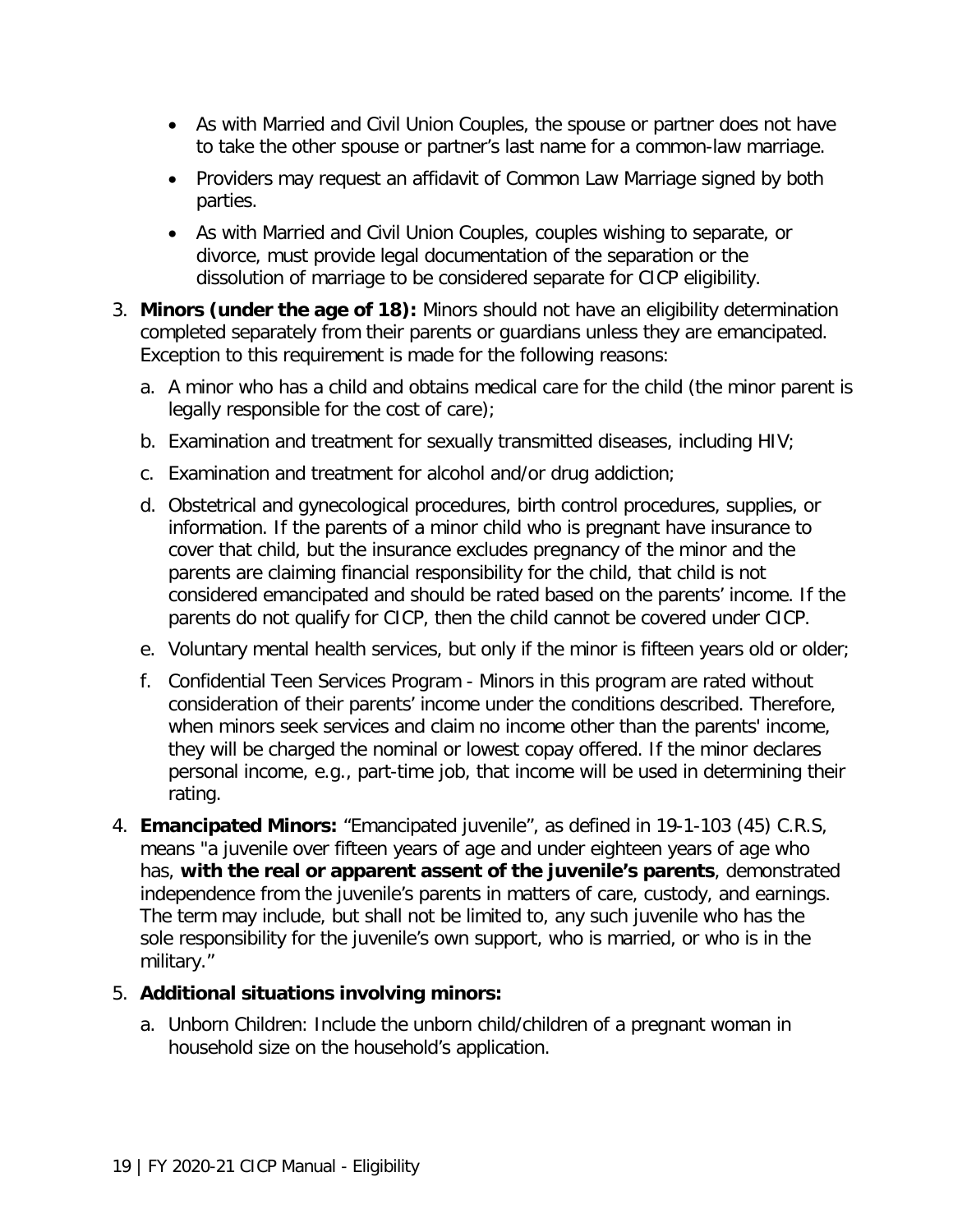- As with Married and Civil Union Couples, the spouse or partner does not have to take the other spouse or partner's last name for a common-law marriage.
- Providers may request an affidavit of Common Law Marriage signed by both parties.
- As with Married and Civil Union Couples, couples wishing to separate, or divorce, must provide legal documentation of the separation or the dissolution of marriage to be considered separate for CICP eligibility.

3. **Minors (under the age of 18):** Minors should not have an eligibility determination completed separately from their parents or guardians unless they are emancipated. Exception to this requirement is made for the following reasons:
   a. A minor who has a child and obtains medical care for the child (the minor parent is legally responsible for the cost of care);
   b. Examination and treatment for sexually transmitted diseases, including HIV;
   c. Examination and treatment for alcohol and/or drug addiction;
   d. Obstetrical and gynecological procedures, birth control procedures, supplies, or information. If the parents of a minor child who is pregnant have insurance to cover that child, but the insurance excludes pregnancy of the minor and the parents are claiming financial responsibility for the child, that child is not considered emancipated and should be rated based on the parents' income. If the parents do not qualify for CICP, then the child cannot be covered under CICP.
   e. Voluntary mental health services, but only if the minor is fifteen years old or older;
   f. Confidential Teen Services Program - Minors in this program are rated without consideration of their parents' income under the conditions described. Therefore, when minors seek services and claim no income other than the parents' income, they will be charged the nominal or lowest copay offered. If the minor declares personal income, e.g., part-time job, that income will be used in determining their rating.
4. **Emancipated Minors:** "Emancipated juvenile", as defined in 19-1-103 (45) C.R.S, means "a juvenile over fifteen years of age and under eighteen years of age who has, **with the real or apparent assent of the juvenile's parents**, demonstrated independence from the juvenile's parents in matters of care, custody, and earnings. The term may include, but shall not be limited to, any such juvenile who has the sole responsibility for the juvenile's own support, who is married, or who is in the military."
5. **Additional situations involving minors:**
   a. Unborn Children: Include the unborn child/children of a pregnant woman in household size on the household's application.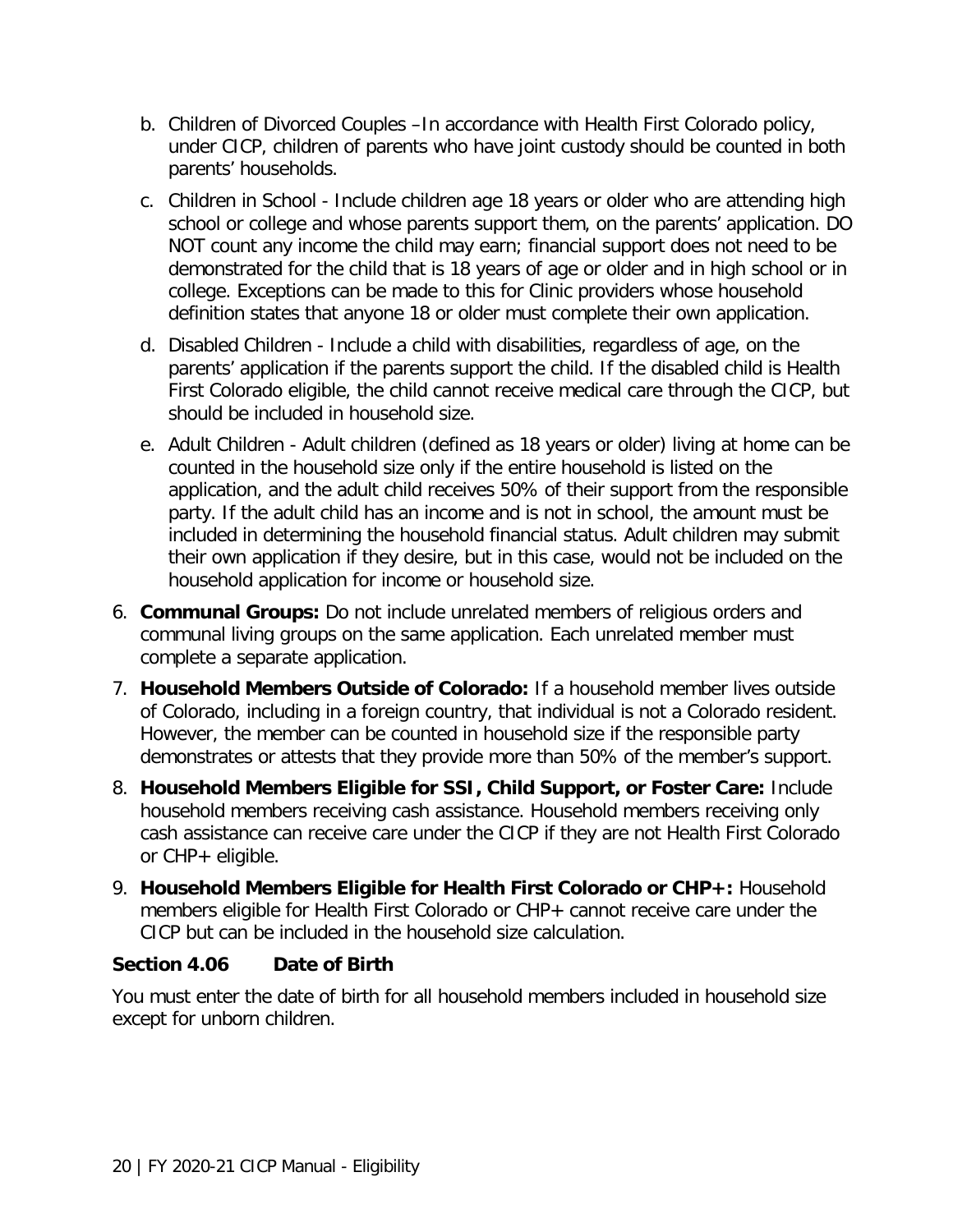b. Children of Divorced Couples –In accordance with Health First Colorado policy, under CICP, children of parents who have joint custody should be counted in both parents' households.

c. Children in School - Include children age 18 years or older who are attending high school or college and whose parents support them, on the parents' application. DO NOT count any income the child may earn; financial support does not need to be demonstrated for the child that is 18 years of age or older and in high school or in college. Exceptions can be made to this for Clinic providers whose household definition states that anyone 18 or older must complete their own application.

d. Disabled Children - Include a child with disabilities, regardless of age, on the parents' application if the parents support the child. If the disabled child is Health First Colorado eligible, the child cannot receive medical care through the CICP, but should be included in household size.

e. Adult Children - Adult children (defined as 18 years or older) living at home can be counted in the household size only if the entire household is listed on the application, and the adult child receives 50% of their support from the responsible party. If the adult child has an income and is not in school, the amount must be included in determining the household financial status. Adult children may submit their own application if they desire, but in this case, would not be included on the household application for income or household size.

6. **Communal Groups:** Do not include unrelated members of religious orders and communal living groups on the same application. Each unrelated member must complete a separate application.

7. **Household Members Outside of Colorado:** If a household member lives outside of Colorado, including in a foreign country, that individual is not a Colorado resident. However, the member can be counted in household size if the responsible party demonstrates or attests that they provide more than 50% of the member's support.

8. **Household Members Eligible for SSI, Child Support, or Foster Care:** Include household members receiving cash assistance. Household members receiving only cash assistance can receive care under the CICP if they are not Health First Colorado or CHP+ eligible.

9. **Household Members Eligible for Health First Colorado or CHP+:** Household members eligible for Health First Colorado or CHP+ cannot receive care under the CICP but can be included in the household size calculation.

### Section 4.06 Date of Birth

You must enter the date of birth for all household members included in household size except for unborn children.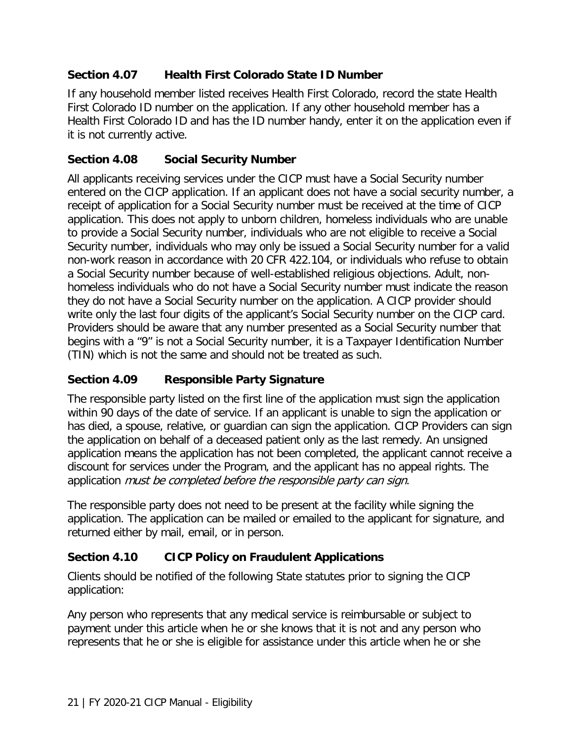### Section 4.07 Health First Colorado State ID Number

If any household member listed receives Health First Colorado, record the state Health First Colorado ID number on the application. If any other household member has a Health First Colorado ID and has the ID number handy, enter it on the application even if it is not currently active.

### Section 4.08 Social Security Number

All applicants receiving services under the CICP must have a Social Security number entered on the CICP application. If an applicant does not have a social security number, a receipt of application for a Social Security number must be received at the time of CICP application. This does not apply to unborn children, homeless individuals who are unable to provide a Social Security number, individuals who are not eligible to receive a Social Security number, individuals who may only be issued a Social Security number for a valid non-work reason in accordance with 20 CFR 422.104, or individuals who refuse to obtain a Social Security number because of well-established religious objections. Adult, non-homeless individuals who do not have a Social Security number must indicate the reason they do not have a Social Security number on the application. A CICP provider should write only the last four digits of the applicant's Social Security number on the CICP card. Providers should be aware that any number presented as a Social Security number that begins with a "9" is not a Social Security number, it is a Taxpayer Identification Number (TIN) which is not the same and should not be treated as such.

### Section 4.09 Responsible Party Signature

The responsible party listed on the first line of the application must sign the application within 90 days of the date of service. If an applicant is unable to sign the application or has died, a spouse, relative, or guardian can sign the application. CICP Providers can sign the application on behalf of a deceased patient only as the last remedy. An unsigned application means the application has not been completed, the applicant cannot receive a discount for services under the Program, and the applicant has no appeal rights. The application *must be completed before the responsible party can sign*.

The responsible party does not need to be present at the facility while signing the application. The application can be mailed or emailed to the applicant for signature, and returned either by mail, email, or in person.

### Section 4.10 CICP Policy on Fraudulent Applications

Clients should be notified of the following State statutes prior to signing the CICP application:

Any person who represents that any medical service is reimbursable or subject to payment under this article when he or she knows that it is not and any person who represents that he or she is eligible for assistance under this article when he or she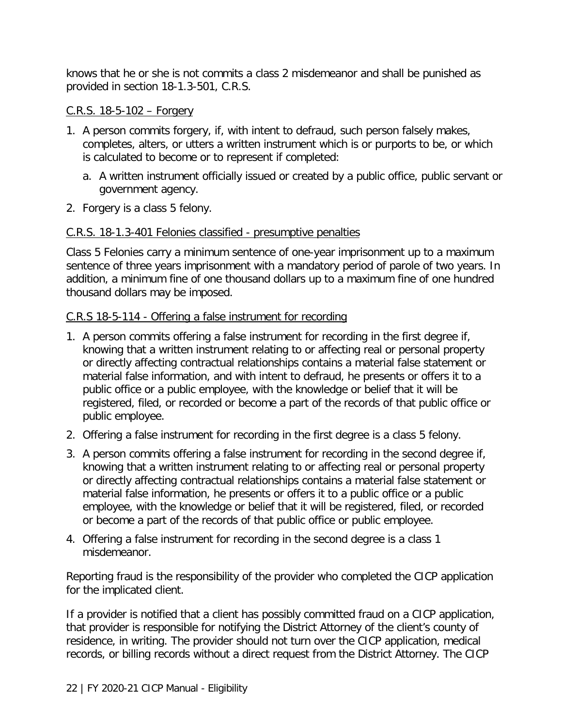knows that he or she is not commits a class 2 misdemeanor and shall be punished as provided in section 18-1.3-501, C.R.S.

C.R.S. 18-5-102 – Forgery

1. A person commits forgery, if, with intent to defraud, such person falsely makes, completes, alters, or utters a written instrument which is or purports to be, or which is calculated to become or to represent if completed:
   a. A written instrument officially issued or created by a public office, public servant or government agency.
2. Forgery is a class 5 felony.

C.R.S. 18-1.3-401 Felonies classified - presumptive penalties

Class 5 Felonies carry a minimum sentence of one-year imprisonment up to a maximum sentence of three years imprisonment with a mandatory period of parole of two years. In addition, a minimum fine of one thousand dollars up to a maximum fine of one hundred thousand dollars may be imposed.

C.R.S 18-5-114 - Offering a false instrument for recording

1. A person commits offering a false instrument for recording in the first degree if, knowing that a written instrument relating to or affecting real or personal property or directly affecting contractual relationships contains a material false statement or material false information, and with intent to defraud, he presents or offers it to a public office or a public employee, with the knowledge or belief that it will be registered, filed, or recorded or become a part of the records of that public office or public employee.
2. Offering a false instrument for recording in the first degree is a class 5 felony.
3. A person commits offering a false instrument for recording in the second degree if, knowing that a written instrument relating to or affecting real or personal property or directly affecting contractual relationships contains a material false statement or material false information, he presents or offers it to a public office or a public employee, with the knowledge or belief that it will be registered, filed, or recorded or become a part of the records of that public office or public employee.
4. Offering a false instrument for recording in the second degree is a class 1 misdemeanor.

Reporting fraud is the responsibility of the provider who completed the CICP application for the implicated client.

If a provider is notified that a client has possibly committed fraud on a CICP application, that provider is responsible for notifying the District Attorney of the client's county of residence, in writing. The provider should not turn over the CICP application, medical records, or billing records without a direct request from the District Attorney. The CICP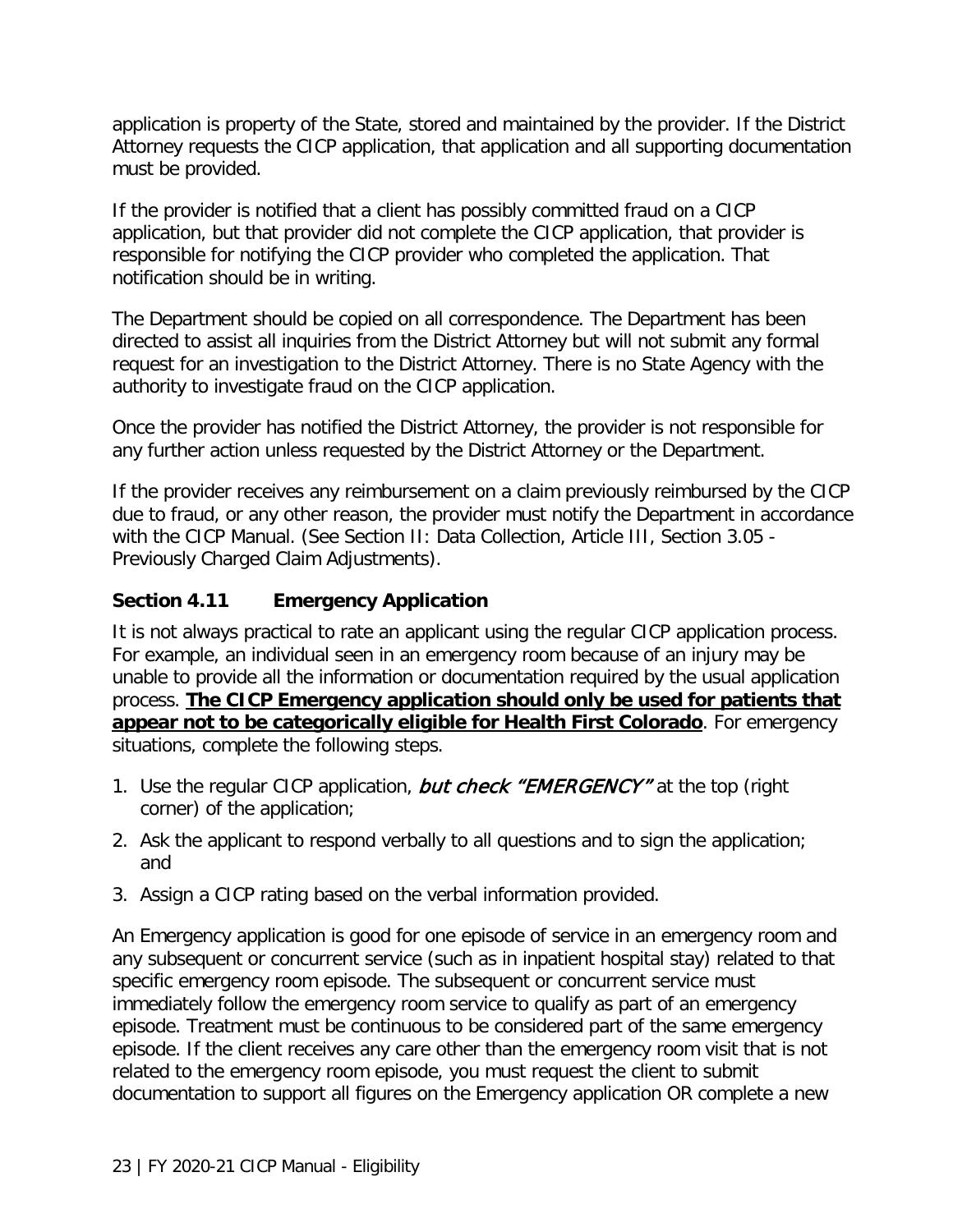application is property of the State, stored and maintained by the provider. If the District Attorney requests the CICP application, that application and all supporting documentation must be provided.

If the provider is notified that a client has possibly committed fraud on a CICP application, but that provider did not complete the CICP application, that provider is responsible for notifying the CICP provider who completed the application. That notification should be in writing.

The Department should be copied on all correspondence. The Department has been directed to assist all inquiries from the District Attorney but will not submit any formal request for an investigation to the District Attorney. There is no State Agency with the authority to investigate fraud on the CICP application.

Once the provider has notified the District Attorney, the provider is not responsible for any further action unless requested by the District Attorney or the Department.

If the provider receives any reimbursement on a claim previously reimbursed by the CICP due to fraud, or any other reason, the provider must notify the Department in accordance with the CICP Manual. (See Section II: Data Collection, Article III, Section 3.05 - Previously Charged Claim Adjustments).

### Section 4.11 Emergency Application

It is not always practical to rate an applicant using the regular CICP application process. For example, an individual seen in an emergency room because of an injury may be unable to provide all the information or documentation required by the usual application process. **The CICP Emergency application should only be used for patients that appear not to be categorically eligible for Health First Colorado**. For emergency situations, complete the following steps.

1. Use the regular CICP application, ***but check "EMERGENCY"*** at the top (right corner) of the application;
2. Ask the applicant to respond verbally to all questions and to sign the application; and
3. Assign a CICP rating based on the verbal information provided.

An Emergency application is good for one episode of service in an emergency room and any subsequent or concurrent service (such as in inpatient hospital stay) related to that specific emergency room episode. The subsequent or concurrent service must immediately follow the emergency room service to qualify as part of an emergency episode. Treatment must be continuous to be considered part of the same emergency episode. If the client receives any care other than the emergency room visit that is not related to the emergency room episode, you must request the client to submit documentation to support all figures on the Emergency application OR complete a new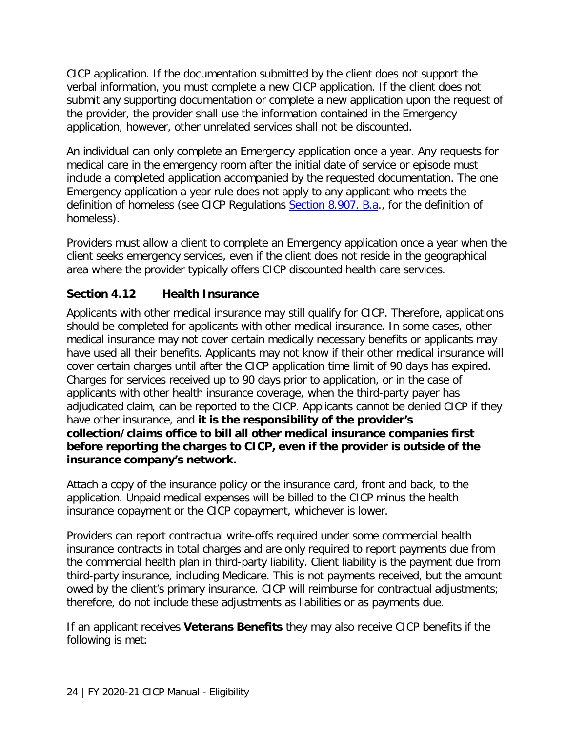CICP application. If the documentation submitted by the client does not support the verbal information, you must complete a new CICP application. If the client does not submit any supporting documentation or complete a new application upon the request of the provider, the provider shall use the information contained in the Emergency application, however, other unrelated services shall not be discounted.

An individual can only complete an Emergency application once a year. Any requests for medical care in the emergency room after the initial date of service or episode must include a completed application accompanied by the requested documentation. The one Emergency application a year rule does not apply to any applicant who meets the definition of homeless (see CICP Regulations Section 8.907. B.a., for the definition of homeless).

Providers must allow a client to complete an Emergency application once a year when the client seeks emergency services, even if the client does not reside in the geographical area where the provider typically offers CICP discounted health care services.

### Section 4.12 Health Insurance

Applicants with other medical insurance may still qualify for CICP. Therefore, applications should be completed for applicants with other medical insurance. In some cases, other medical insurance may not cover certain medically necessary benefits or applicants may have used all their benefits. Applicants may not know if their other medical insurance will cover certain charges until after the CICP application time limit of 90 days has expired. Charges for services received up to 90 days prior to application, or in the case of applicants with other health insurance coverage, when the third-party payer has adjudicated claim, can be reported to the CICP. Applicants cannot be denied CICP if they have other insurance, and **it is the responsibility of the provider's collection/claims office to bill all other medical insurance companies first before reporting the charges to CICP, even if the provider is outside of the insurance company's network.**

Attach a copy of the insurance policy or the insurance card, front and back, to the application. Unpaid medical expenses will be billed to the CICP minus the health insurance copayment or the CICP copayment, whichever is lower.

Providers can report contractual write-offs required under some commercial health insurance contracts in total charges and are only required to report payments due from the commercial health plan in third-party liability. Client liability is the payment due from third-party insurance, including Medicare. This is not payments received, but the amount owed by the client's primary insurance. CICP will reimburse for contractual adjustments; therefore, do not include these adjustments as liabilities or as payments due.

If an applicant receives **Veterans Benefits** they may also receive CICP benefits if the following is met: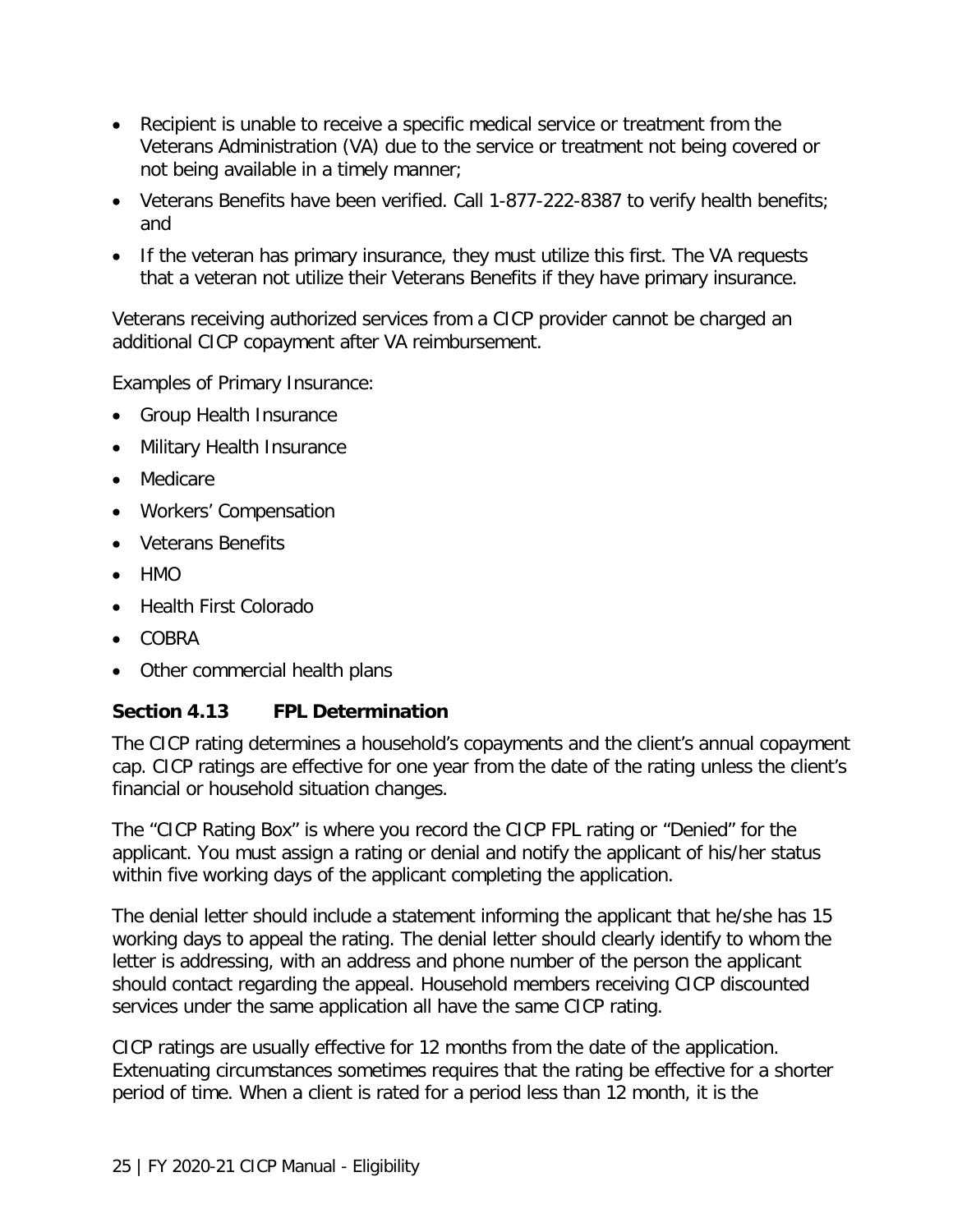- Recipient is unable to receive a specific medical service or treatment from the Veterans Administration (VA) due to the service or treatment not being covered or not being available in a timely manner;
- Veterans Benefits have been verified. Call 1-877-222-8387 to verify health benefits; and
- If the veteran has primary insurance, they must utilize this first. The VA requests that a veteran not utilize their Veterans Benefits if they have primary insurance.

Veterans receiving authorized services from a CICP provider cannot be charged an additional CICP copayment after VA reimbursement.

Examples of Primary Insurance:

- Group Health Insurance
- Military Health Insurance
- Medicare
- Workers' Compensation
- Veterans Benefits
- HMO
- Health First Colorado
- COBRA
- Other commercial health plans

### Section 4.13 FPL Determination

The CICP rating determines a household's copayments and the client's annual copayment cap. CICP ratings are effective for one year from the date of the rating unless the client's financial or household situation changes.

The "CICP Rating Box" is where you record the CICP FPL rating or "Denied" for the applicant. You must assign a rating or denial and notify the applicant of his/her status within five working days of the applicant completing the application.

The denial letter should include a statement informing the applicant that he/she has 15 working days to appeal the rating. The denial letter should clearly identify to whom the letter is addressing, with an address and phone number of the person the applicant should contact regarding the appeal. Household members receiving CICP discounted services under the same application all have the same CICP rating.

CICP ratings are usually effective for 12 months from the date of the application. Extenuating circumstances sometimes requires that the rating be effective for a shorter period of time. When a client is rated for a period less than 12 month, it is the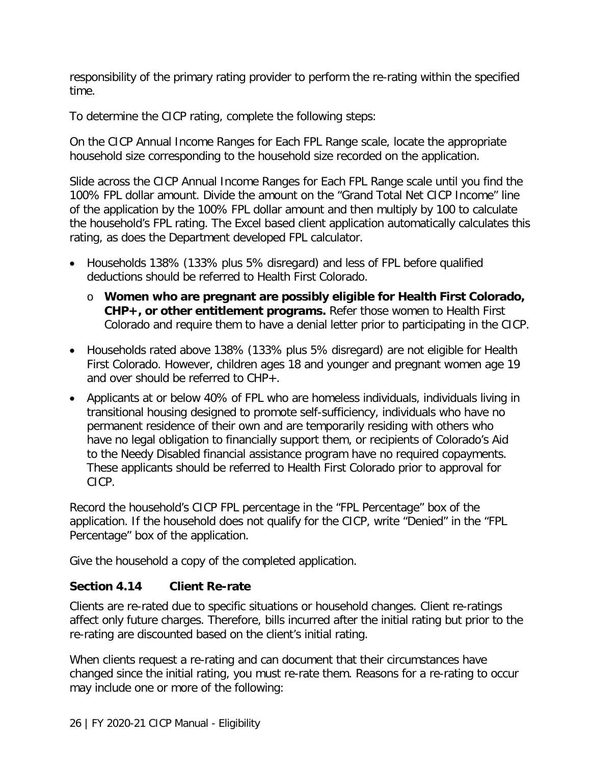responsibility of the primary rating provider to perform the re-rating within the specified time.

To determine the CICP rating, complete the following steps:

On the CICP Annual Income Ranges for Each FPL Range scale, locate the appropriate household size corresponding to the household size recorded on the application.

Slide across the CICP Annual Income Ranges for Each FPL Range scale until you find the 100% FPL dollar amount. Divide the amount on the "Grand Total Net CICP Income" line of the application by the 100% FPL dollar amount and then multiply by 100 to calculate the household's FPL rating. The Excel based client application automatically calculates this rating, as does the Department developed FPL calculator.

- Households 138% (133% plus 5% disregard) and less of FPL before qualified deductions should be referred to Health First Colorado.
  - **Women who are pregnant are possibly eligible for Health First Colorado, CHP+, or other entitlement programs.** Refer those women to Health First Colorado and require them to have a denial letter prior to participating in the CICP.
- Households rated above 138% (133% plus 5% disregard) are not eligible for Health First Colorado. However, children ages 18 and younger and pregnant women age 19 and over should be referred to CHP+.
- Applicants at or below 40% of FPL who are homeless individuals, individuals living in transitional housing designed to promote self-sufficiency, individuals who have no permanent residence of their own and are temporarily residing with others who have no legal obligation to financially support them, or recipients of Colorado's Aid to the Needy Disabled financial assistance program have no required copayments. These applicants should be referred to Health First Colorado prior to approval for CICP.

Record the household's CICP FPL percentage in the "FPL Percentage" box of the application. If the household does not qualify for the CICP, write "Denied" in the "FPL Percentage" box of the application.

Give the household a copy of the completed application.

### Section 4.14 Client Re-rate

Clients are re-rated due to specific situations or household changes. Client re-ratings affect only future charges. Therefore, bills incurred after the initial rating but prior to the re-rating are discounted based on the client's initial rating.

When clients request a re-rating and can document that their circumstances have changed since the initial rating, you must re-rate them. Reasons for a re-rating to occur may include one or more of the following: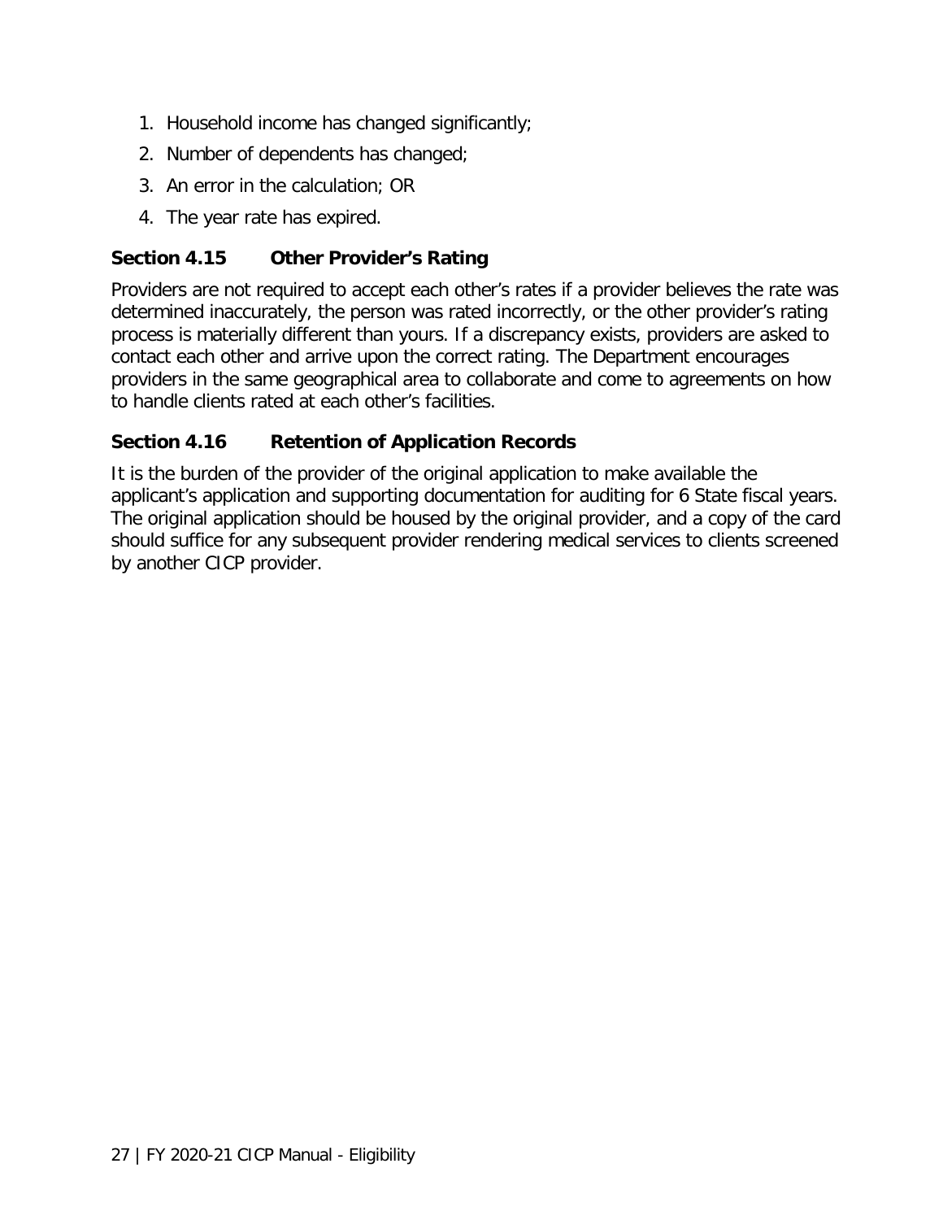1. Household income has changed significantly;
2. Number of dependents has changed;
3. An error in the calculation; OR
4. The year rate has expired.

### Section 4.15 Other Provider's Rating

Providers are not required to accept each other's rates if a provider believes the rate was determined inaccurately, the person was rated incorrectly, or the other provider's rating process is materially different than yours. If a discrepancy exists, providers are asked to contact each other and arrive upon the correct rating. The Department encourages providers in the same geographical area to collaborate and come to agreements on how to handle clients rated at each other's facilities.

### Section 4.16 Retention of Application Records

It is the burden of the provider of the original application to make available the applicant's application and supporting documentation for auditing for 6 State fiscal years. The original application should be housed by the original provider, and a copy of the card should suffice for any subsequent provider rendering medical services to clients screened by another CICP provider.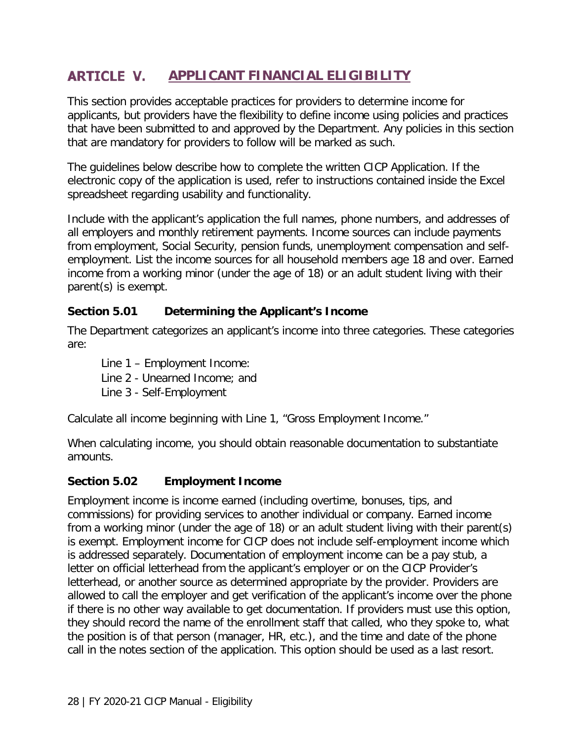# ARTICLE V. APPLICANT FINANCIAL ELIGIBILITY

This section provides acceptable practices for providers to determine income for applicants, but providers have the flexibility to define income using policies and practices that have been submitted to and approved by the Department. Any policies in this section that are mandatory for providers to follow will be marked as such.

The guidelines below describe how to complete the written CICP Application. If the electronic copy of the application is used, refer to instructions contained inside the Excel spreadsheet regarding usability and functionality.

Include with the applicant's application the full names, phone numbers, and addresses of all employers and monthly retirement payments. Income sources can include payments from employment, Social Security, pension funds, unemployment compensation and self-employment. List the income sources for all household members age 18 and over. Earned income from a working minor (under the age of 18) or an adult student living with their parent(s) is exempt.

## Section 5.01 Determining the Applicant's Income

The Department categorizes an applicant's income into three categories. These categories are:

Line 1 – Employment Income:
Line 2 - Unearned Income; and
Line 3 - Self-Employment

Calculate all income beginning with Line 1, "Gross Employment Income."

When calculating income, you should obtain reasonable documentation to substantiate amounts.

## Section 5.02 Employment Income

Employment income is income earned (including overtime, bonuses, tips, and commissions) for providing services to another individual or company. Earned income from a working minor (under the age of 18) or an adult student living with their parent(s) is exempt. Employment income for CICP does not include self-employment income which is addressed separately. Documentation of employment income can be a pay stub, a letter on official letterhead from the applicant's employer or on the CICP Provider's letterhead, or another source as determined appropriate by the provider. Providers are allowed to call the employer and get verification of the applicant's income over the phone if there is no other way available to get documentation. If providers must use this option, they should record the name of the enrollment staff that called, who they spoke to, what the position is of that person (manager, HR, etc.), and the time and date of the phone call in the notes section of the application. This option should be used as a last resort.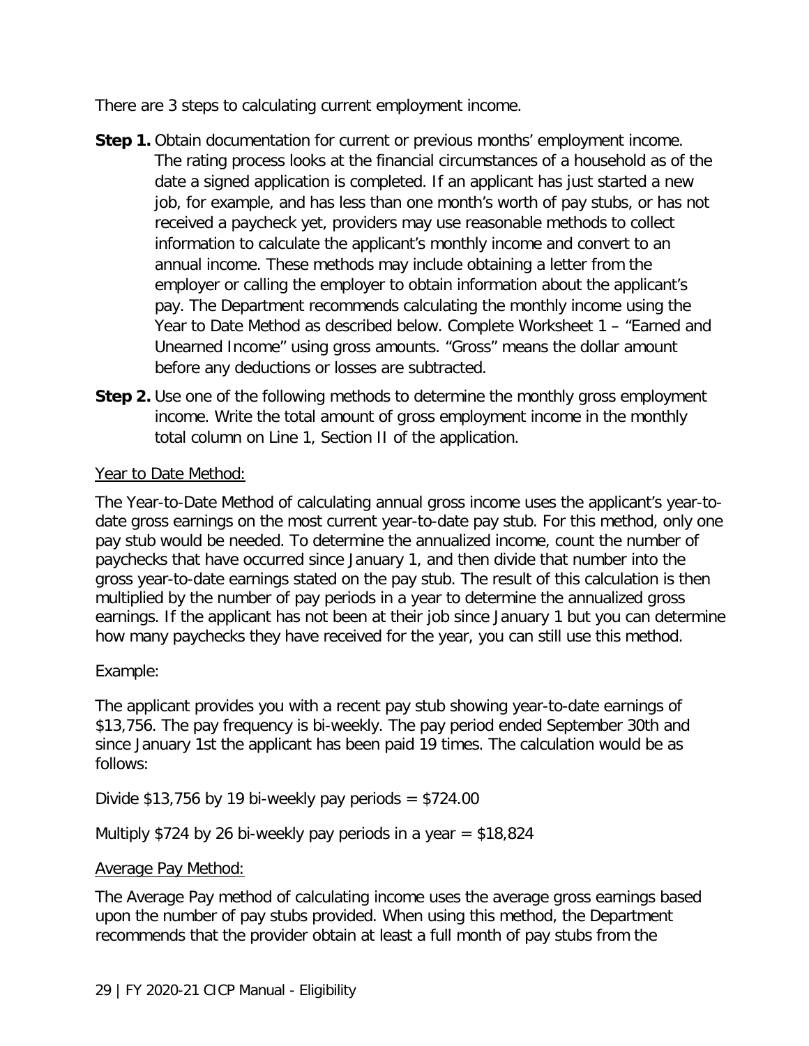There are 3 steps to calculating current employment income.

**Step 1.** Obtain documentation for current or previous months' employment income. The rating process looks at the financial circumstances of a household as of the date a signed application is completed. If an applicant has just started a new job, for example, and has less than one month's worth of pay stubs, or has not received a paycheck yet, providers may use reasonable methods to collect information to calculate the applicant's monthly income and convert to an annual income. These methods may include obtaining a letter from the employer or calling the employer to obtain information about the applicant's pay. The Department recommends calculating the monthly income using the Year to Date Method as described below. Complete Worksheet 1 – "Earned and Unearned Income" using gross amounts. "Gross" means the dollar amount before any deductions or losses are subtracted.

**Step 2.** Use one of the following methods to determine the monthly gross employment income. Write the total amount of gross employment income in the monthly total column on Line 1, Section II of the application.

<u>Year to Date Method:</u>

The Year-to-Date Method of calculating annual gross income uses the applicant's year-to-date gross earnings on the most current year-to-date pay stub. For this method, only one pay stub would be needed. To determine the annualized income, count the number of paychecks that have occurred since January 1, and then divide that number into the gross year-to-date earnings stated on the pay stub. The result of this calculation is then multiplied by the number of pay periods in a year to determine the annualized gross earnings. If the applicant has not been at their job since January 1 but you can determine how many paychecks they have received for the year, you can still use this method.

Example:

The applicant provides you with a recent pay stub showing year-to-date earnings of $13,756. The pay frequency is bi-weekly. The pay period ended September 30th and since January 1st the applicant has been paid 19 times. The calculation would be as follows:

Divide $13,756 by 19 bi-weekly pay periods = $724.00

Multiply $724 by 26 bi-weekly pay periods in a year = $18,824

<u>Average Pay Method:</u>

The Average Pay method of calculating income uses the average gross earnings based upon the number of pay stubs provided. When using this method, the Department recommends that the provider obtain at least a full month of pay stubs from the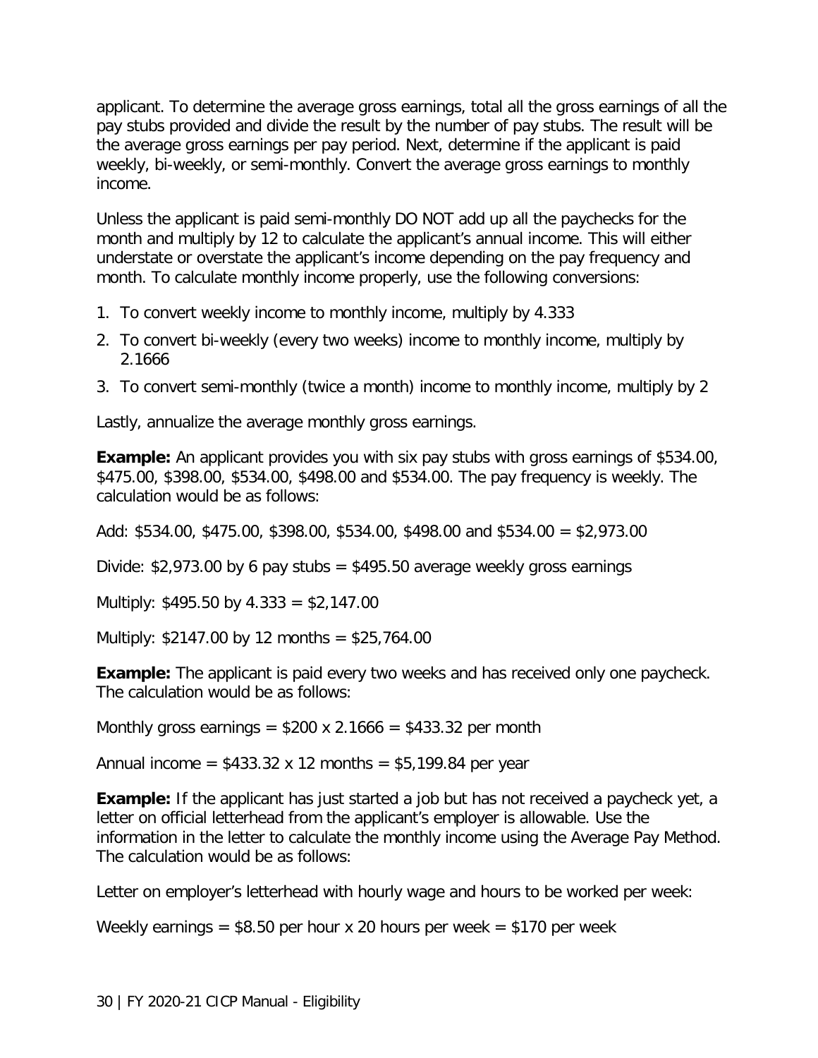applicant. To determine the average gross earnings, total all the gross earnings of all the pay stubs provided and divide the result by the number of pay stubs. The result will be the average gross earnings per pay period. Next, determine if the applicant is paid weekly, bi-weekly, or semi-monthly. Convert the average gross earnings to monthly income.

Unless the applicant is paid semi-monthly DO NOT add up all the paychecks for the month and multiply by 12 to calculate the applicant's annual income. This will either understate or overstate the applicant's income depending on the pay frequency and month. To calculate monthly income properly, use the following conversions:

1. To convert weekly income to monthly income, multiply by 4.333
2. To convert bi-weekly (every two weeks) income to monthly income, multiply by 2.1666
3. To convert semi-monthly (twice a month) income to monthly income, multiply by 2

Lastly, annualize the average monthly gross earnings.

**Example:** An applicant provides you with six pay stubs with gross earnings of $534.00, $475.00, $398.00, $534.00, $498.00 and $534.00. The pay frequency is weekly. The calculation would be as follows:

Add: $534.00, $475.00, $398.00, $534.00, $498.00 and $534.00 = $2,973.00

Divide: $2,973.00 by 6 pay stubs = $495.50 average weekly gross earnings

Multiply: $495.50 by 4.333 = $2,147.00

Multiply: $2147.00 by 12 months = $25,764.00

**Example:** The applicant is paid every two weeks and has received only one paycheck. The calculation would be as follows:

Monthly gross earnings = $200 x 2.1666 = $433.32 per month

Annual income = $433.32 x 12 months = $5,199.84 per year

**Example:** If the applicant has just started a job but has not received a paycheck yet, a letter on official letterhead from the applicant's employer is allowable. Use the information in the letter to calculate the monthly income using the Average Pay Method. The calculation would be as follows:

Letter on employer's letterhead with hourly wage and hours to be worked per week:

Weekly earnings = $8.50 per hour x 20 hours per week = $170 per week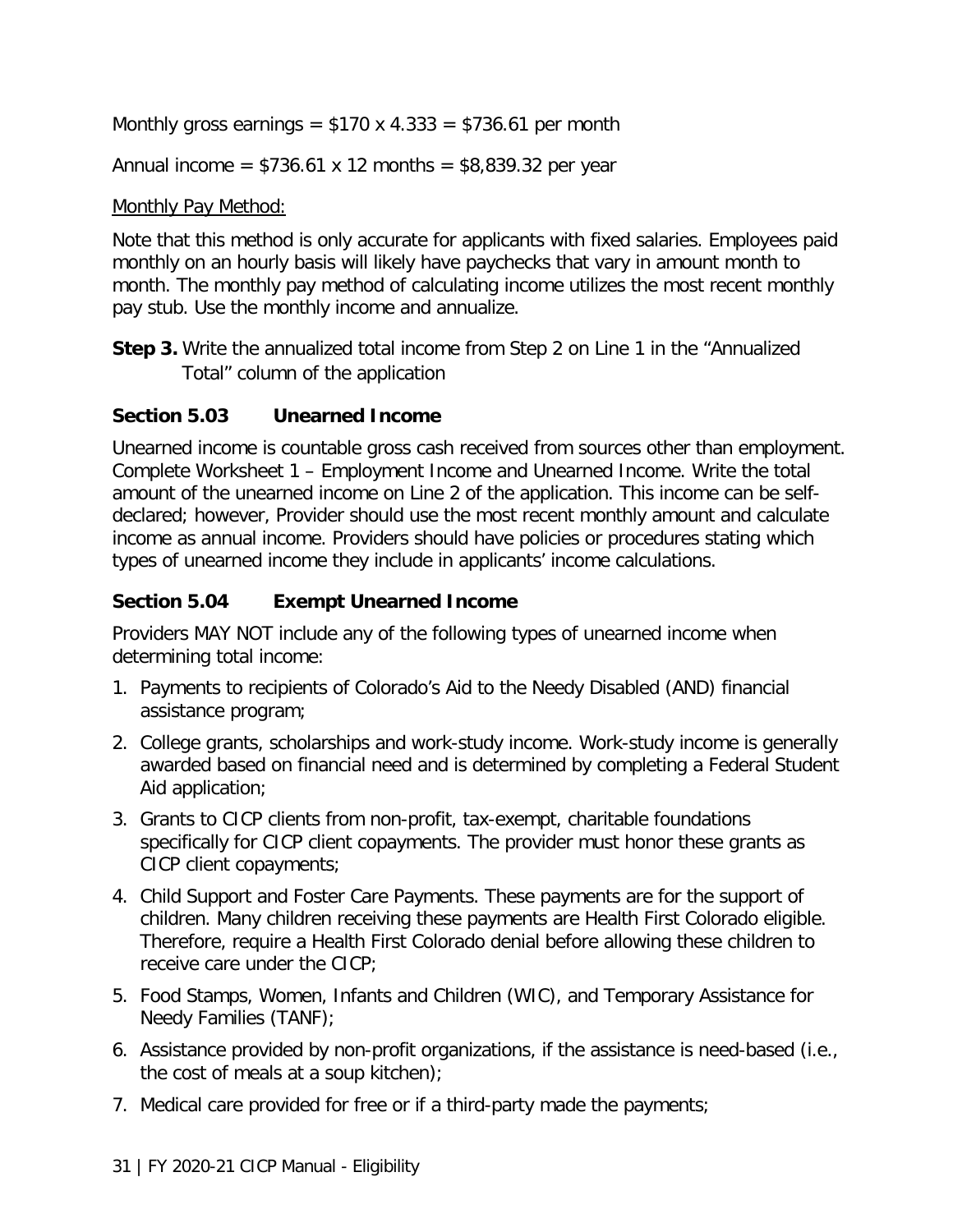Monthly gross earnings = $170 x 4.333 = $736.61 per month

Annual income = $736.61 x 12 months = $8,839.32 per year

Monthly Pay Method:

Note that this method is only accurate for applicants with fixed salaries. Employees paid monthly on an hourly basis will likely have paychecks that vary in amount month to month. The monthly pay method of calculating income utilizes the most recent monthly pay stub. Use the monthly income and annualize.

**Step 3.** Write the annualized total income from Step 2 on Line 1 in the "Annualized Total" column of the application

### Section 5.03 Unearned Income

Unearned income is countable gross cash received from sources other than employment. Complete Worksheet 1 – Employment Income and Unearned Income. Write the total amount of the unearned income on Line 2 of the application. This income can be self-declared; however, Provider should use the most recent monthly amount and calculate income as annual income. Providers should have policies or procedures stating which types of unearned income they include in applicants' income calculations.

### Section 5.04 Exempt Unearned Income

Providers MAY NOT include any of the following types of unearned income when determining total income:

1. Payments to recipients of Colorado's Aid to the Needy Disabled (AND) financial assistance program;
2. College grants, scholarships and work-study income. Work-study income is generally awarded based on financial need and is determined by completing a Federal Student Aid application;
3. Grants to CICP clients from non-profit, tax-exempt, charitable foundations specifically for CICP client copayments. The provider must honor these grants as CICP client copayments;
4. Child Support and Foster Care Payments. These payments are for the support of children. Many children receiving these payments are Health First Colorado eligible. Therefore, require a Health First Colorado denial before allowing these children to receive care under the CICP;
5. Food Stamps, Women, Infants and Children (WIC), and Temporary Assistance for Needy Families (TANF);
6. Assistance provided by non-profit organizations, if the assistance is need-based (i.e., the cost of meals at a soup kitchen);
7. Medical care provided for free or if a third-party made the payments;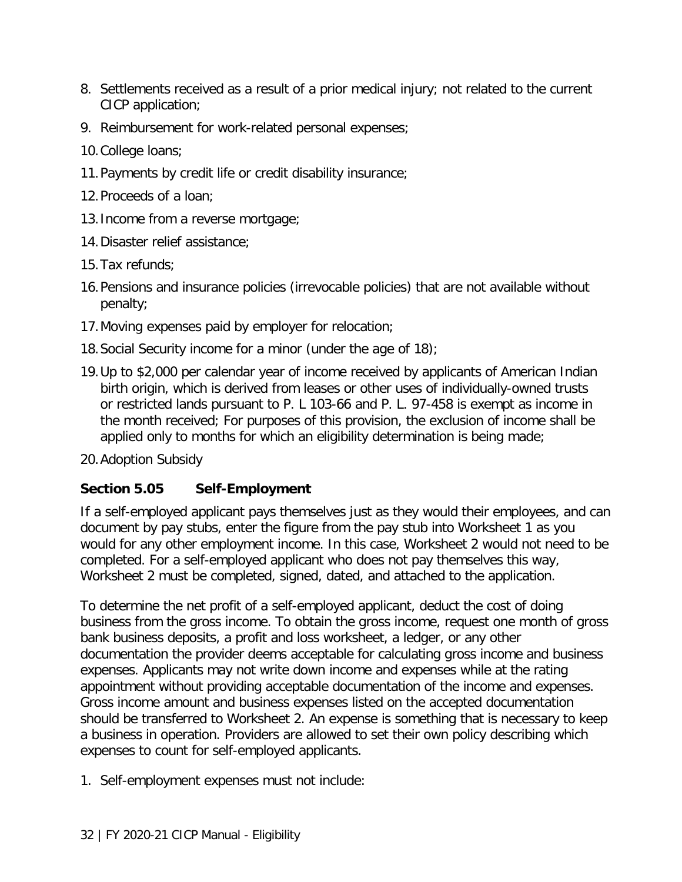8. Settlements received as a result of a prior medical injury; not related to the current CICP application;
9. Reimbursement for work-related personal expenses;
10. College loans;
11. Payments by credit life or credit disability insurance;
12. Proceeds of a loan;
13. Income from a reverse mortgage;
14. Disaster relief assistance;
15. Tax refunds;
16. Pensions and insurance policies (irrevocable policies) that are not available without penalty;
17. Moving expenses paid by employer for relocation;
18. Social Security income for a minor (under the age of 18);
19. Up to $2,000 per calendar year of income received by applicants of American Indian birth origin, which is derived from leases or other uses of individually-owned trusts or restricted lands pursuant to P. L 103-66 and P. L. 97-458 is exempt as income in the month received; For purposes of this provision, the exclusion of income shall be applied only to months for which an eligibility determination is being made;
20. Adoption Subsidy

### Section 5.05 Self-Employment

If a self-employed applicant pays themselves just as they would their employees, and can document by pay stubs, enter the figure from the pay stub into Worksheet 1 as you would for any other employment income. In this case, Worksheet 2 would not need to be completed. For a self-employed applicant who does not pay themselves this way, Worksheet 2 must be completed, signed, dated, and attached to the application.

To determine the net profit of a self-employed applicant, deduct the cost of doing business from the gross income. To obtain the gross income, request one month of gross bank business deposits, a profit and loss worksheet, a ledger, or any other documentation the provider deems acceptable for calculating gross income and business expenses. Applicants may not write down income and expenses while at the rating appointment without providing acceptable documentation of the income and expenses. Gross income amount and business expenses listed on the accepted documentation should be transferred to Worksheet 2. An expense is something that is necessary to keep a business in operation. Providers are allowed to set their own policy describing which expenses to count for self-employed applicants.

1. Self-employment expenses must not include: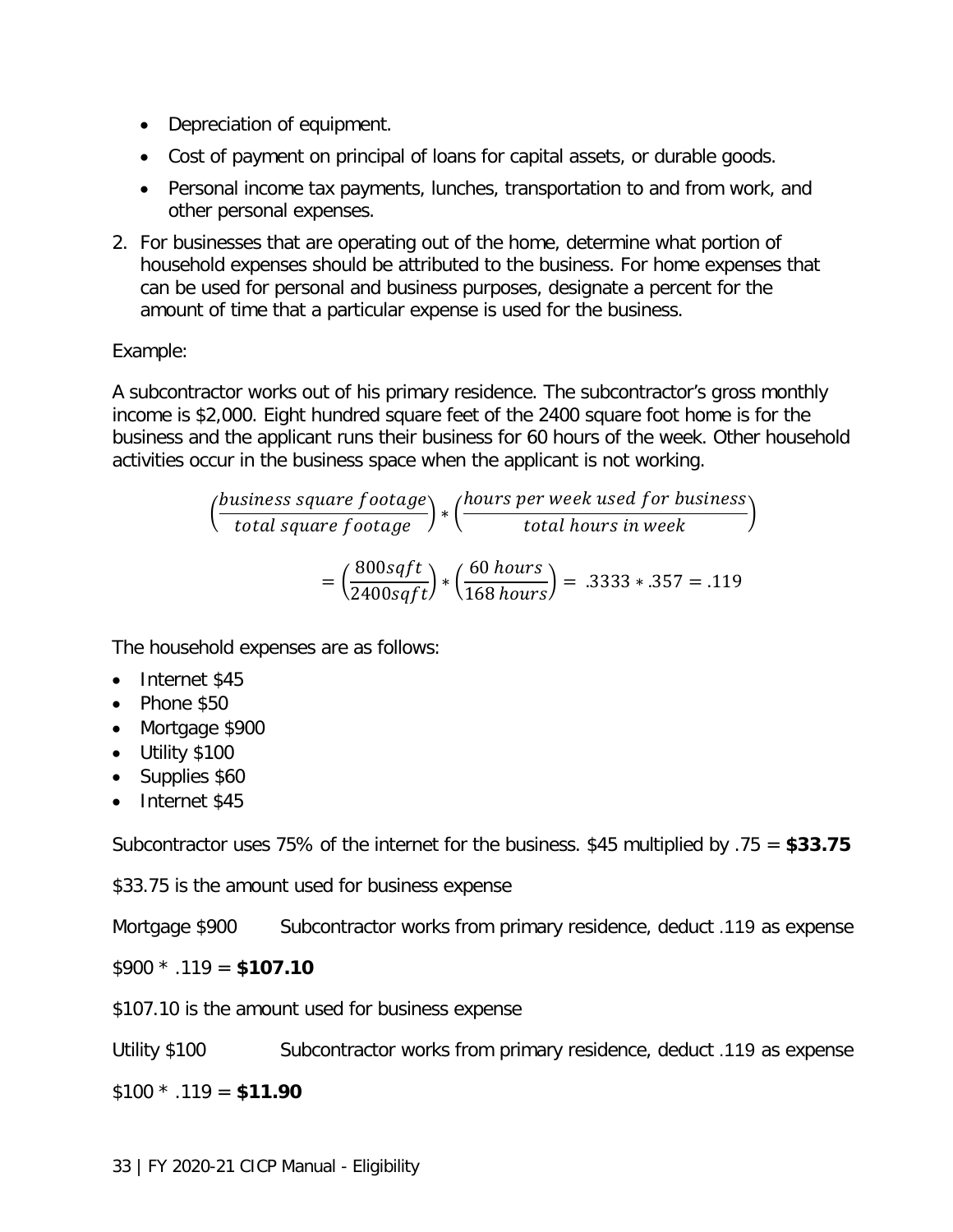- Depreciation of equipment.
- Cost of payment on principal of loans for capital assets, or durable goods.
- Personal income tax payments, lunches, transportation to and from work, and other personal expenses.

2. For businesses that are operating out of the home, determine what portion of household expenses should be attributed to the business. For home expenses that can be used for personal and business purposes, designate a percent for the amount of time that a particular expense is used for the business.

Example:

A subcontractor works out of his primary residence. The subcontractor's gross monthly income is $2,000. Eight hundred square feet of the 2400 square foot home is for the business and the applicant runs their business for 60 hours of the week. Other household activities occur in the business space when the applicant is not working.

$$\left(\frac{business\ square\ footage}{total\ square\ footage}\right) * \left(\frac{hours\ per\ week\ used\ for\ business}{total\ hours\ in\ week}\right)$$

$$= \left(\frac{800sqft}{2400sqft}\right) * \left(\frac{60\ hours}{168\ hours}\right) = .3333 * .357 = .119$$

The household expenses are as follows:

- Internet $45
- Phone $50
- Mortgage $900
- Utility $100
- Supplies $60
- Internet $45

Subcontractor uses 75% of the internet for the business. $45 multiplied by .75 = **$33.75**

$33.75 is the amount used for business expense

Mortgage $900 Subcontractor works from primary residence, deduct .119 as expense

$900 * .119 = **$107.10**

$107.10 is the amount used for business expense

Utility $100 Subcontractor works from primary residence, deduct .119 as expense

$100 * .119 = **$11.90**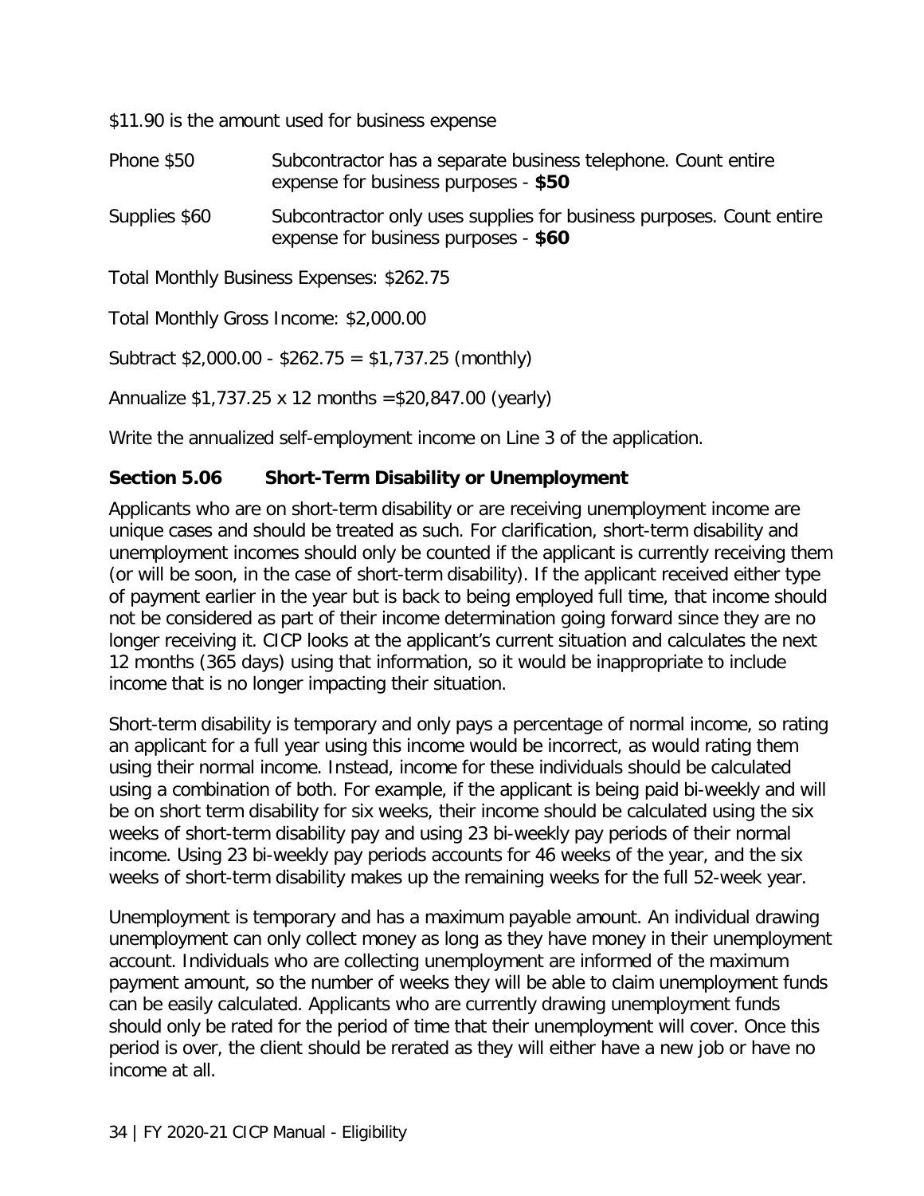$11.90 is the amount used for business expense

| | |
|---|---|
| Phone $50 | Subcontractor has a separate business telephone. Count entire expense for business purposes - **$50** |
| Supplies $60 | Subcontractor only uses supplies for business purposes. Count entire expense for business purposes - **$60** |

Total Monthly Business Expenses: $262.75

Total Monthly Gross Income: $2,000.00

Subtract $2,000.00 - $262.75 = $1,737.25 (monthly)

Annualize $1,737.25 x 12 months =$20,847.00 (yearly)

Write the annualized self-employment income on Line 3 of the application.

### Section 5.06 Short-Term Disability or Unemployment

Applicants who are on short-term disability or are receiving unemployment income are unique cases and should be treated as such. For clarification, short-term disability and unemployment incomes should only be counted if the applicant is currently receiving them (or will be soon, in the case of short-term disability). If the applicant received either type of payment earlier in the year but is back to being employed full time, that income should not be considered as part of their income determination going forward since they are no longer receiving it. CICP looks at the applicant's current situation and calculates the next 12 months (365 days) using that information, so it would be inappropriate to include income that is no longer impacting their situation.

Short-term disability is temporary and only pays a percentage of normal income, so rating an applicant for a full year using this income would be incorrect, as would rating them using their normal income. Instead, income for these individuals should be calculated using a combination of both. For example, if the applicant is being paid bi-weekly and will be on short term disability for six weeks, their income should be calculated using the six weeks of short-term disability pay and using 23 bi-weekly pay periods of their normal income. Using 23 bi-weekly pay periods accounts for 46 weeks of the year, and the six weeks of short-term disability makes up the remaining weeks for the full 52-week year.

Unemployment is temporary and has a maximum payable amount. An individual drawing unemployment can only collect money as long as they have money in their unemployment account. Individuals who are collecting unemployment are informed of the maximum payment amount, so the number of weeks they will be able to claim unemployment funds can be easily calculated. Applicants who are currently drawing unemployment funds should only be rated for the period of time that their unemployment will cover. Once this period is over, the client should be rerated as they will either have a new job or have no income at all.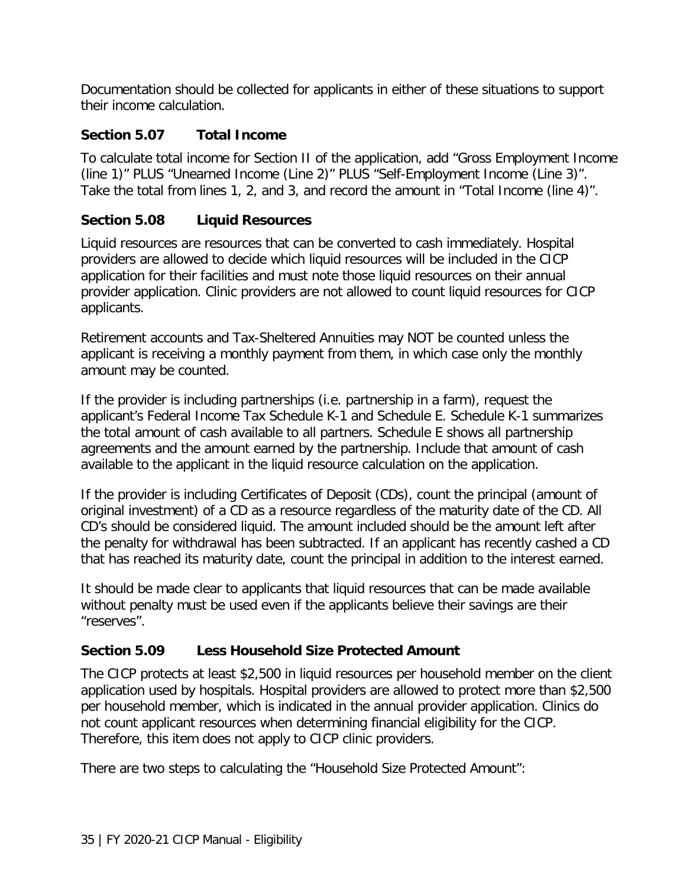Documentation should be collected for applicants in either of these situations to support their income calculation.

### Section 5.07 Total Income

To calculate total income for Section II of the application, add "Gross Employment Income (line 1)" PLUS "Unearned Income (Line 2)" PLUS "Self-Employment Income (Line 3)". Take the total from lines 1, 2, and 3, and record the amount in "Total Income (line 4)".

### Section 5.08 Liquid Resources

Liquid resources are resources that can be converted to cash immediately. Hospital providers are allowed to decide which liquid resources will be included in the CICP application for their facilities and must note those liquid resources on their annual provider application. Clinic providers are not allowed to count liquid resources for CICP applicants.

Retirement accounts and Tax-Sheltered Annuities may NOT be counted unless the applicant is receiving a monthly payment from them, in which case only the monthly amount may be counted.

If the provider is including partnerships (i.e. partnership in a farm), request the applicant's Federal Income Tax Schedule K-1 and Schedule E. Schedule K-1 summarizes the total amount of cash available to all partners. Schedule E shows all partnership agreements and the amount earned by the partnership. Include that amount of cash available to the applicant in the liquid resource calculation on the application.

If the provider is including Certificates of Deposit (CDs), count the principal (amount of original investment) of a CD as a resource regardless of the maturity date of the CD. All CD's should be considered liquid. The amount included should be the amount left after the penalty for withdrawal has been subtracted. If an applicant has recently cashed a CD that has reached its maturity date, count the principal in addition to the interest earned.

It should be made clear to applicants that liquid resources that can be made available without penalty must be used even if the applicants believe their savings are their "reserves".

### Section 5.09 Less Household Size Protected Amount

The CICP protects at least $2,500 in liquid resources per household member on the client application used by hospitals. Hospital providers are allowed to protect more than $2,500 per household member, which is indicated in the annual provider application. Clinics do not count applicant resources when determining financial eligibility for the CICP. Therefore, this item does not apply to CICP clinic providers.

There are two steps to calculating the "Household Size Protected Amount":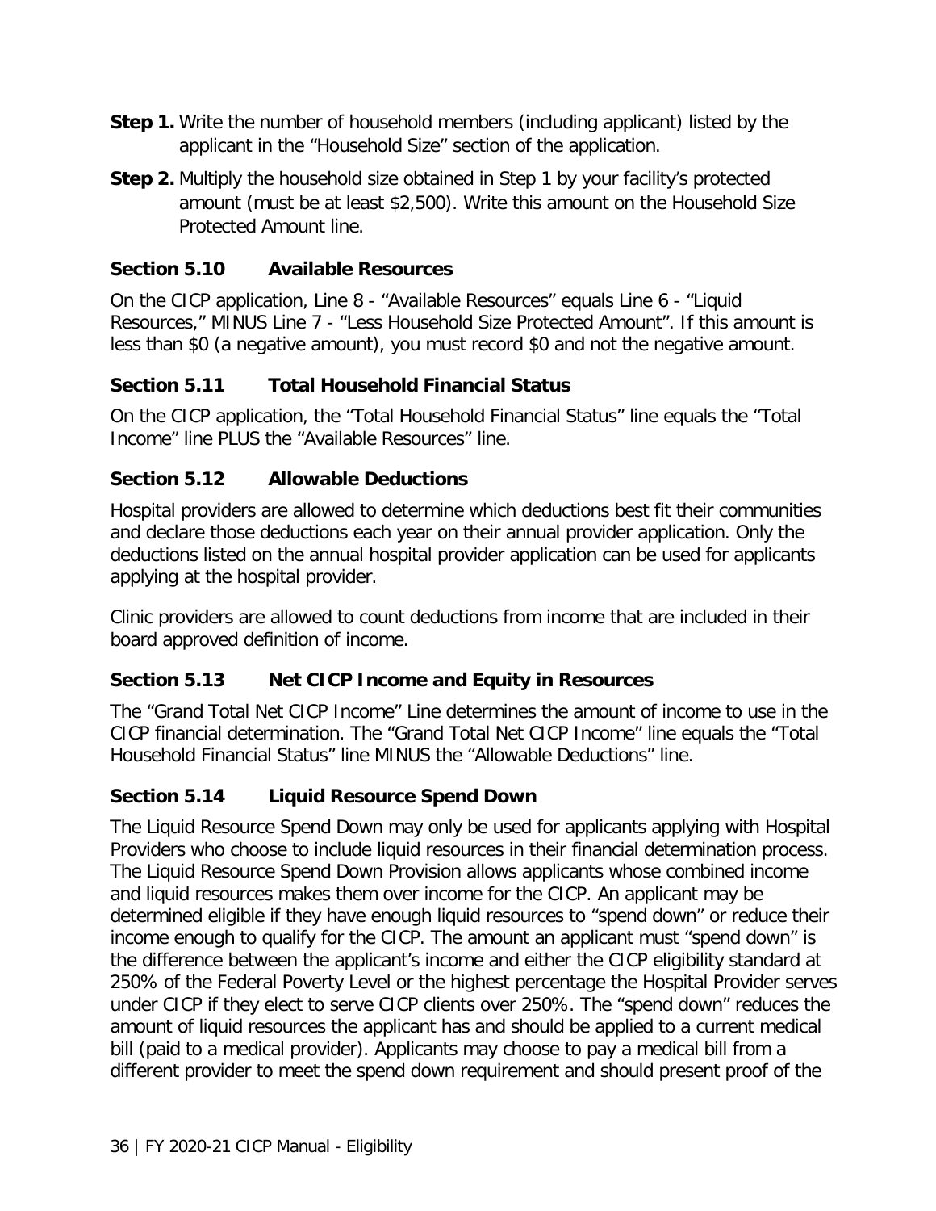**Step 1.** Write the number of household members (including applicant) listed by the applicant in the "Household Size" section of the application.

**Step 2.** Multiply the household size obtained in Step 1 by your facility's protected amount (must be at least $2,500). Write this amount on the Household Size Protected Amount line.

### Section 5.10 Available Resources

On the CICP application, Line 8 - "Available Resources" equals Line 6 - "Liquid Resources," MINUS Line 7 - "Less Household Size Protected Amount". If this amount is less than $0 (a negative amount), you must record $0 and not the negative amount.

### Section 5.11 Total Household Financial Status

On the CICP application, the "Total Household Financial Status" line equals the "Total Income" line PLUS the "Available Resources" line.

### Section 5.12 Allowable Deductions

Hospital providers are allowed to determine which deductions best fit their communities and declare those deductions each year on their annual provider application. Only the deductions listed on the annual hospital provider application can be used for applicants applying at the hospital provider.

Clinic providers are allowed to count deductions from income that are included in their board approved definition of income.

### Section 5.13 Net CICP Income and Equity in Resources

The "Grand Total Net CICP Income" Line determines the amount of income to use in the CICP financial determination. The "Grand Total Net CICP Income" line equals the "Total Household Financial Status" line MINUS the "Allowable Deductions" line.

### Section 5.14 Liquid Resource Spend Down

The Liquid Resource Spend Down may only be used for applicants applying with Hospital Providers who choose to include liquid resources in their financial determination process. The Liquid Resource Spend Down Provision allows applicants whose combined income and liquid resources makes them over income for the CICP. An applicant may be determined eligible if they have enough liquid resources to "spend down" or reduce their income enough to qualify for the CICP. The amount an applicant must "spend down" is the difference between the applicant's income and either the CICP eligibility standard at 250% of the Federal Poverty Level or the highest percentage the Hospital Provider serves under CICP if they elect to serve CICP clients over 250%. The "spend down" reduces the amount of liquid resources the applicant has and should be applied to a current medical bill (paid to a medical provider). Applicants may choose to pay a medical bill from a different provider to meet the spend down requirement and should present proof of the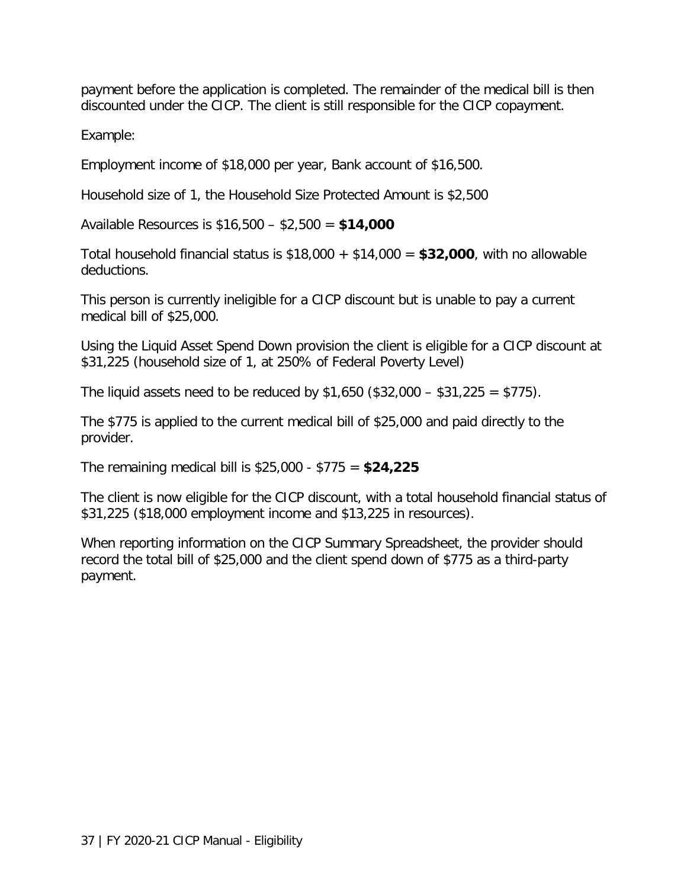payment before the application is completed. The remainder of the medical bill is then discounted under the CICP. The client is still responsible for the CICP copayment.

Example:

Employment income of $18,000 per year, Bank account of $16,500.

Household size of 1, the Household Size Protected Amount is $2,500

Available Resources is $16,500 – $2,500 = **$14,000**

Total household financial status is $18,000 + $14,000 = **$32,000**, with no allowable deductions.

This person is currently ineligible for a CICP discount but is unable to pay a current medical bill of $25,000.

Using the Liquid Asset Spend Down provision the client is eligible for a CICP discount at $31,225 (household size of 1, at 250% of Federal Poverty Level)

The liquid assets need to be reduced by $1,650 ($32,000 – $31,225 = $775).

The $775 is applied to the current medical bill of $25,000 and paid directly to the provider.

The remaining medical bill is $25,000 - $775 = **$24,225**

The client is now eligible for the CICP discount, with a total household financial status of $31,225 ($18,000 employment income and $13,225 in resources).

When reporting information on the CICP Summary Spreadsheet, the provider should record the total bill of $25,000 and the client spend down of $775 as a third-party payment.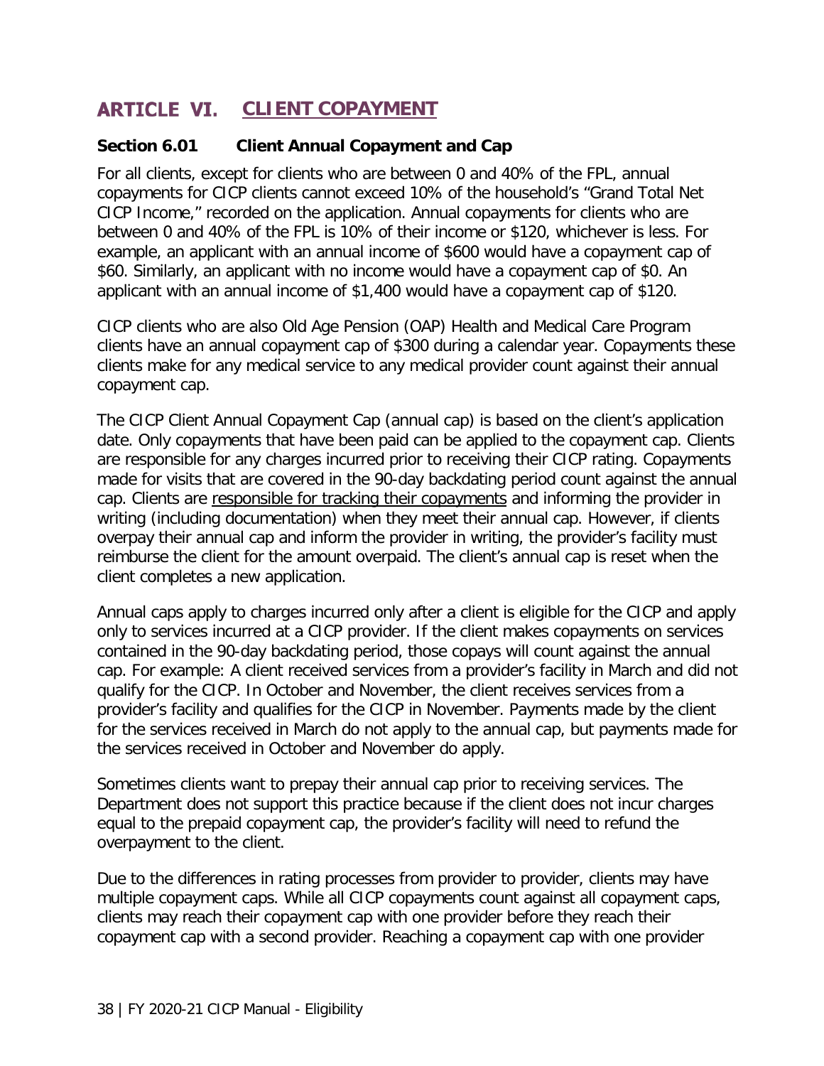# ARTICLE VI. CLIENT COPAYMENT

## Section 6.01 Client Annual Copayment and Cap

For all clients, except for clients who are between 0 and 40% of the FPL, annual copayments for CICP clients cannot exceed 10% of the household's "Grand Total Net CICP Income," recorded on the application. Annual copayments for clients who are between 0 and 40% of the FPL is 10% of their income or $120, whichever is less. For example, an applicant with an annual income of $600 would have a copayment cap of $60. Similarly, an applicant with no income would have a copayment cap of $0. An applicant with an annual income of $1,400 would have a copayment cap of $120.

CICP clients who are also Old Age Pension (OAP) Health and Medical Care Program clients have an annual copayment cap of $300 during a calendar year. Copayments these clients make for any medical service to any medical provider count against their annual copayment cap.

The CICP Client Annual Copayment Cap (annual cap) is based on the client's application date. Only copayments that have been paid can be applied to the copayment cap. Clients are responsible for any charges incurred prior to receiving their CICP rating. Copayments made for visits that are covered in the 90-day backdating period count against the annual cap. Clients are responsible for tracking their copayments and informing the provider in writing (including documentation) when they meet their annual cap. However, if clients overpay their annual cap and inform the provider in writing, the provider's facility must reimburse the client for the amount overpaid. The client's annual cap is reset when the client completes a new application.

Annual caps apply to charges incurred only after a client is eligible for the CICP and apply only to services incurred at a CICP provider. If the client makes copayments on services contained in the 90-day backdating period, those copays will count against the annual cap. For example: A client received services from a provider's facility in March and did not qualify for the CICP. In October and November, the client receives services from a provider's facility and qualifies for the CICP in November. Payments made by the client for the services received in March do not apply to the annual cap, but payments made for the services received in October and November do apply.

Sometimes clients want to prepay their annual cap prior to receiving services. The Department does not support this practice because if the client does not incur charges equal to the prepaid copayment cap, the provider's facility will need to refund the overpayment to the client.

Due to the differences in rating processes from provider to provider, clients may have multiple copayment caps. While all CICP copayments count against all copayment caps, clients may reach their copayment cap with one provider before they reach their copayment cap with a second provider. Reaching a copayment cap with one provider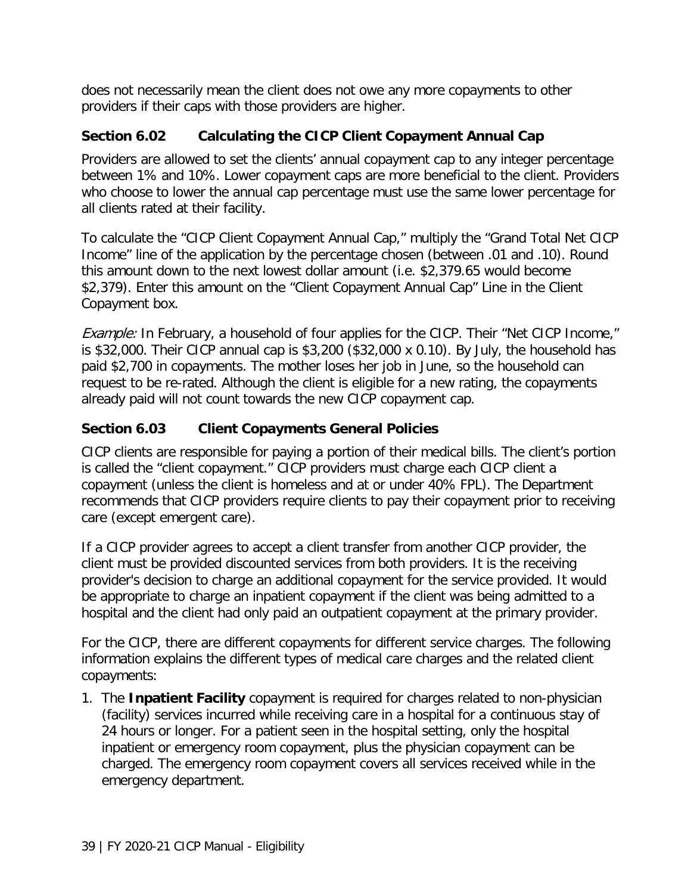does not necessarily mean the client does not owe any more copayments to other providers if their caps with those providers are higher.

### Section 6.02 Calculating the CICP Client Copayment Annual Cap

Providers are allowed to set the clients' annual copayment cap to any integer percentage between 1% and 10%. Lower copayment caps are more beneficial to the client. Providers who choose to lower the annual cap percentage must use the same lower percentage for all clients rated at their facility.

To calculate the "CICP Client Copayment Annual Cap," multiply the "Grand Total Net CICP Income" line of the application by the percentage chosen (between .01 and .10). Round this amount down to the next lowest dollar amount (i.e. $2,379.65 would become $2,379). Enter this amount on the "Client Copayment Annual Cap" Line in the Client Copayment box.

*Example:* In February, a household of four applies for the CICP. Their "Net CICP Income," is $32,000. Their CICP annual cap is $3,200 ($32,000 x 0.10). By July, the household has paid $2,700 in copayments. The mother loses her job in June, so the household can request to be re-rated. Although the client is eligible for a new rating, the copayments already paid will not count towards the new CICP copayment cap.

### Section 6.03 Client Copayments General Policies

CICP clients are responsible for paying a portion of their medical bills. The client's portion is called the "client copayment." CICP providers must charge each CICP client a copayment (unless the client is homeless and at or under 40% FPL). The Department recommends that CICP providers require clients to pay their copayment prior to receiving care (except emergent care).

If a CICP provider agrees to accept a client transfer from another CICP provider, the client must be provided discounted services from both providers. It is the receiving provider's decision to charge an additional copayment for the service provided. It would be appropriate to charge an inpatient copayment if the client was being admitted to a hospital and the client had only paid an outpatient copayment at the primary provider.

For the CICP, there are different copayments for different service charges. The following information explains the different types of medical care charges and the related client copayments:

1. The **Inpatient Facility** copayment is required for charges related to non-physician (facility) services incurred while receiving care in a hospital for a continuous stay of 24 hours or longer. For a patient seen in the hospital setting, only the hospital inpatient or emergency room copayment, plus the physician copayment can be charged. The emergency room copayment covers all services received while in the emergency department.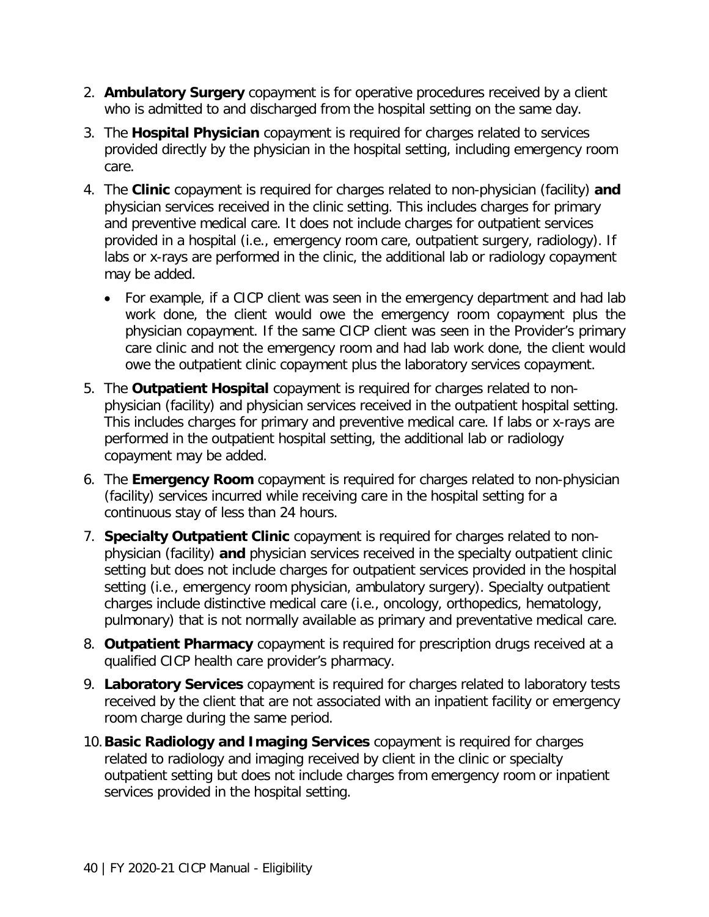2. **Ambulatory Surgery** copayment is for operative procedures received by a client who is admitted to and discharged from the hospital setting on the same day.
3. The **Hospital Physician** copayment is required for charges related to services provided directly by the physician in the hospital setting, including emergency room care.
4. The **Clinic** copayment is required for charges related to non-physician (facility) **and** physician services received in the clinic setting. This includes charges for primary and preventive medical care. It does not include charges for outpatient services provided in a hospital (i.e., emergency room care, outpatient surgery, radiology). If labs or x-rays are performed in the clinic, the additional lab or radiology copayment may be added.
   - For example, if a CICP client was seen in the emergency department and had lab work done, the client would owe the emergency room copayment plus the physician copayment. If the same CICP client was seen in the Provider's primary care clinic and not the emergency room and had lab work done, the client would owe the outpatient clinic copayment plus the laboratory services copayment.
5. The **Outpatient Hospital** copayment is required for charges related to non-physician (facility) and physician services received in the outpatient hospital setting. This includes charges for primary and preventive medical care. If labs or x-rays are performed in the outpatient hospital setting, the additional lab or radiology copayment may be added.
6. The **Emergency Room** copayment is required for charges related to non-physician (facility) services incurred while receiving care in the hospital setting for a continuous stay of less than 24 hours.
7. **Specialty Outpatient Clinic** copayment is required for charges related to non-physician (facility) **and** physician services received in the specialty outpatient clinic setting but does not include charges for outpatient services provided in the hospital setting (i.e., emergency room physician, ambulatory surgery). Specialty outpatient charges include distinctive medical care (i.e., oncology, orthopedics, hematology, pulmonary) that is not normally available as primary and preventative medical care.
8. **Outpatient Pharmacy** copayment is required for prescription drugs received at a qualified CICP health care provider's pharmacy.
9. **Laboratory Services** copayment is required for charges related to laboratory tests received by the client that are not associated with an inpatient facility or emergency room charge during the same period.
10. **Basic Radiology and Imaging Services** copayment is required for charges related to radiology and imaging received by client in the clinic or specialty outpatient setting but does not include charges from emergency room or inpatient services provided in the hospital setting.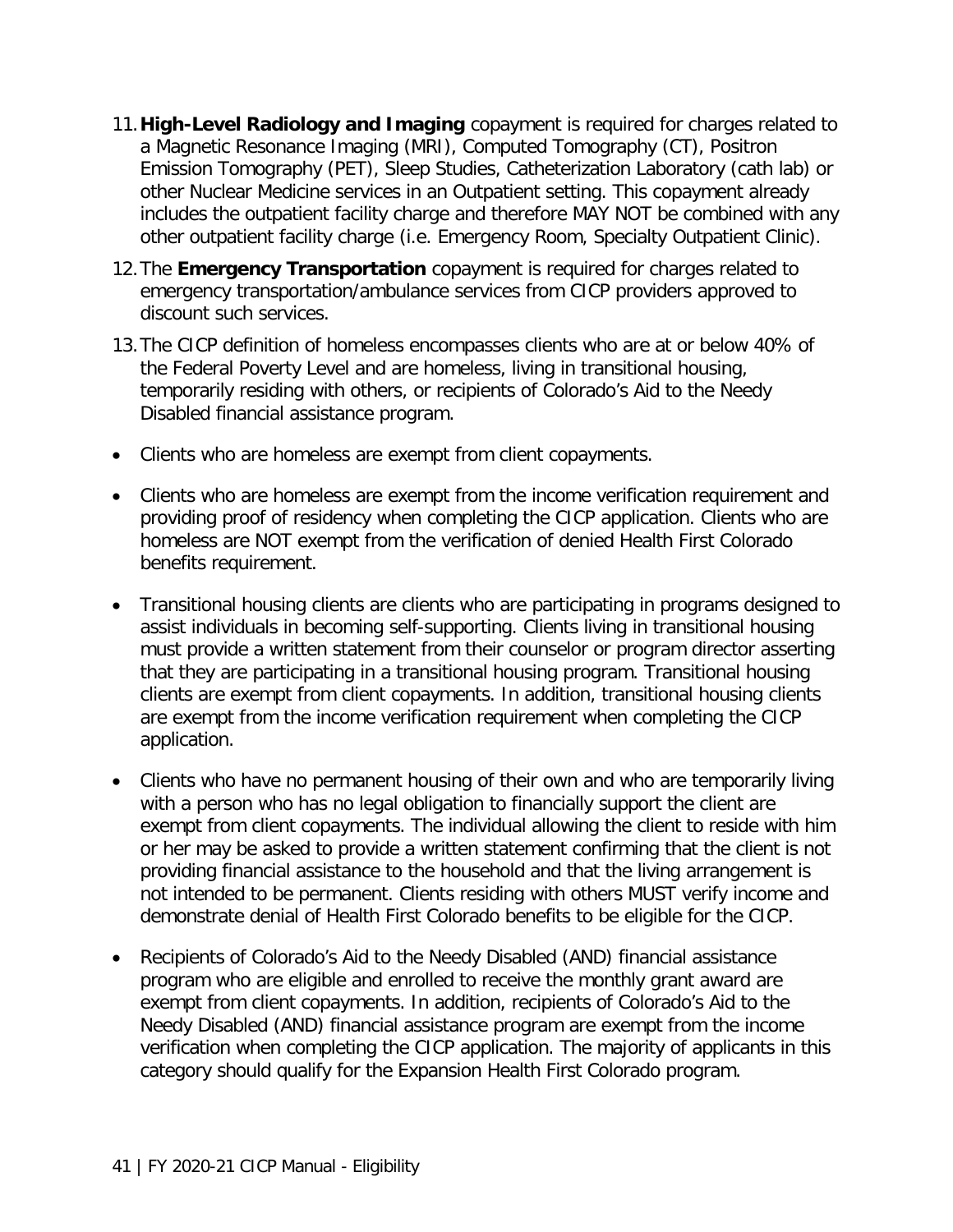11. **High-Level Radiology and Imaging** copayment is required for charges related to a Magnetic Resonance Imaging (MRI), Computed Tomography (CT), Positron Emission Tomography (PET), Sleep Studies, Catheterization Laboratory (cath lab) or other Nuclear Medicine services in an Outpatient setting. This copayment already includes the outpatient facility charge and therefore MAY NOT be combined with any other outpatient facility charge (i.e. Emergency Room, Specialty Outpatient Clinic).
12. The **Emergency Transportation** copayment is required for charges related to emergency transportation/ambulance services from CICP providers approved to discount such services.
13. The CICP definition of homeless encompasses clients who are at or below 40% of the Federal Poverty Level and are homeless, living in transitional housing, temporarily residing with others, or recipients of Colorado's Aid to the Needy Disabled financial assistance program.

- Clients who are homeless are exempt from client copayments.
- Clients who are homeless are exempt from the income verification requirement and providing proof of residency when completing the CICP application. Clients who are homeless are NOT exempt from the verification of denied Health First Colorado benefits requirement.
- Transitional housing clients are clients who are participating in programs designed to assist individuals in becoming self-supporting. Clients living in transitional housing must provide a written statement from their counselor or program director asserting that they are participating in a transitional housing program. Transitional housing clients are exempt from client copayments. In addition, transitional housing clients are exempt from the income verification requirement when completing the CICP application.
- Clients who have no permanent housing of their own and who are temporarily living with a person who has no legal obligation to financially support the client are exempt from client copayments. The individual allowing the client to reside with him or her may be asked to provide a written statement confirming that the client is not providing financial assistance to the household and that the living arrangement is not intended to be permanent. Clients residing with others MUST verify income and demonstrate denial of Health First Colorado benefits to be eligible for the CICP.
- Recipients of Colorado's Aid to the Needy Disabled (AND) financial assistance program who are eligible and enrolled to receive the monthly grant award are exempt from client copayments. In addition, recipients of Colorado's Aid to the Needy Disabled (AND) financial assistance program are exempt from the income verification when completing the CICP application. The majority of applicants in this category should qualify for the Expansion Health First Colorado program.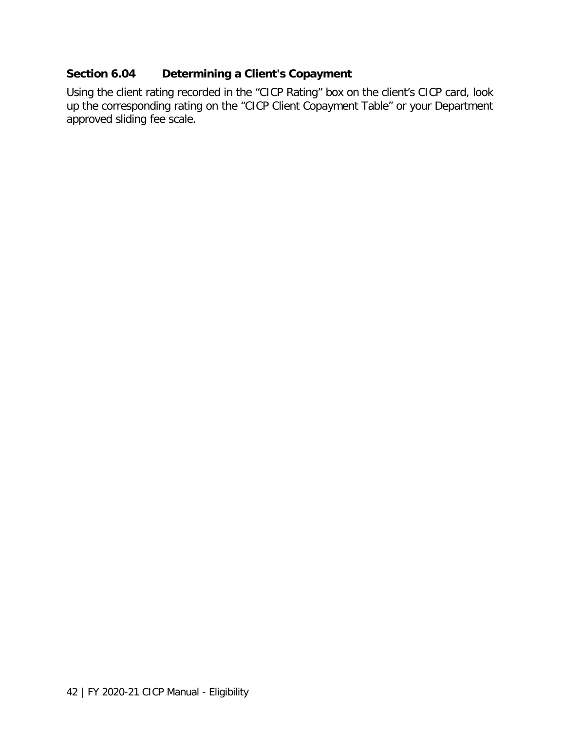### Section 6.04 Determining a Client's Copayment

Using the client rating recorded in the “CICP Rating” box on the client’s CICP card, look up the corresponding rating on the “CICP Client Copayment Table” or your Department approved sliding fee scale.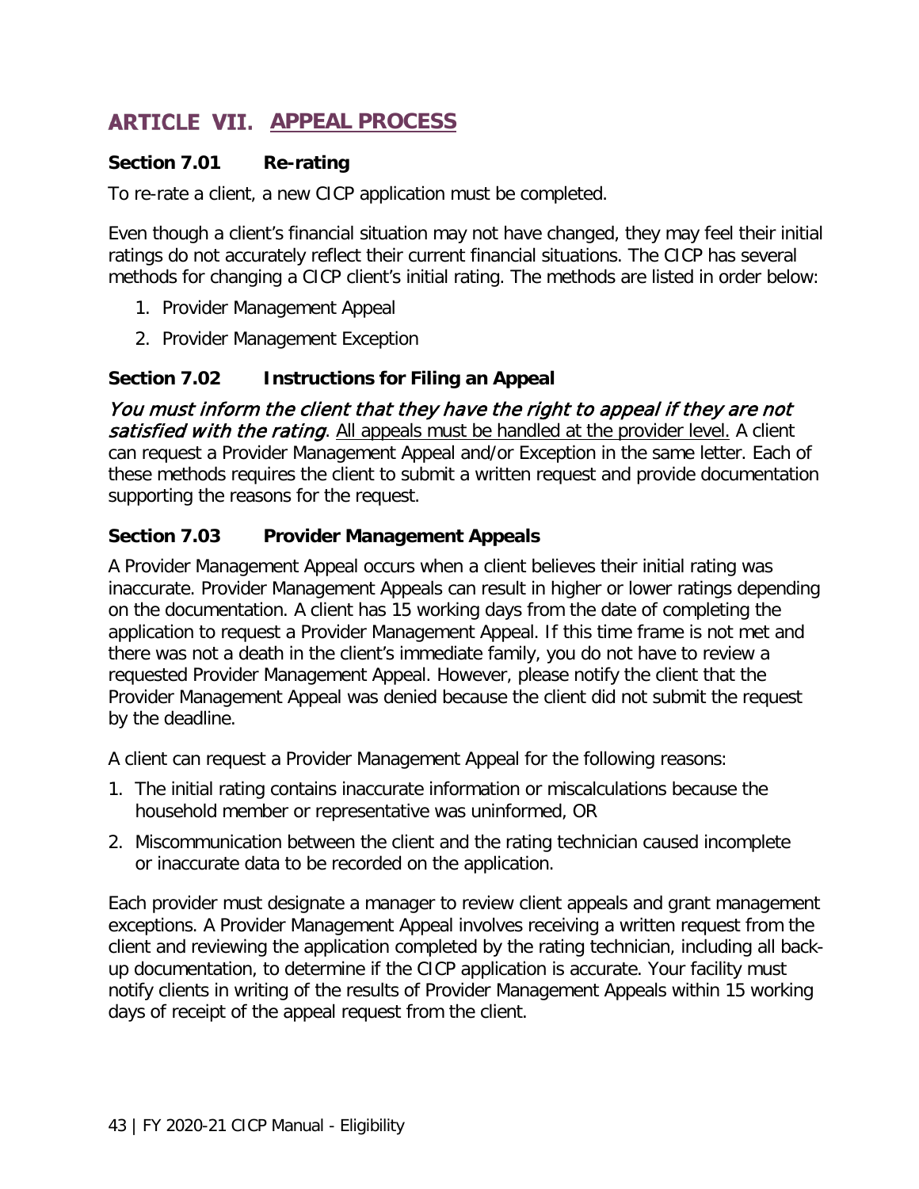# ARTICLE VII. APPEAL PROCESS

## Section 7.01 Re-rating

To re-rate a client, a new CICP application must be completed.

Even though a client's financial situation may not have changed, they may feel their initial ratings do not accurately reflect their current financial situations. The CICP has several methods for changing a CICP client's initial rating. The methods are listed in order below:

1. Provider Management Appeal
2. Provider Management Exception

## Section 7.02 Instructions for Filing an Appeal

***You must inform the client that they have the right to appeal if they are not satisfied with the rating***. All appeals must be handled at the provider level. A client can request a Provider Management Appeal and/or Exception in the same letter. Each of these methods requires the client to submit a written request and provide documentation supporting the reasons for the request.

## Section 7.03 Provider Management Appeals

A Provider Management Appeal occurs when a client believes their initial rating was inaccurate. Provider Management Appeals can result in higher or lower ratings depending on the documentation. A client has 15 working days from the date of completing the application to request a Provider Management Appeal. If this time frame is not met and there was not a death in the client's immediate family, you do not have to review a requested Provider Management Appeal. However, please notify the client that the Provider Management Appeal was denied because the client did not submit the request by the deadline.

A client can request a Provider Management Appeal for the following reasons:

1. The initial rating contains inaccurate information or miscalculations because the household member or representative was uninformed, OR
2. Miscommunication between the client and the rating technician caused incomplete or inaccurate data to be recorded on the application.

Each provider must designate a manager to review client appeals and grant management exceptions. A Provider Management Appeal involves receiving a written request from the client and reviewing the application completed by the rating technician, including all back-up documentation, to determine if the CICP application is accurate. Your facility must notify clients in writing of the results of Provider Management Appeals within 15 working days of receipt of the appeal request from the client.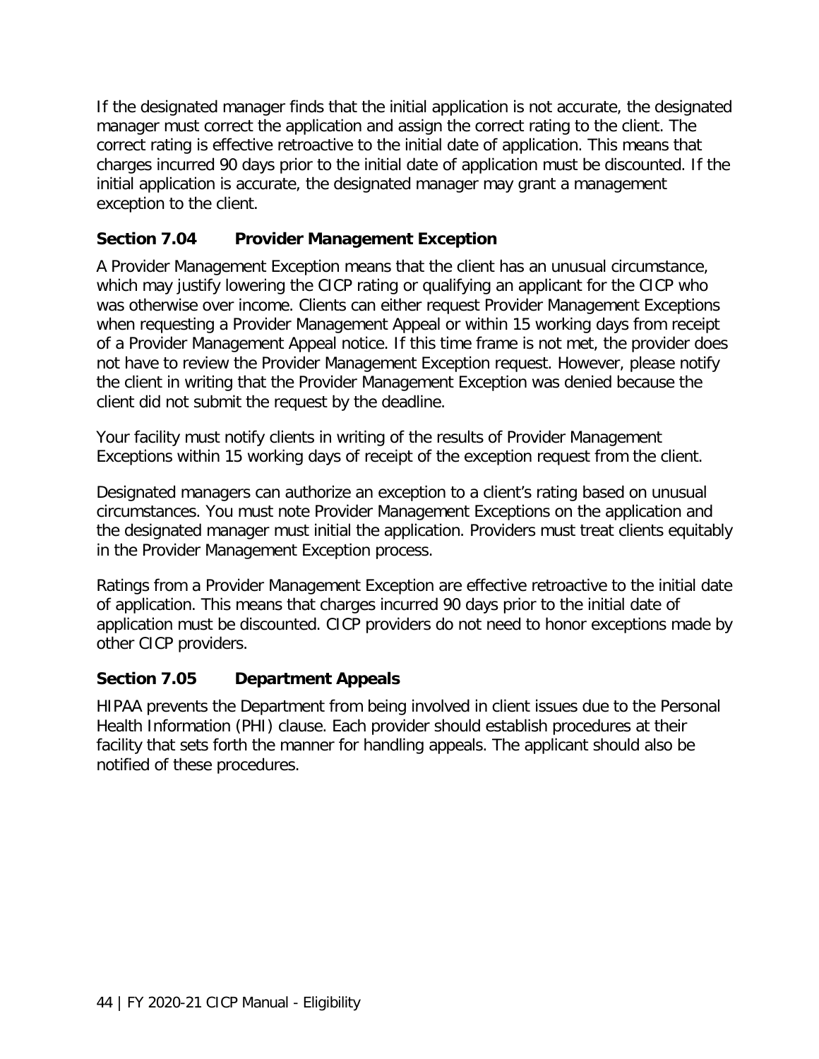If the designated manager finds that the initial application is not accurate, the designated manager must correct the application and assign the correct rating to the client. The correct rating is effective retroactive to the initial date of application. This means that charges incurred 90 days prior to the initial date of application must be discounted. If the initial application is accurate, the designated manager may grant a management exception to the client.

### Section 7.04 Provider Management Exception

A Provider Management Exception means that the client has an unusual circumstance, which may justify lowering the CICP rating or qualifying an applicant for the CICP who was otherwise over income. Clients can either request Provider Management Exceptions when requesting a Provider Management Appeal or within 15 working days from receipt of a Provider Management Appeal notice. If this time frame is not met, the provider does not have to review the Provider Management Exception request. However, please notify the client in writing that the Provider Management Exception was denied because the client did not submit the request by the deadline.

Your facility must notify clients in writing of the results of Provider Management Exceptions within 15 working days of receipt of the exception request from the client.

Designated managers can authorize an exception to a client's rating based on unusual circumstances. You must note Provider Management Exceptions on the application and the designated manager must initial the application. Providers must treat clients equitably in the Provider Management Exception process.

Ratings from a Provider Management Exception are effective retroactive to the initial date of application. This means that charges incurred 90 days prior to the initial date of application must be discounted. CICP providers do not need to honor exceptions made by other CICP providers.

### Section 7.05 Department Appeals

HIPAA prevents the Department from being involved in client issues due to the Personal Health Information (PHI) clause. Each provider should establish procedures at their facility that sets forth the manner for handling appeals. The applicant should also be notified of these procedures.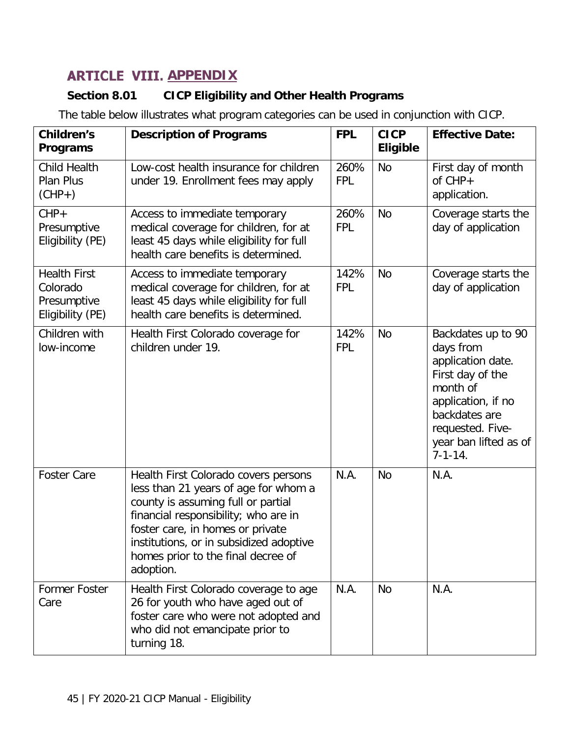# ARTICLE VIII. APPENDIX

## Section 8.01 CICP Eligibility and Other Health Programs

The table below illustrates what program categories can be used in conjunction with CICP.

| Children's Programs | Description of Programs | FPL | CICP Eligible | Effective Date: |
|---|---|---|---|---|
| Child Health Plan Plus (CHP+) | Low-cost health insurance for children under 19. Enrollment fees may apply | 260% FPL | No | First day of month of CHP+ application. |
| CHP+ Presumptive Eligibility (PE) | Access to immediate temporary medical coverage for children, for at least 45 days while eligibility for full health care benefits is determined. | 260% FPL | No | Coverage starts the day of application |
| Health First Colorado Presumptive Eligibility (PE) | Access to immediate temporary medical coverage for children, for at least 45 days while eligibility for full health care benefits is determined. | 142% FPL | No | Coverage starts the day of application |
| Children with low-income | Health First Colorado coverage for children under 19. | 142% FPL | No | Backdates up to 90 days from application date. First day of the month of application, if no backdates are requested. Five-year ban lifted as of 7-1-14. |
| Foster Care | Health First Colorado covers persons less than 21 years of age for whom a county is assuming full or partial financial responsibility; who are in foster care, in homes or private institutions, or in subsidized adoptive homes prior to the final decree of adoption. | N.A. | No | N.A. |
| Former Foster Care | Health First Colorado coverage to age 26 for youth who have aged out of foster care who were not adopted and who did not emancipate prior to turning 18. | N.A. | No | N.A. |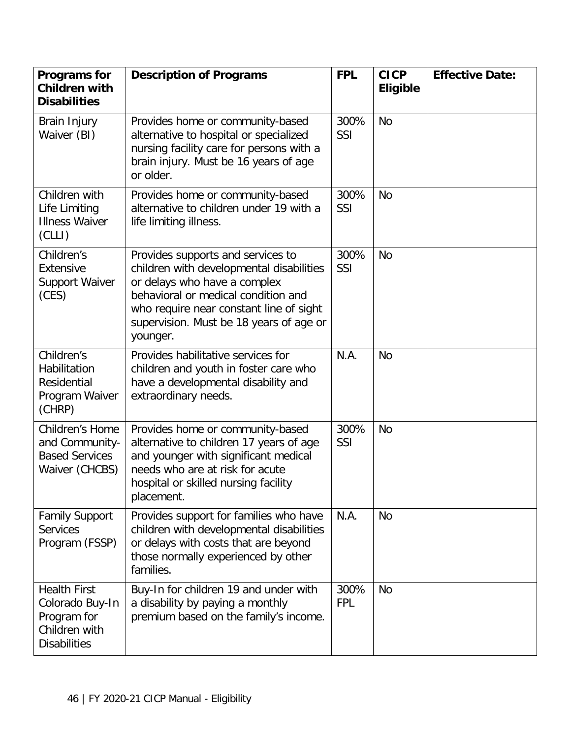| Programs for Children with Disabilities | Description of Programs | FPL | CICP Eligible | Effective Date: |
|---|---|---|---|---|
| Brain Injury Waiver (BI) | Provides home or community-based alternative to hospital or specialized nursing facility care for persons with a brain injury. Must be 16 years of age or older. | 300% SSI | No | |
| Children with Life Limiting Illness Waiver (CLLI) | Provides home or community-based alternative to children under 19 with a life limiting illness. | 300% SSI | No | |
| Children's Extensive Support Waiver (CES) | Provides supports and services to children with developmental disabilities or delays who have a complex behavioral or medical condition and who require near constant line of sight supervision. Must be 18 years of age or younger. | 300% SSI | No | |
| Children's Habilitation Residential Program Waiver (CHRP) | Provides habilitative services for children and youth in foster care who have a developmental disability and extraordinary needs. | N.A. | No | |
| Children's Home and Community-Based Services Waiver (CHCBS) | Provides home or community-based alternative to children 17 years of age and younger with significant medical needs who are at risk for acute hospital or skilled nursing facility placement. | 300% SSI | No | |
| Family Support Services Program (FSSP) | Provides support for families who have children with developmental disabilities or delays with costs that are beyond those normally experienced by other families. | N.A. | No | |
| Health First Colorado Buy-In Program for Children with Disabilities | Buy-In for children 19 and under with a disability by paying a monthly premium based on the family's income. | 300% FPL | No | |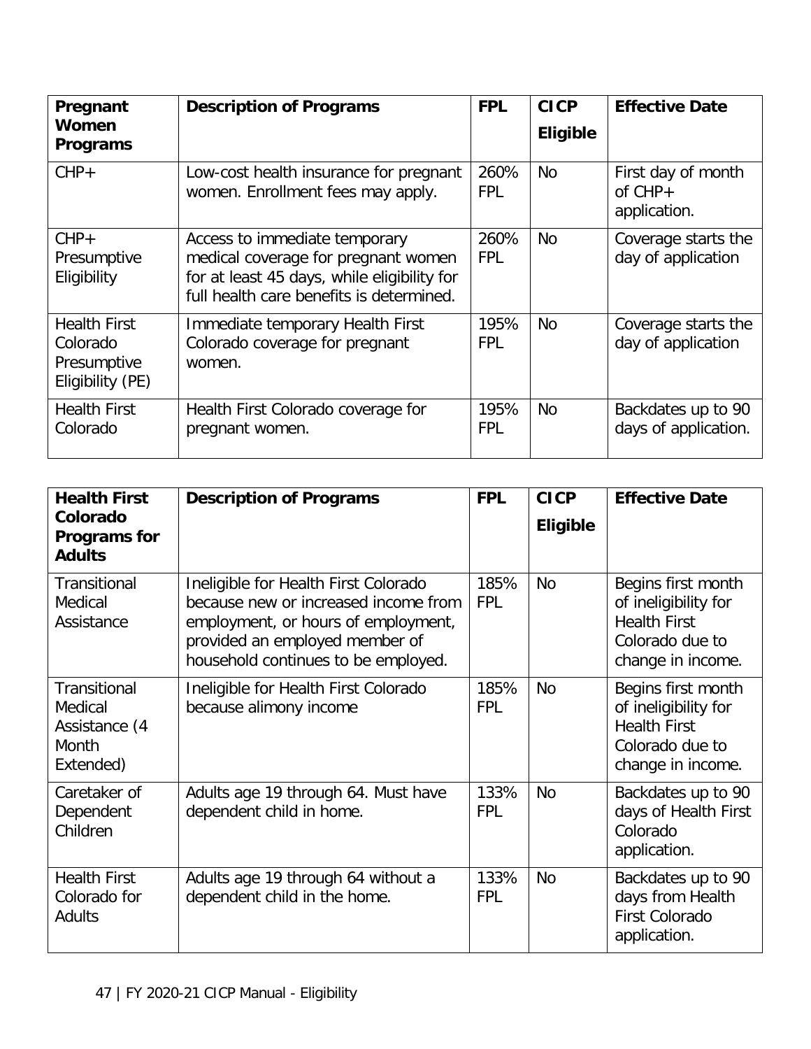| Pregnant Women Programs | Description of Programs | FPL | CICP Eligible | Effective Date |
|---|---|---|---|---|
| CHP+ | Low-cost health insurance for pregnant women. Enrollment fees may apply. | 260% FPL | No | First day of month of CHP+ application. |
| CHP+ Presumptive Eligibility | Access to immediate temporary medical coverage for pregnant women for at least 45 days, while eligibility for full health care benefits is determined. | 260% FPL | No | Coverage starts the day of application |
| Health First Colorado Presumptive Eligibility (PE) | Immediate temporary Health First Colorado coverage for pregnant women. | 195% FPL | No | Coverage starts the day of application |
| Health First Colorado | Health First Colorado coverage for pregnant women. | 195% FPL | No | Backdates up to 90 days of application. |

| Health First Colorado Programs for Adults | Description of Programs | FPL | CICP Eligible | Effective Date |
|---|---|---|---|---|
| Transitional Medical Assistance | Ineligible for Health First Colorado because new or increased income from employment, or hours of employment, provided an employed member of household continues to be employed. | 185% FPL | No | Begins first month of ineligibility for Health First Colorado due to change in income. |
| Transitional Medical Assistance (4 Month Extended) | Ineligible for Health First Colorado because alimony income | 185% FPL | No | Begins first month of ineligibility for Health First Colorado due to change in income. |
| Caretaker of Dependent Children | Adults age 19 through 64. Must have dependent child in home. | 133% FPL | No | Backdates up to 90 days of Health First Colorado application. |
| Health First Colorado for Adults | Adults age 19 through 64 without a dependent child in the home. | 133% FPL | No | Backdates up to 90 days from Health First Colorado application. |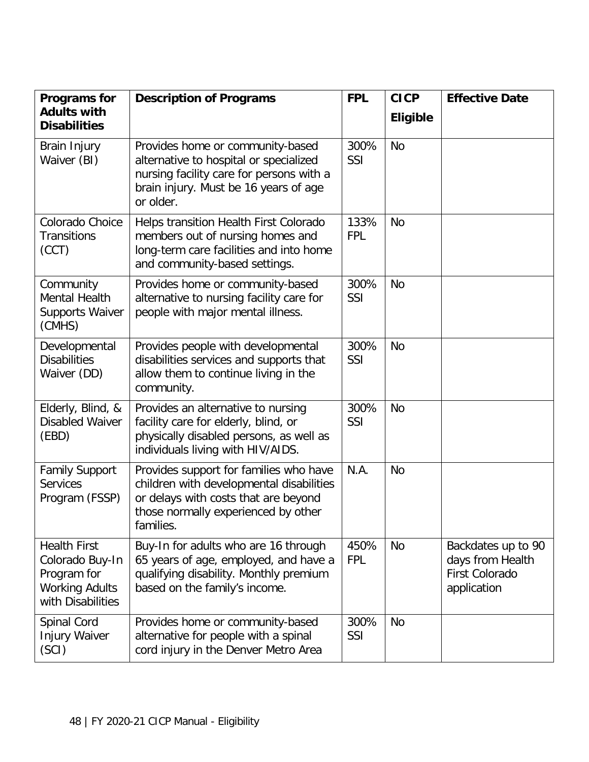| Programs for Adults with Disabilities | Description of Programs | FPL | CICP Eligible | Effective Date |
|---|---|---|---|---|
| Brain Injury Waiver (BI) | Provides home or community-based alternative to hospital or specialized nursing facility care for persons with a brain injury. Must be 16 years of age or older. | 300% SSI | No | |
| Colorado Choice Transitions (CCT) | Helps transition Health First Colorado members out of nursing homes and long-term care facilities and into home and community-based settings. | 133% FPL | No | |
| Community Mental Health Supports Waiver (CMHS) | Provides home or community-based alternative to nursing facility care for people with major mental illness. | 300% SSI | No | |
| Developmental Disabilities Waiver (DD) | Provides people with developmental disabilities services and supports that allow them to continue living in the community. | 300% SSI | No | |
| Elderly, Blind, & Disabled Waiver (EBD) | Provides an alternative to nursing facility care for elderly, blind, or physically disabled persons, as well as individuals living with HIV/AIDS. | 300% SSI | No | |
| Family Support Services Program (FSSP) | Provides support for families who have children with developmental disabilities or delays with costs that are beyond those normally experienced by other families. | N.A. | No | |
| Health First Colorado Buy-In Program for Working Adults with Disabilities | Buy-In for adults who are 16 through 65 years of age, employed, and have a qualifying disability. Monthly premium based on the family's income. | 450% FPL | No | Backdates up to 90 days from Health First Colorado application |
| Spinal Cord Injury Waiver (SCI) | Provides home or community-based alternative for people with a spinal cord injury in the Denver Metro Area | 300% SSI | No | |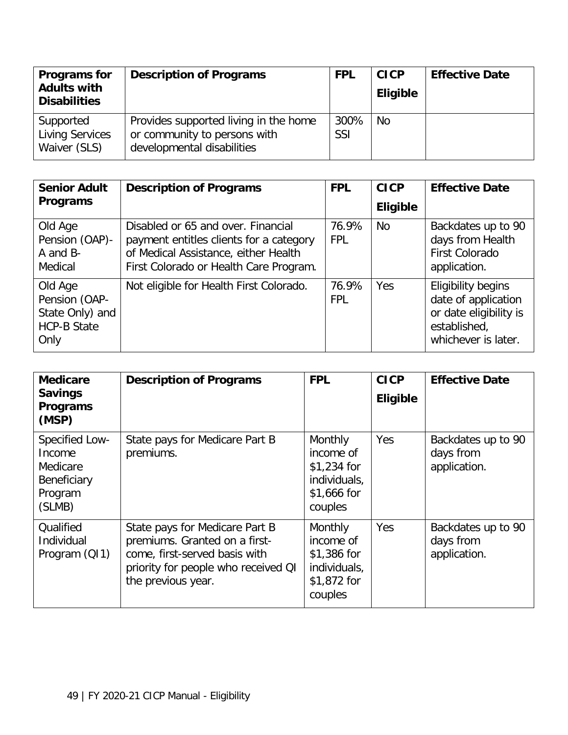| Programs for Adults with Disabilities | Description of Programs | FPL | CICP Eligible | Effective Date |
|---|---|---|---|---|
| Supported Living Services Waiver (SLS) | Provides supported living in the home or community to persons with developmental disabilities | 300% SSI | No | |

| Senior Adult Programs | Description of Programs | FPL | CICP Eligible | Effective Date |
|---|---|---|---|---|
| Old Age Pension (OAP)- A and B- Medical | Disabled or 65 and over. Financial payment entitles clients for a category of Medical Assistance, either Health First Colorado or Health Care Program. | 76.9% FPL | No | Backdates up to 90 days from Health First Colorado application. |
| Old Age Pension (OAP- State Only) and HCP-B State Only | Not eligible for Health First Colorado. | 76.9% FPL | Yes | Eligibility begins date of application or date eligibility is established, whichever is later. |

| Medicare Savings Programs (MSP) | Description of Programs | FPL | CICP Eligible | Effective Date |
|---|---|---|---|---|
| Specified Low-Income Medicare Beneficiary Program (SLMB) | State pays for Medicare Part B premiums. | Monthly income of $1,234 for individuals, $1,666 for couples | Yes | Backdates up to 90 days from application. |
| Qualified Individual Program (QI1) | State pays for Medicare Part B premiums. Granted on a first-come, first-served basis with priority for people who received QI the previous year. | Monthly income of $1,386 for individuals, $1,872 for couples | Yes | Backdates up to 90 days from application. |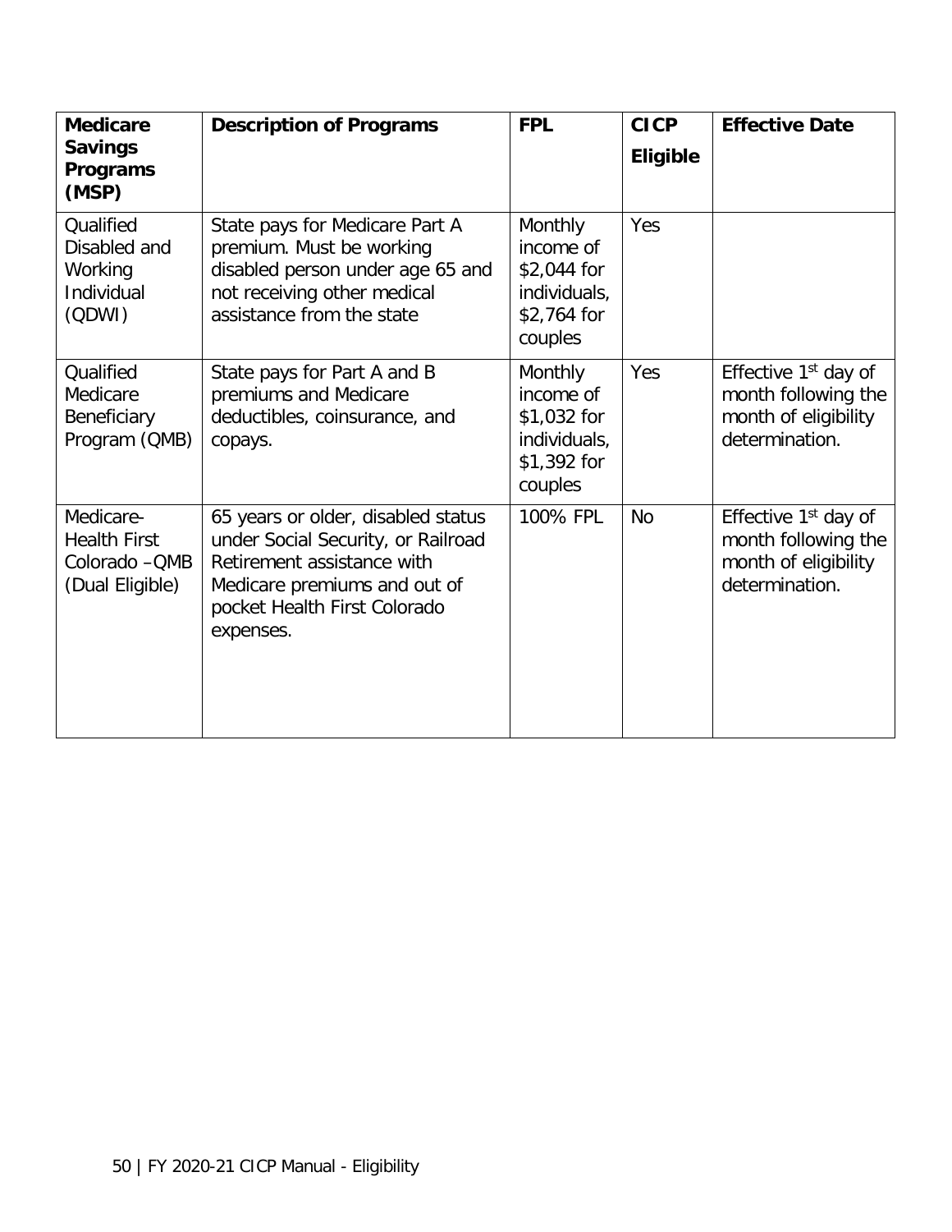| Medicare Savings Programs (MSP) | Description of Programs | FPL | CICP Eligible | Effective Date |
|---|---|---|---|---|
| Qualified Disabled and Working Individual (QDWI) | State pays for Medicare Part A premium. Must be working disabled person under age 65 and not receiving other medical assistance from the state | Monthly income of $2,044 for individuals, $2,764 for couples | Yes | |
| Qualified Medicare Beneficiary Program (QMB) | State pays for Part A and B premiums and Medicare deductibles, coinsurance, and copays. | Monthly income of $1,032 for individuals, $1,392 for couples | Yes | Effective 1st day of month following the month of eligibility determination. |
| Medicare-Health First Colorado –QMB (Dual Eligible) | 65 years or older, disabled status under Social Security, or Railroad Retirement assistance with Medicare premiums and out of pocket Health First Colorado expenses. | 100% FPL | No | Effective 1st day of month following the month of eligibility determination. |